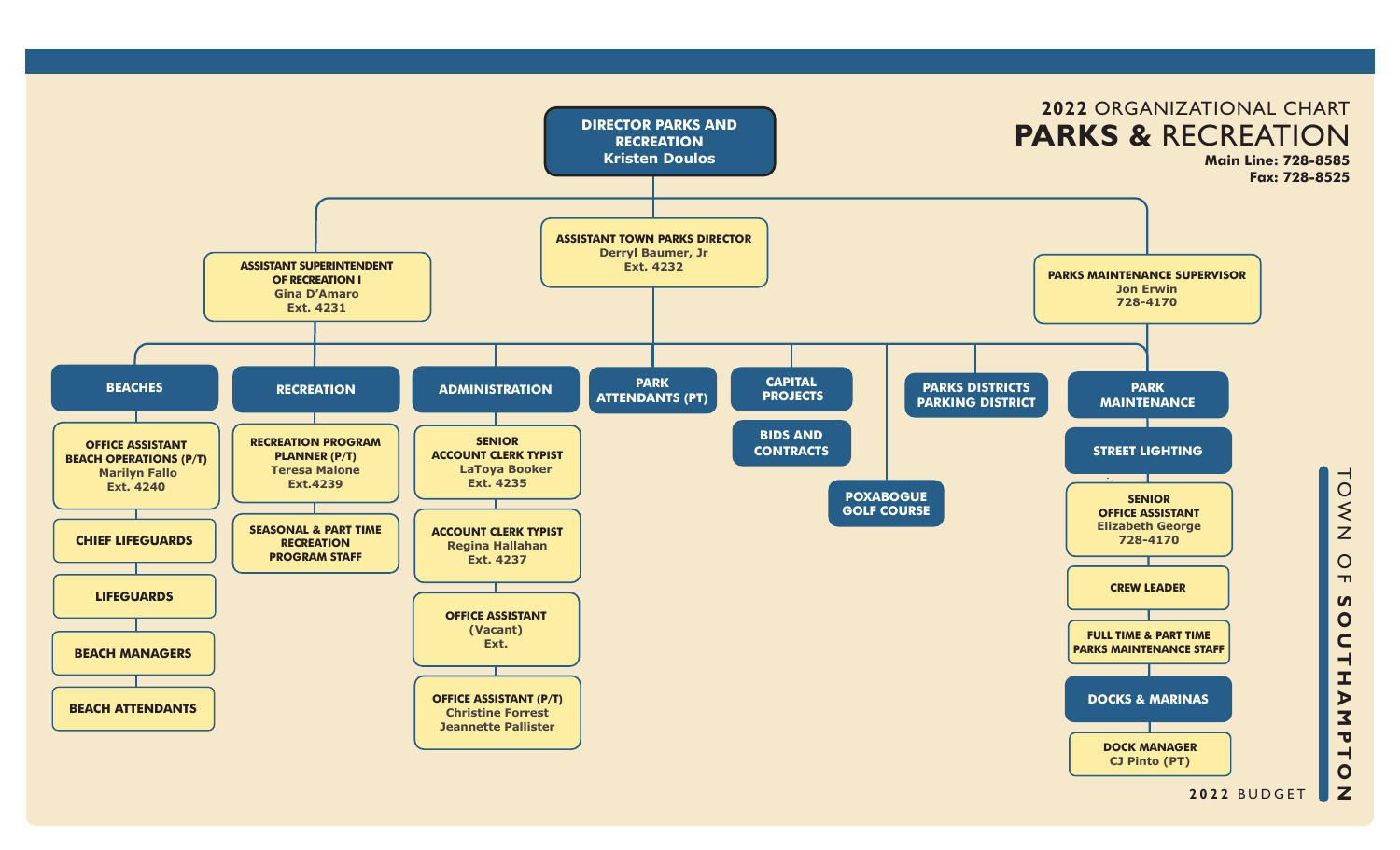# 2022 ORGANIZATIONAL CHART

# PARKS & RECREATION

**Main Line: 728-8585**
**Fax: 728-8525**

**DIRECTOR PARKS AND RECREATION**
Kristen Doulos

**ASSISTANT SUPERINTENDENT OF RECREATION I**
Gina D'Amaro
Ext. 4231

**ASSISTANT TOWN PARKS DIRECTOR**
Derryl Baumer, Jr
Ext. 4232

**PARKS MAINTENANCE SUPERVISOR**
Jon Erwin
728-4170

## BEACHES

- OFFICE ASSISTANT BEACH OPERATIONS (P/T)
  Marilyn Fallo
  Ext. 4240
- CHIEF LIFEGUARDS
- LIFEGUARDS
- BEACH MANAGERS
- BEACH ATTENDANTS

## RECREATION

- RECREATION PROGRAM PLANNER (P/T)
  Teresa Malone
  Ext.4239
- SEASONAL & PART TIME RECREATION PROGRAM STAFF

## ADMINISTRATION

- SENIOR ACCOUNT CLERK TYPIST
  LaToya Booker
  Ext. 4235
- ACCOUNT CLERK TYPIST
  Regina Hallahan
  Ext. 4237
- OFFICE ASSISTANT
  (Vacant)
  Ext.
- OFFICE ASSISTANT (P/T)
  Christine Forrest
  Jeannette Pallister

## PARK ATTENDANTS (PT)

## CAPITAL PROJECTS

- BIDS AND CONTRACTS

## POXABOGUE GOLF COURSE

## PARKS DISTRICTS PARKING DISTRICT

## PARK MAINTENANCE

- STREET LIGHTING
- SENIOR OFFICE ASSISTANT
  Elizabeth George
  728-4170
- CREW LEADER
- FULL TIME & PART TIME PARKS MAINTENANCE STAFF
- DOCKS & MARINAS
- DOCK MANAGER
  CJ Pinto (PT)

TOWN OF SOUTHAMPTON

2022 BUDGET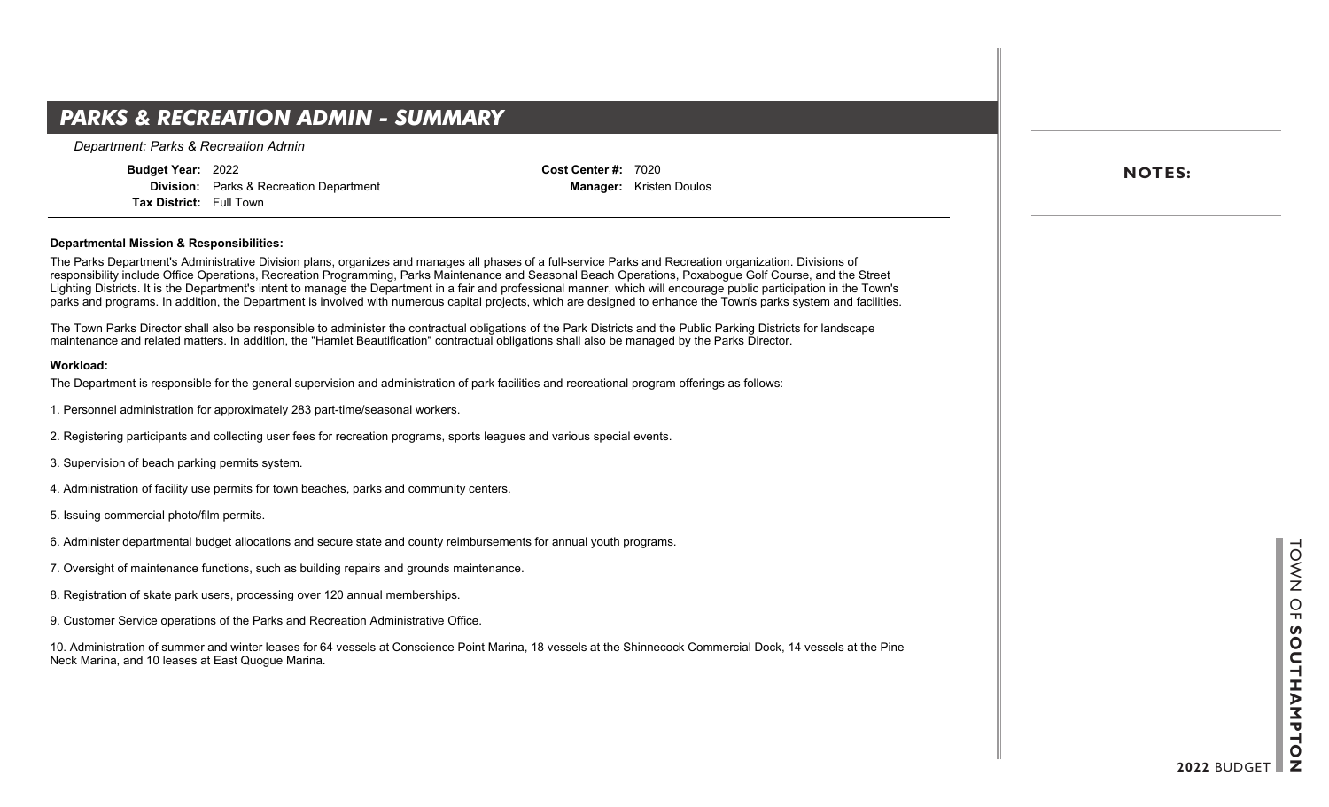# PARKS & RECREATION ADMIN - SUMMARY

*Department: Parks & Recreation Admin*

**Budget Year:** 2022
**Division:** Parks & Recreation Department
**Tax District:** Full Town
**Cost Center #:** 7020
**Manager:** Kristen Doulos

**Departmental Mission & Responsibilities:**

The Parks Department's Administrative Division plans, organizes and manages all phases of a full-service Parks and Recreation organization. Divisions of responsibility include Office Operations, Recreation Programming, Parks Maintenance and Seasonal Beach Operations, Poxabogue Golf Course, and the Street Lighting Districts. It is the Department's intent to manage the Department in a fair and professional manner, which will encourage public participation in the Town's parks and programs. In addition, the Department is involved with numerous capital projects, which are designed to enhance the Town's parks system and facilities.

The Town Parks Director shall also be responsible to administer the contractual obligations of the Park Districts and the Public Parking Districts for landscape maintenance and related matters. In addition, the "Hamlet Beautification" contractual obligations shall also be managed by the Parks Director.

**Workload:**

The Department is responsible for the general supervision and administration of park facilities and recreational program offerings as follows:

1. Personnel administration for approximately 283 part-time/seasonal workers.

2. Registering participants and collecting user fees for recreation programs, sports leagues and various special events.

3. Supervision of beach parking permits system.

4. Administration of facility use permits for town beaches, parks and community centers.

5. Issuing commercial photo/film permits.

6. Administer departmental budget allocations and secure state and county reimbursements for annual youth programs.

7. Oversight of maintenance functions, such as building repairs and grounds maintenance.

8. Registration of skate park users, processing over 120 annual memberships.

9. Customer Service operations of the Parks and Recreation Administrative Office.

10. Administration of summer and winter leases for 64 vessels at Conscience Point Marina, 18 vessels at the Shinnecock Commercial Dock, 14 vessels at the Pine Neck Marina, and 10 leases at East Quogue Marina.

**NOTES:**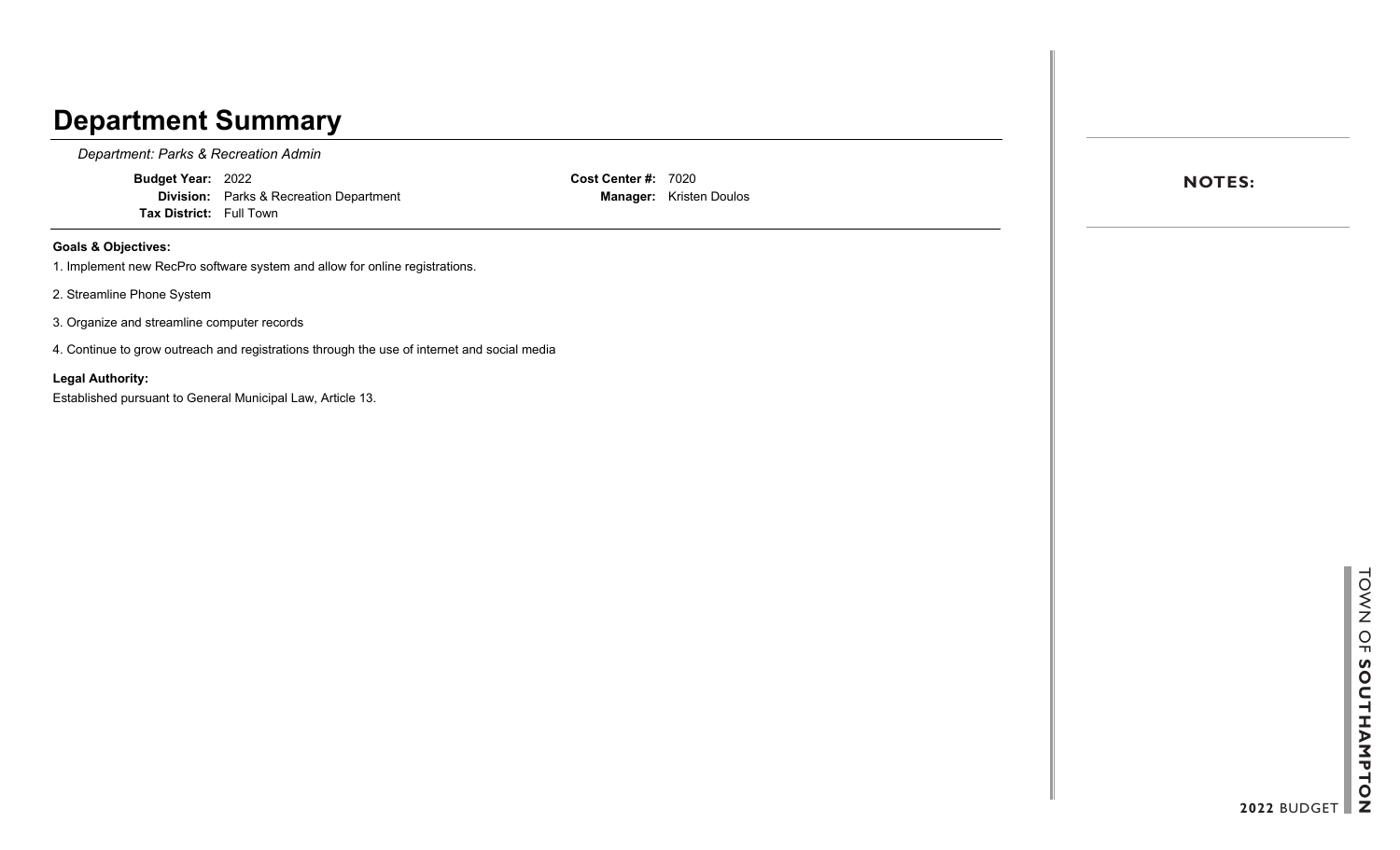# Department Summary

*Department: Parks & Recreation Admin*

| | | | |
|---|---|---|---|
| **Budget Year:** | 2022 | **Cost Center #:** | 7020 |
| **Division:** | Parks & Recreation Department | **Manager:** | Kristen Doulos |
| **Tax District:** | Full Town | | |

**Goals & Objectives:**

1. Implement new RecPro software system and allow for online registrations.

2. Streamline Phone System

3. Organize and streamline computer records

4. Continue to grow outreach and registrations through the use of internet and social media

**Legal Authority:**

Established pursuant to General Municipal Law, Article 13.

**NOTES:**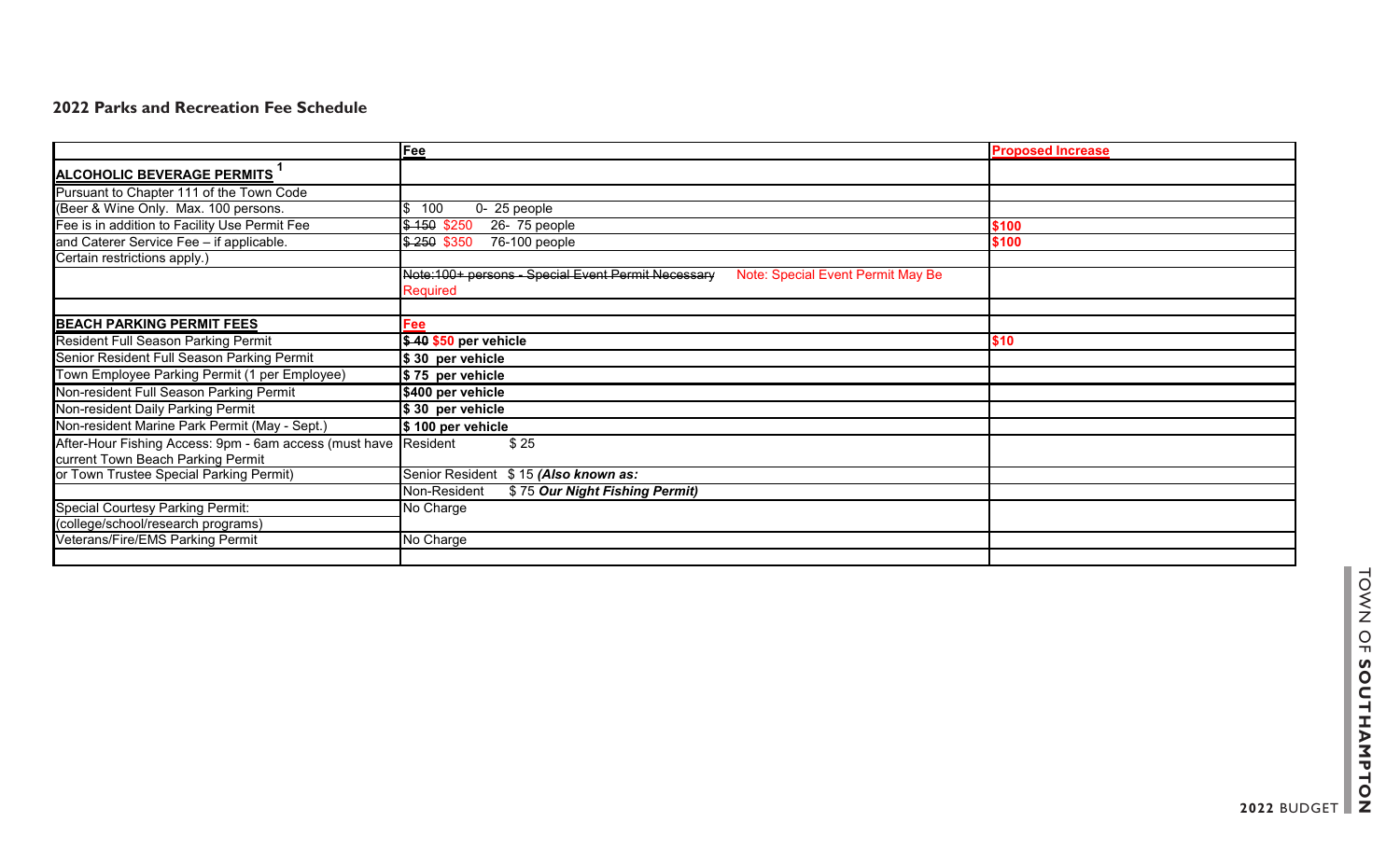## 2022 Parks and Recreation Fee Schedule

| | Fee | Proposed Increase |
|---|---|---|
| **ALCOHOLIC BEVERAGE PERMITS** [1] | | |
| Pursuant to Chapter 111 of the Town Code | | |
| (Beer & Wine Only. Max. 100 persons. | $ 100 0- 25 people | |
| Fee is in addition to Facility Use Permit Fee | ~~$ 150~~ $250 26- 75 people | $100 |
| and Caterer Service Fee – if applicable. | ~~$ 250~~ $350 76-100 people | $100 |
| Certain restrictions apply.) | | |
| | ~~Note:100+ persons - Special Event Permit Necessary~~ Note: Special Event Permit May Be Required | |
| | | |
| **BEACH PARKING PERMIT FEES** | Fee | |
| Resident Full Season Parking Permit | **~~$ 40~~ $50 per vehicle** | $10 |
| Senior Resident Full Season Parking Permit | **$ 30 per vehicle** | |
| Town Employee Parking Permit (1 per Employee) | **$ 75 per vehicle** | |
| Non-resident Full Season Parking Permit | **$400 per vehicle** | |
| Non-resident Daily Parking Permit | **$ 30 per vehicle** | |
| Non-resident Marine Park Permit (May - Sept.) | **$ 100 per vehicle** | |
| After-Hour Fishing Access: 9pm - 6am access (must have current Town Beach Parking Permit | Resident $ 25 | |
| or Town Trustee Special Parking Permit) | Senior Resident $ 15 ***(Also known as:*** | |
| | Non-Resident $ 75 ***Our Night Fishing Permit)*** | |
| Special Courtesy Parking Permit: | No Charge | |
| (college/school/research programs) | | |
| Veterans/Fire/EMS Parking Permit | No Charge | |
| | | |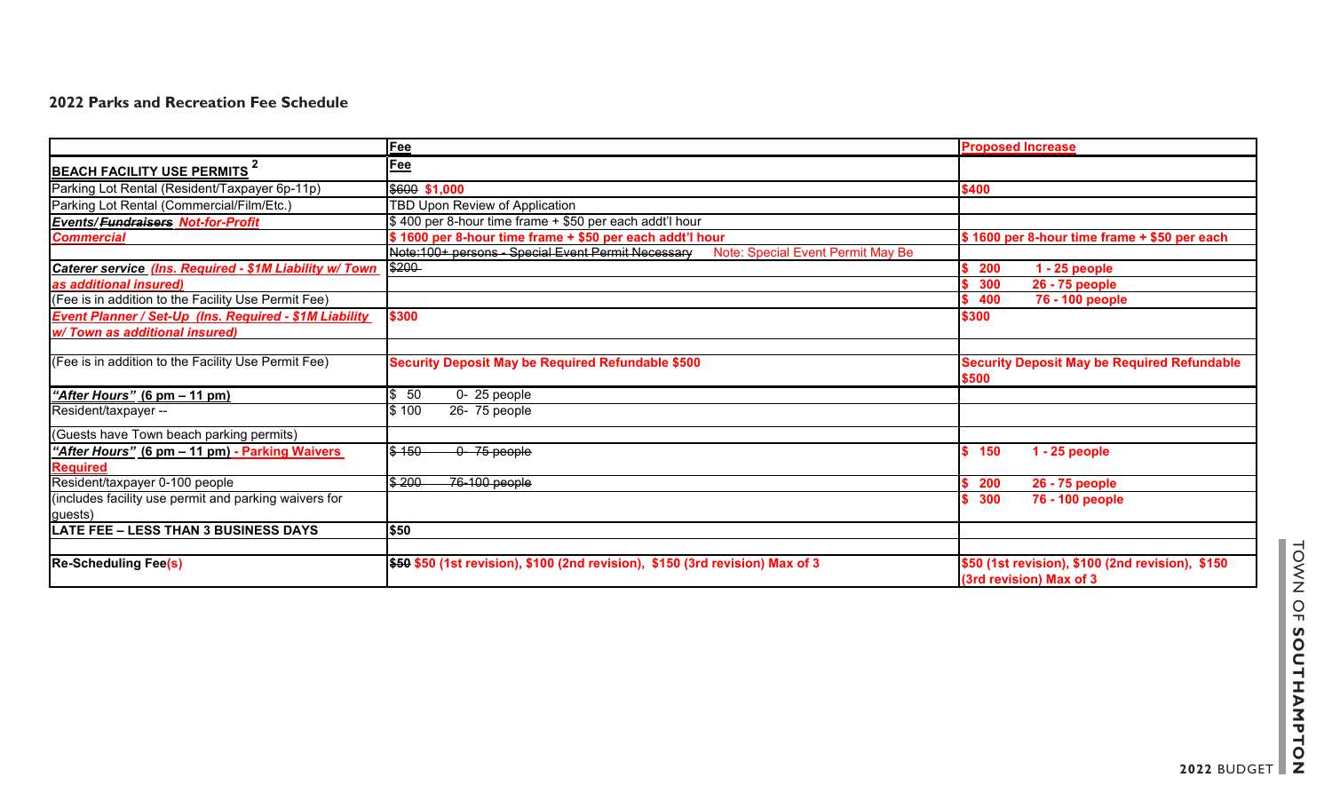## 2022 Parks and Recreation Fee Schedule

| | Fee | Proposed Increase |
|---|---|---|
| **BEACH FACILITY USE PERMITS** [2] | **Fee** | |
| Parking Lot Rental (Resident/Taxpayer 6p-11p) | ~~$600~~ **$1,000** | **$400** |
| Parking Lot Rental (Commercial/Film/Etc.) | TBD Upon Review of Application | |
| ***Events/~~Fundraisers~~ Not-for-Profit*** | $ 400 per 8-hour time frame + $50 per each addt'l hour | |
| ***Commercial*** | **$ 1600 per 8-hour time frame + $50 per each addt'l hour** | **$ 1600 per 8-hour time frame + $50 per each** |
| | ~~Note:100+ persons - Special Event Permit Necessary~~ Note: Special Event Permit May Be | |
| ***Caterer service (Ins. Required - $1M Liability w/ Town as additional insured)*** | ~~$200~~ | **$ 200 1 - 25 people** |
| | | **$ 300 26 - 75 people** |
| (Fee is in addition to the Facility Use Permit Fee) | | **$ 400 76 - 100 people** |
| ***Event Planner / Set-Up (Ins. Required - $1M Liability w/ Town as additional insured)*** | **$300** | **$300** |
| | | |
| (Fee is in addition to the Facility Use Permit Fee) | **Security Deposit May be Required Refundable $500** | **Security Deposit May be Required Refundable $500** |
| ***"After Hours" (6 pm – 11 pm)*** | $ 50 0- 25 people | |
| Resident/taxpayer -- | $ 100 26- 75 people | |
| (Guests have Town beach parking permits) | | |
| ***"After Hours" (6 pm – 11 pm) - Parking Waivers Required*** | ~~$ 150 0- 75 people~~ | **$ 150 1 - 25 people** |
| Resident/taxpayer 0-100 people | ~~$ 200 76-100 people~~ | **$ 200 26 - 75 people** |
| (includes facility use permit and parking waivers for guests) | | **$ 300 76 - 100 people** |
| **LATE FEE – LESS THAN 3 BUSINESS DAYS** | **$50** | |
| | | |
| **Re-Scheduling Fee(s)** | ~~$50~~ **$50 (1st revision), $100 (2nd revision), $150 (3rd revision) Max of 3** | **$50 (1st revision), $100 (2nd revision), $150 (3rd revision) Max of 3** |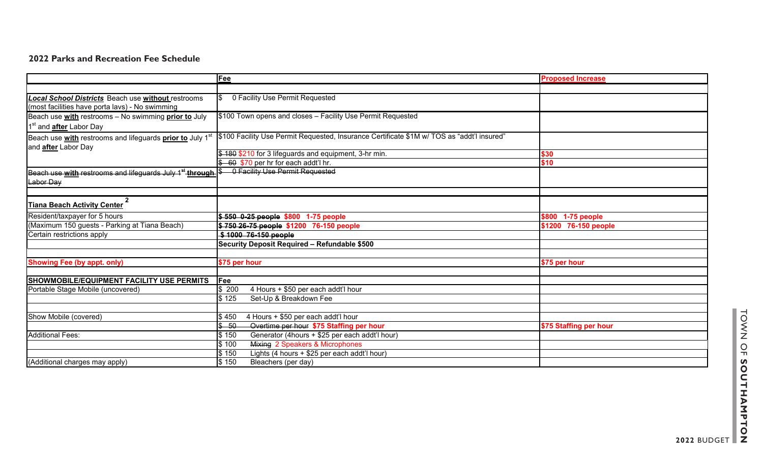## 2022 Parks and Recreation Fee Schedule

| | Fee | Proposed Increase |
|---|---|---|
| | | |
| ***Local School Districts*** Beach use **without** restrooms (most facilities have porta lavs) - No swimming | $ 0 Facility Use Permit Requested | |
| Beach use **with** restrooms – No swimming **prior to** July 1st and **after** Labor Day | $100 Town opens and closes – Facility Use Permit Requested | |
| Beach use **with** restrooms and lifeguards **prior to** July 1st and **after** Labor Day | $100 Facility Use Permit Requested, Insurance Certificate $1M w/ TOS as "addt'l insured" | |
| | ~~$ 180~~ $210 for 3 lifeguards and equipment, 3-hr min. | $30 |
| | ~~$ 60~~ $70 per hr for each addt'l hr. | $10 |
| ~~Beach use **with** restrooms and lifeguards July 1st **through** Labor Day~~ | ~~$ 0 Facility Use Permit Requested~~ | |
| | | |
| **Tiana Beach Activity Center** [2] | | |
| Resident/taxpayer for 5 hours | ~~**$ 550 0-25 people**~~ **$800 1-75 people** | **$800 1-75 people** |
| (Maximum 150 guests - Parking at Tiana Beach) | ~~**$ 750 26-75 people**~~ **$1200 76-150 people** | **$1200 76-150 people** |
| Certain restrictions apply | ~~**$ 1000 76-150 people**~~ | |
| | **Security Deposit Required – Refundable $500** | |
| | | |
| **Showing Fee (by appt. only)** | **$75 per hour** | **$75 per hour** |
| | | |
| **SHOWMOBILE/EQUIPMENT FACILITY USE PERMITS** | **Fee** | |
| Portable Stage Mobile (uncovered) | $ 200 4 Hours + $50 per each addt'l hour | |
| | $ 125 Set-Up & Breakdown Fee | |
| | | |
| Show Mobile (covered) | $ 450 4 Hours + $50 per each addt'l hour | |
| | ~~$ 50 Overtime per hour~~ **$75 Staffing per hour** | **$75 Staffing per hour** |
| Additional Fees: | $ 150 Generator (4hours + $25 per each addt'l hour) | |
| | $ 100 ~~Mixing~~ 2 Speakers & Microphones | |
| | $ 150 Lights (4 hours + $25 per each addt'l hour) | |
| (Additional charges may apply) | $ 150 Bleachers (per day) | |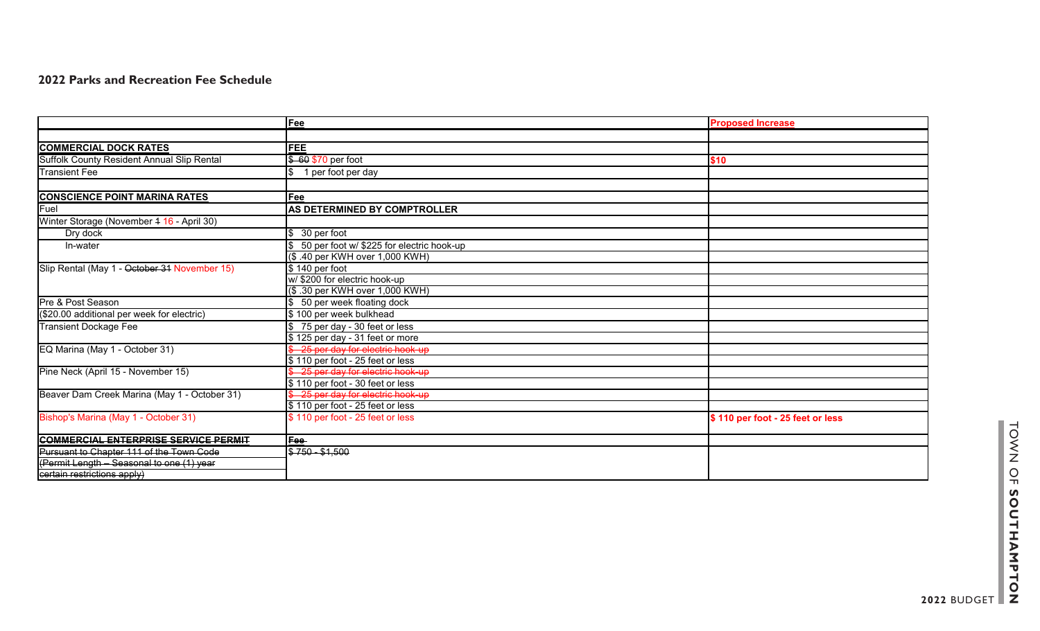## 2022 Parks and Recreation Fee Schedule

| | Fee | Proposed Increase |
|---|---|---|
| | | |
| **COMMERCIAL DOCK RATES** | **FEE** | |
| Suffolk County Resident Annual Slip Rental | ~~$ 60~~ $70 per foot | **$10** |
| Transient Fee | $ 1 per foot per day | |
| | | |
| **CONSCIENCE POINT MARINA RATES** | **Fee** | |
| Fuel | **AS DETERMINED BY COMPTROLLER** | |
| Winter Storage (November ~~1~~ 16 - April 30) | | |
| Dry dock | $ 30 per foot | |
| In-water | $ 50 per foot w/ $225 for electric hook-up | |
| | ($ .40 per KWH over 1,000 KWH) | |
| Slip Rental (May 1 - ~~October 31~~ November 15) | $ 140 per foot | |
| | w/ $200 for electric hook-up | |
| | ($ .30 per KWH over 1,000 KWH) | |
| Pre & Post Season | $ 50 per week floating dock | |
| ($20.00 additional per week for electric) | $ 100 per week bulkhead | |
| Transient Dockage Fee | $ 75 per day - 30 feet or less | |
| | $ 125 per day - 31 feet or more | |
| EQ Marina (May 1 - October 31) | ~~$ 25 per day for electric hook-up~~ | |
| | $ 110 per foot - 25 feet or less | |
| Pine Neck (April 15 - November 15) | ~~$ 25 per day for electric hook-up~~ | |
| | $ 110 per foot - 30 feet or less | |
| Beaver Dam Creek Marina (May 1 - October 31) | ~~$ 25 per day for electric hook-up~~ | |
| | $ 110 per foot - 25 feet or less | |
| Bishop's Marina (May 1 - October 31) | $ 110 per foot - 25 feet or less | **$ 110 per foot - 25 feet or less** |
| ~~**COMMERCIAL ENTERPRISE SERVICE PERMIT**~~ | ~~**Fee**~~ | |
| ~~Pursuant to Chapter 111 of the Town Code~~ | ~~$ 750 - $1,500~~ | |
| ~~(Permit Length – Seasonal to one (1) year~~ | | |
| ~~certain restrictions apply)~~ | | |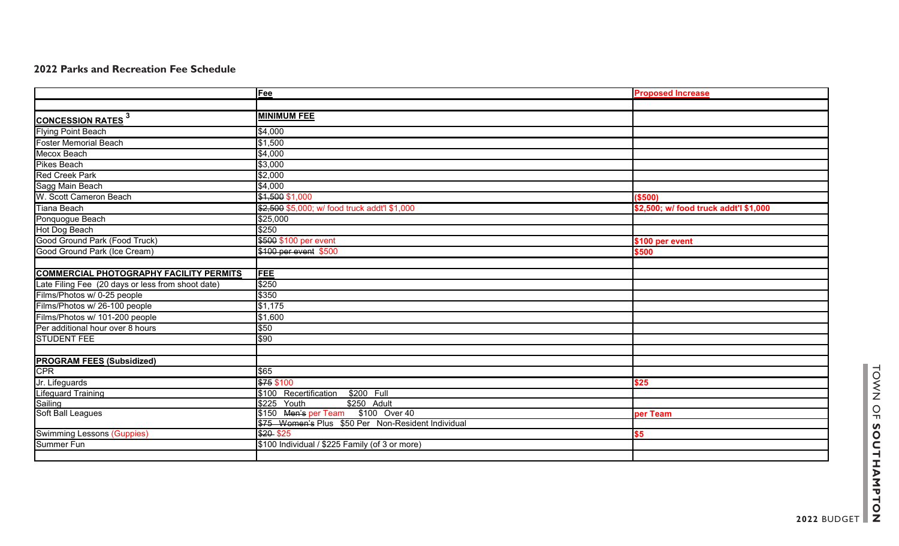## 2022 Parks and Recreation Fee Schedule

| | Fee | Proposed Increase |
|---|---|---|
| | | |
| **CONCESSION RATES** [3] | **MINIMUM FEE** | |
| Flying Point Beach | $4,000 | |
| Foster Memorial Beach | $1,500 | |
| Mecox Beach | $4,000 | |
| Pikes Beach | $3,000 | |
| Red Creek Park | $2,000 | |
| Sagg Main Beach | $4,000 | |
| W. Scott Cameron Beach | ~~$1,500~~ $1,000 | **($500)** |
| Tiana Beach | ~~$2,500~~ $5,000; w/ food truck addt'l $1,000 | **$2,500; w/ food truck addt'l $1,000** |
| Ponquogue Beach | $25,000 | |
| Hot Dog Beach | $250 | |
| Good Ground Park (Food Truck) | ~~$500~~ $100 per event | **$100 per event** |
| Good Ground Park (Ice Cream) | ~~$100 per event~~ $500 | **$500** |
| | | |
| **COMMERCIAL PHOTOGRAPHY FACILITY PERMITS** | **FEE** | |
| Late Filing Fee (20 days or less from shoot date) | $250 | |
| Films/Photos w/ 0-25 people | $350 | |
| Films/Photos w/ 26-100 people | $1,175 | |
| Films/Photos w/ 101-200 people | $1,600 | |
| Per additional hour over 8 hours | $50 | |
| STUDENT FEE | $90 | |
| | | |
| **PROGRAM FEES (Subsidized)** | | |
| CPR | $65 | |
| Jr. Lifeguards | ~~$75~~ $100 | **$25** |
| Lifeguard Training | $100 Recertification $200 Full | |
| Sailing | $225 Youth $250 Adult | |
| Soft Ball Leagues | $150 ~~Men's~~ per Team $100 Over 40 | **per Team** |
| | ~~$75 Women's~~ Plus $50 Per Non-Resident Individual | |
| Swimming Lessons (Guppies) | ~~$20~~ $25 | **$5** |
| Summer Fun | $100 Individual / $225 Family (of 3 or more) | |
| | | |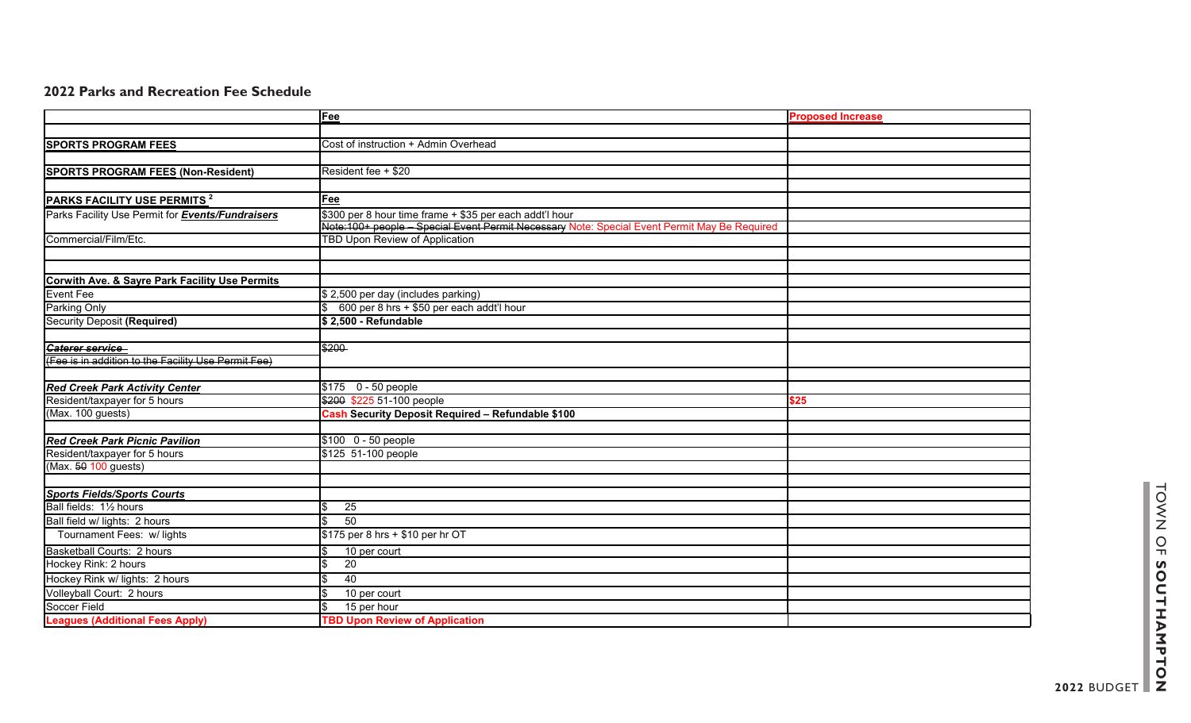## 2022 Parks and Recreation Fee Schedule

| | Fee | Proposed Increase |
|---|---|---|
| | | |
| **SPORTS PROGRAM FEES** | Cost of instruction + Admin Overhead | |
| | | |
| **SPORTS PROGRAM FEES (Non-Resident)** | Resident fee + $20 | |
| | | |
| **PARKS FACILITY USE PERMITS [2]** | **Fee** | |
| Parks Facility Use Permit for ***Events/Fundraisers*** | $300 per 8 hour time frame + $35 per each addt'l hour | |
| | ~~Note:100+ people – Special Event Permit Necessary~~ Note: Special Event Permit May Be Required | |
| Commercial/Film/Etc. | TBD Upon Review of Application | |
| | | |
| | | |
| **Corwith Ave. & Sayre Park Facility Use Permits** | | |
| Event Fee | $ 2,500 per day (includes parking) | |
| Parking Only | $ 600 per 8 hrs + $50 per each addt'l hour | |
| Security Deposit **(Required)** | **$ 2,500 - Refundable** | |
| | | |
| ~~***Caterer service***~~ | ~~$200~~ | |
| ~~(Fee is in addition to the Facility Use Permit Fee)~~ | | |
| | | |
| ***Red Creek Park Activity Center*** | $175 0 - 50 people | |
| Resident/taxpayer for 5 hours | ~~$200~~ $225 51-100 people | $25 |
| (Max. 100 guests) | **Cash Security Deposit Required – Refundable $100** | |
| | | |
| ***Red Creek Park Picnic Pavilion*** | $100 0 - 50 people | |
| Resident/taxpayer for 5 hours | $125 51-100 people | |
| (Max. ~~50~~ 100 guests) | | |
| | | |
| ***Sports Fields/Sports Courts*** | | |
| Ball fields: 1½ hours | $ 25 | |
| Ball field w/ lights: 2 hours | $ 50 | |
| Tournament Fees: w/ lights | $175 per 8 hrs + $10 per hr OT | |
| Basketball Courts: 2 hours | $ 10 per court | |
| Hockey Rink: 2 hours | $ 20 | |
| Hockey Rink w/ lights: 2 hours | $ 40 | |
| Volleyball Court: 2 hours | $ 10 per court | |
| Soccer Field | $ 15 per hour | |
| **Leagues (Additional Fees Apply)** | **TBD Upon Review of Application** | |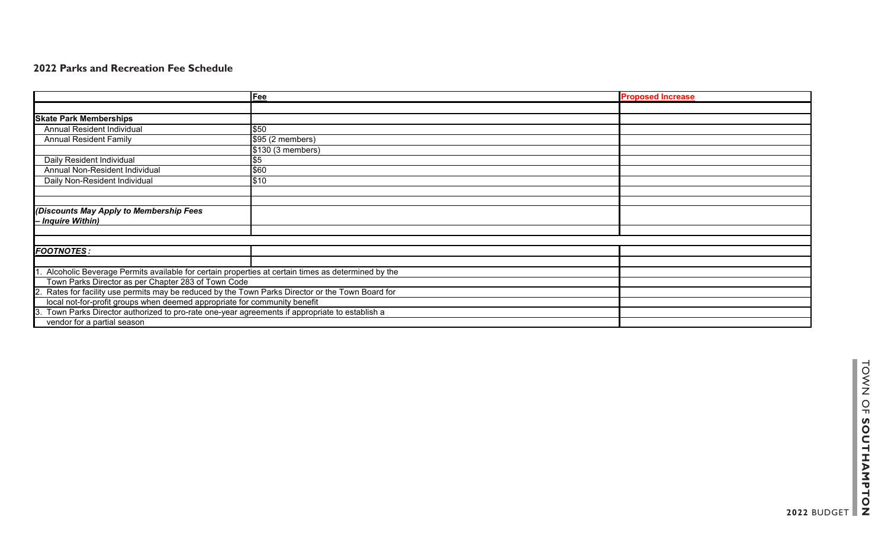## 2022 Parks and Recreation Fee Schedule

| | Fee | Proposed Increase |
|---|---|---|
| | | |
| **Skate Park Memberships** | | |
| Annual Resident Individual | $50 | |
| Annual Resident Family | $95 (2 members) | |
| | $130 (3 members) | |
| Daily Resident Individual | $5 | |
| Annual Non-Resident Individual | $60 | |
| Daily Non-Resident Individual | $10 | |
| | | |
| | | |
| *(Discounts May Apply to Membership Fees – Inquire Within)* | | |
| | | |
| | | |
| ***FOOTNOTES :*** | | |
| | | |
| 1. Alcoholic Beverage Permits available for certain properties at certain times as determined by the Town Parks Director as per Chapter 283 of Town Code | | |
| 2. Rates for facility use permits may be reduced by the Town Parks Director or the Town Board for local not-for-profit groups when deemed appropriate for community benefit | | |
| 3. Town Parks Director authorized to pro-rate one-year agreements if appropriate to establish a vendor for a partial season | | |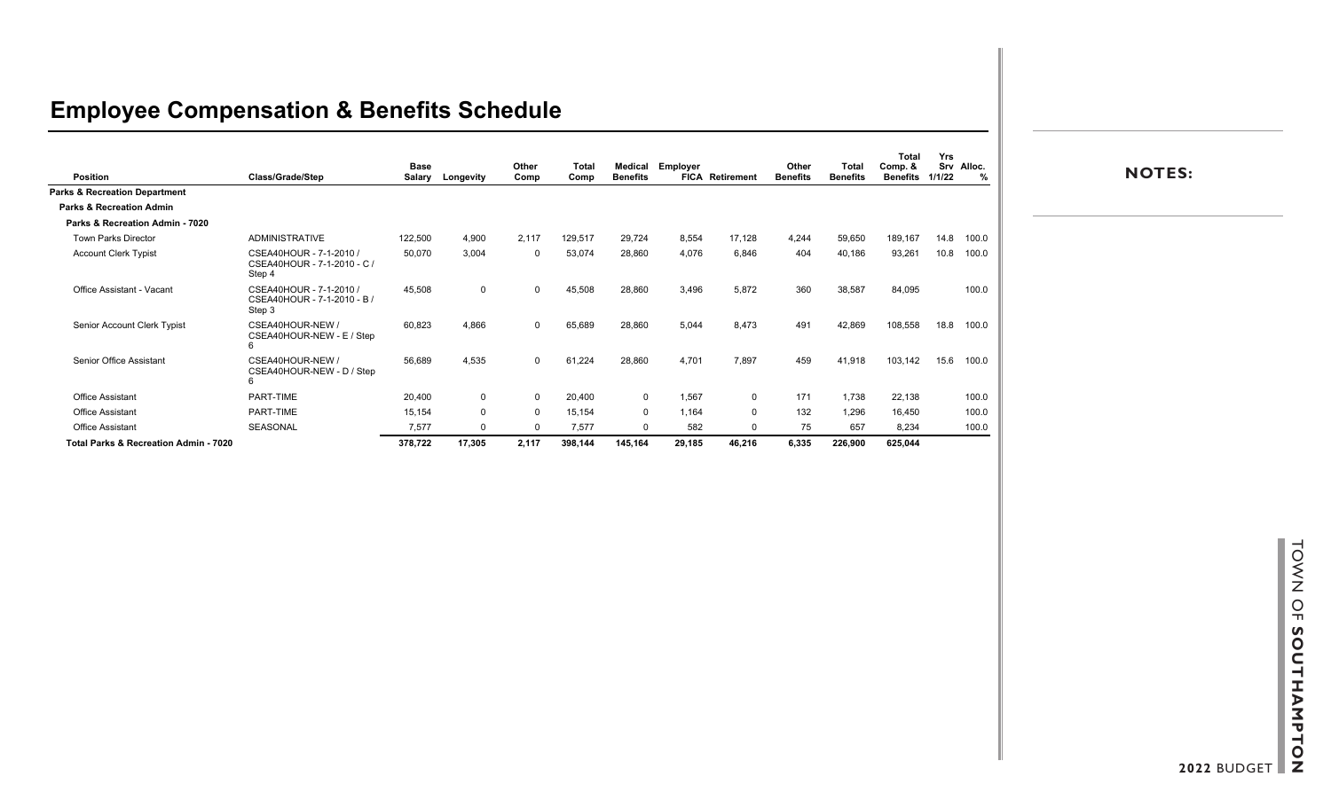# Employee Compensation & Benefits Schedule

| Position | Class/Grade/Step | Base Salary | Longevity | Other Comp | Total Comp | Medical Benefits | Employer FICA | Retirement | Other Benefits | Total Benefits | Total Comp. & Benefits | Yrs Srv 1/1/22 | Alloc. % |
|---|---|---|---|---|---|---|---|---|---|---|---|---|---|
| **Parks & Recreation Department** | | | | | | | | | | | | | |
| **Parks & Recreation Admin** | | | | | | | | | | | | | |
| **Parks & Recreation Admin - 7020** | | | | | | | | | | | | | |
| Town Parks Director | ADMINISTRATIVE | 122,500 | 4,900 | 2,117 | 129,517 | 29,724 | 8,554 | 17,128 | 4,244 | 59,650 | 189,167 | 14.8 | 100.0 |
| Account Clerk Typist | CSEA40HOUR - 7-1-2010 / CSEA40HOUR - 7-1-2010 - C / Step 4 | 50,070 | 3,004 | 0 | 53,074 | 28,860 | 4,076 | 6,846 | 404 | 40,186 | 93,261 | 10.8 | 100.0 |
| Office Assistant - Vacant | CSEA40HOUR - 7-1-2010 / CSEA40HOUR - 7-1-2010 - B / Step 3 | 45,508 | 0 | 0 | 45,508 | 28,860 | 3,496 | 5,872 | 360 | 38,587 | 84,095 | | 100.0 |
| Senior Account Clerk Typist | CSEA40HOUR-NEW / CSEA40HOUR-NEW - E / Step 6 | 60,823 | 4,866 | 0 | 65,689 | 28,860 | 5,044 | 8,473 | 491 | 42,869 | 108,558 | 18.8 | 100.0 |
| Senior Office Assistant | CSEA40HOUR-NEW / CSEA40HOUR-NEW - D / Step 6 | 56,689 | 4,535 | 0 | 61,224 | 28,860 | 4,701 | 7,897 | 459 | 41,918 | 103,142 | 15.6 | 100.0 |
| Office Assistant | PART-TIME | 20,400 | 0 | 0 | 20,400 | 0 | 1,567 | 0 | 171 | 1,738 | 22,138 | | 100.0 |
| Office Assistant | PART-TIME | 15,154 | 0 | 0 | 15,154 | 0 | 1,164 | 0 | 132 | 1,296 | 16,450 | | 100.0 |
| Office Assistant | SEASONAL | 7,577 | 0 | 0 | 7,577 | 0 | 582 | 0 | 75 | 657 | 8,234 | | 100.0 |
| **Total Parks & Recreation Admin - 7020** | | **378,722** | **17,305** | **2,117** | **398,144** | **145,164** | **29,185** | **46,216** | **6,335** | **226,900** | **625,044** | | |

**NOTES:**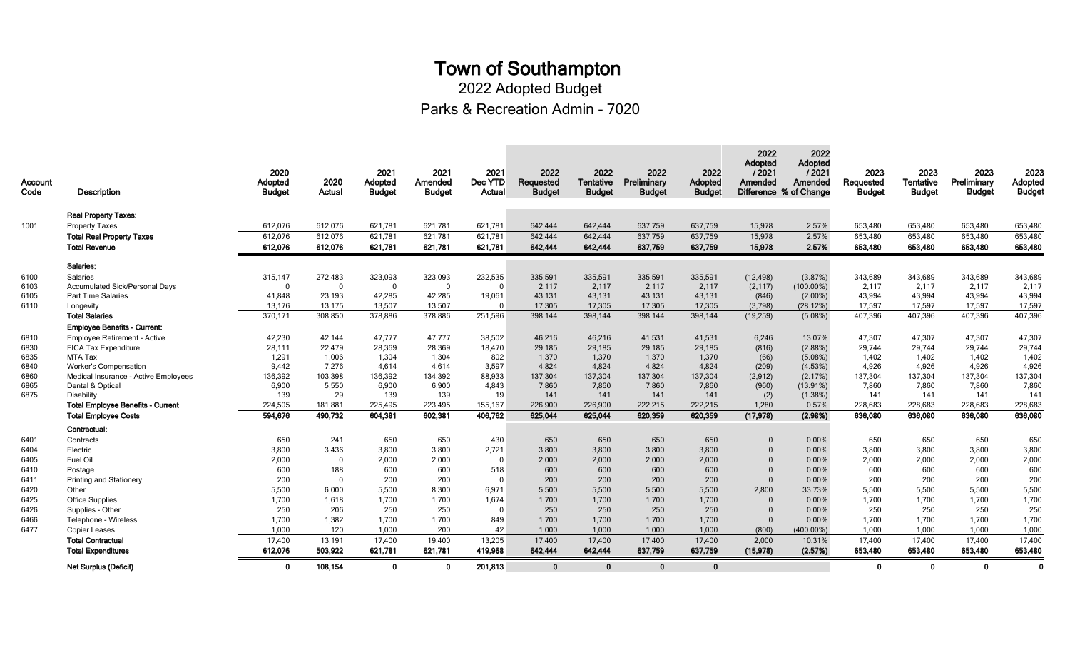# Town of Southampton

## 2022 Adopted Budget

## Parks & Recreation Admin - 7020

| Account Code | Description | 2020 Adopted Budget | 2020 Actual | 2021 Adopted Budget | 2021 Amended Budget | 2021 Dec YTD Actual | 2022 Requested Budget | 2022 Tentative Budget | 2022 Preliminary Budget | 2022 Adopted Budget | 2022 Adopted / 2021 Amended Difference | 2022 Adopted / 2021 Amended % of Change | 2023 Requested Budget | 2023 Tentative Budget | 2023 Preliminary Budget | 2023 Adopted Budget |
|---|---|---|---|---|---|---|---|---|---|---|---|---|---|---|---|---|
| | **Real Property Taxes:** | | | | | | | | | | | | | | | |
| 1001 | Property Taxes | 612,076 | 612,076 | 621,781 | 621,781 | 621,781 | 642,444 | 642,444 | 637,759 | 637,759 | 15,978 | 2.57% | 653,480 | 653,480 | 653,480 | 653,480 |
| | **Total Real Property Taxes** | 612,076 | 612,076 | 621,781 | 621,781 | 621,781 | 642,444 | 642,444 | 637,759 | 637,759 | 15,978 | 2.57% | 653,480 | 653,480 | 653,480 | 653,480 |
| | **Total Revenue** | **612,076** | **612,076** | **621,781** | **621,781** | **621,781** | **642,444** | **642,444** | **637,759** | **637,759** | **15,978** | **2.57%** | **653,480** | **653,480** | **653,480** | **653,480** |
| | **Salaries:** | | | | | | | | | | | | | | | |
| 6100 | Salaries | 315,147 | 272,483 | 323,093 | 323,093 | 232,535 | 335,591 | 335,591 | 335,591 | 335,591 | (12,498) | (3.87%) | 343,689 | 343,689 | 343,689 | 343,689 |
| 6103 | Accumulated Sick/Personal Days | 0 | 0 | 0 | 0 | 0 | 2,117 | 2,117 | 2,117 | 2,117 | (2,117) | (100.00%) | 2,117 | 2,117 | 2,117 | 2,117 |
| 6105 | Part Time Salaries | 41,848 | 23,193 | 42,285 | 42,285 | 19,061 | 43,131 | 43,131 | 43,131 | 43,131 | (846) | (2.00%) | 43,994 | 43,994 | 43,994 | 43,994 |
| 6110 | Longevity | 13,176 | 13,175 | 13,507 | 13,507 | 0 | 17,305 | 17,305 | 17,305 | 17,305 | (3,798) | (28.12%) | 17,597 | 17,597 | 17,597 | 17,597 |
| | **Total Salaries** | 370,171 | 308,850 | 378,886 | 378,886 | 251,596 | 398,144 | 398,144 | 398,144 | 398,144 | (19,259) | (5.08%) | 407,396 | 407,396 | 407,396 | 407,396 |
| | **Employee Benefits - Current:** | | | | | | | | | | | | | | | |
| 6810 | Employee Retirement - Active | 42,230 | 42,144 | 47,777 | 47,777 | 38,502 | 46,216 | 46,216 | 41,531 | 41,531 | 6,246 | 13.07% | 47,307 | 47,307 | 47,307 | 47,307 |
| 6830 | FICA Tax Expenditure | 28,111 | 22,479 | 28,369 | 28,369 | 18,470 | 29,185 | 29,185 | 29,185 | 29,185 | (816) | (2.88%) | 29,744 | 29,744 | 29,744 | 29,744 |
| 6835 | MTA Tax | 1,291 | 1,006 | 1,304 | 1,304 | 802 | 1,370 | 1,370 | 1,370 | 1,370 | (66) | (5.08%) | 1,402 | 1,402 | 1,402 | 1,402 |
| 6840 | Worker's Compensation | 9,442 | 7,276 | 4,614 | 4,614 | 3,597 | 4,824 | 4,824 | 4,824 | 4,824 | (209) | (4.53%) | 4,926 | 4,926 | 4,926 | 4,926 |
| 6860 | Medical Insurance - Active Employees | 136,392 | 103,398 | 136,392 | 134,392 | 88,933 | 137,304 | 137,304 | 137,304 | 137,304 | (2,912) | (2.17%) | 137,304 | 137,304 | 137,304 | 137,304 |
| 6865 | Dental & Optical | 6,900 | 5,550 | 6,900 | 6,900 | 4,843 | 7,860 | 7,860 | 7,860 | 7,860 | (960) | (13.91%) | 7,860 | 7,860 | 7,860 | 7,860 |
| 6875 | Disability | 139 | 29 | 139 | 139 | 19 | 141 | 141 | 141 | 141 | (2) | (1.38%) | 141 | 141 | 141 | 141 |
| | **Total Employee Benefits - Current** | 224,505 | 181,881 | 225,495 | 223,495 | 155,167 | 226,900 | 226,900 | 222,215 | 222,215 | 1,280 | 0.57% | 228,683 | 228,683 | 228,683 | 228,683 |
| | **Total Employee Costs** | **594,676** | **490,732** | **604,381** | **602,381** | **406,762** | **625,044** | **625,044** | **620,359** | **620,359** | **(17,978)** | **(2.98%)** | **636,080** | **636,080** | **636,080** | **636,080** |
| | **Contractual:** | | | | | | | | | | | | | | | |
| 6401 | Contracts | 650 | 241 | 650 | 650 | 430 | 650 | 650 | 650 | 650 | 0 | 0.00% | 650 | 650 | 650 | 650 |
| 6404 | Electric | 3,800 | 3,436 | 3,800 | 3,800 | 2,721 | 3,800 | 3,800 | 3,800 | 3,800 | 0 | 0.00% | 3,800 | 3,800 | 3,800 | 3,800 |
| 6405 | Fuel Oil | 2,000 | 0 | 2,000 | 2,000 | 0 | 2,000 | 2,000 | 2,000 | 2,000 | 0 | 0.00% | 2,000 | 2,000 | 2,000 | 2,000 |
| 6410 | Postage | 600 | 188 | 600 | 600 | 518 | 600 | 600 | 600 | 600 | 0 | 0.00% | 600 | 600 | 600 | 600 |
| 6411 | Printing and Stationery | 200 | 0 | 200 | 200 | 0 | 200 | 200 | 200 | 200 | 0 | 0.00% | 200 | 200 | 200 | 200 |
| 6420 | Other | 5,500 | 6,000 | 5,500 | 8,300 | 6,971 | 5,500 | 5,500 | 5,500 | 5,500 | 2,800 | 33.73% | 5,500 | 5,500 | 5,500 | 5,500 |
| 6425 | Office Supplies | 1,700 | 1,618 | 1,700 | 1,700 | 1,674 | 1,700 | 1,700 | 1,700 | 1,700 | 0 | 0.00% | 1,700 | 1,700 | 1,700 | 1,700 |
| 6426 | Supplies - Other | 250 | 206 | 250 | 250 | 0 | 250 | 250 | 250 | 250 | 0 | 0.00% | 250 | 250 | 250 | 250 |
| 6466 | Telephone - Wireless | 1,700 | 1,382 | 1,700 | 1,700 | 849 | 1,700 | 1,700 | 1,700 | 1,700 | 0 | 0.00% | 1,700 | 1,700 | 1,700 | 1,700 |
| 6477 | Copier Leases | 1,000 | 120 | 1,000 | 200 | 42 | 1,000 | 1,000 | 1,000 | 1,000 | (800) | (400.00%) | 1,000 | 1,000 | 1,000 | 1,000 |
| | **Total Contractual** | 17,400 | 13,191 | 17,400 | 19,400 | 13,205 | 17,400 | 17,400 | 17,400 | 17,400 | 2,000 | 10.31% | 17,400 | 17,400 | 17,400 | 17,400 |
| | **Total Expenditures** | **612,076** | **503,922** | **621,781** | **621,781** | **419,968** | **642,444** | **642,444** | **637,759** | **637,759** | **(15,978)** | **(2.57%)** | **653,480** | **653,480** | **653,480** | **653,480** |
| | **Net Surplus (Deficit)** | **0** | **108,154** | **0** | **0** | **201,813** | **0** | **0** | **0** | **0** | | | **0** | **0** | **0** | **0** |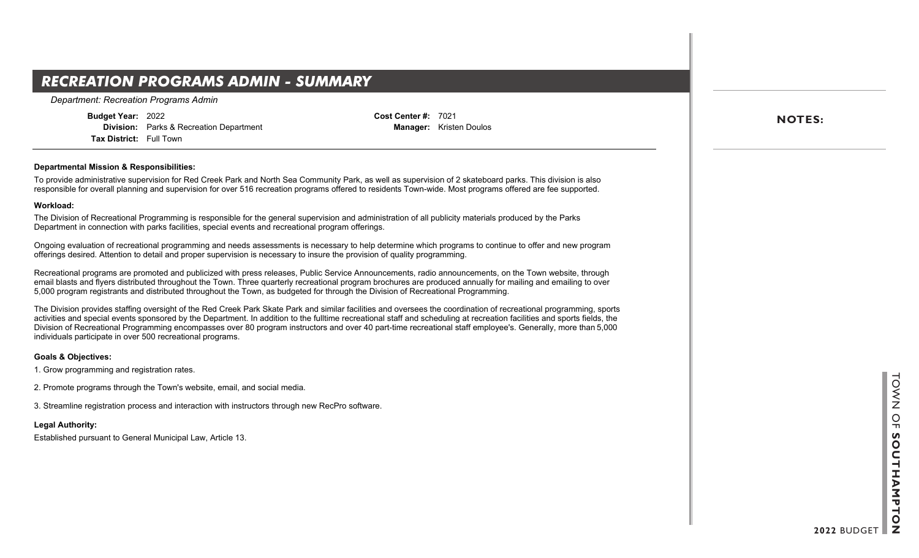# RECREATION PROGRAMS ADMIN - SUMMARY

*Department: Recreation Programs Admin*

**Budget Year:** 2022
**Division:** Parks & Recreation Department
**Tax District:** Full Town
**Cost Center #:** 7021
**Manager:** Kristen Doulos

**Departmental Mission & Responsibilities:**

To provide administrative supervision for Red Creek Park and North Sea Community Park, as well as supervision of 2 skateboard parks. This division is also responsible for overall planning and supervision for over 516 recreation programs offered to residents Town-wide. Most programs offered are fee supported.

**Workload:**

The Division of Recreational Programming is responsible for the general supervision and administration of all publicity materials produced by the Parks Department in connection with parks facilities, special events and recreational program offerings.

Ongoing evaluation of recreational programming and needs assessments is necessary to help determine which programs to continue to offer and new program offerings desired. Attention to detail and proper supervision is necessary to insure the provision of quality programming.

Recreational programs are promoted and publicized with press releases, Public Service Announcements, radio announcements, on the Town website, through email blasts and flyers distributed throughout the Town. Three quarterly recreational program brochures are produced annually for mailing and emailing to over 5,000 program registrants and distributed throughout the Town, as budgeted for through the Division of Recreational Programming.

The Division provides staffing oversight of the Red Creek Park Skate Park and similar facilities and oversees the coordination of recreational programming, sports activities and special events sponsored by the Department. In addition to the fulltime recreational staff and scheduling at recreation facilities and sports fields, the Division of Recreational Programming encompasses over 80 program instructors and over 40 part-time recreational staff employee's. Generally, more than 5,000 individuals participate in over 500 recreational programs.

**Goals & Objectives:**

1. Grow programming and registration rates.

2. Promote programs through the Town's website, email, and social media.

3. Streamline registration process and interaction with instructors through new RecPro software.

**Legal Authority:**

Established pursuant to General Municipal Law, Article 13.

**NOTES:**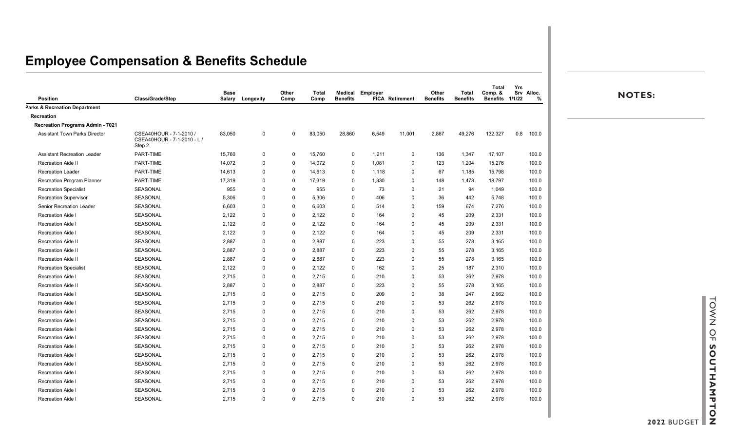# Employee Compensation & Benefits Schedule

| Position | Class/Grade/Step | Base Salary | Longevity | Other Comp | Total Comp | Medical Benefits | Employer FICA | Retirement | Other Benefits | Total Benefits | Total Comp. & Benefits | Yrs Srv 1/1/22 | Alloc. % |
|---|---|---|---|---|---|---|---|---|---|---|---|---|---|
| **Parks & Recreation Department** | | | | | | | | | | | | | |
| **Recreation** | | | | | | | | | | | | | |
| **Recreation Programs Admin - 7021** | | | | | | | | | | | | | |
| Assistant Town Parks Director | CSEA40HOUR - 7-1-2010 / CSEA40HOUR - 7-1-2010 - L / Step 2 | 83,050 | 0 | 0 | 83,050 | 28,860 | 6,549 | 11,001 | 2,867 | 49,276 | 132,327 | 0.8 | 100.0 |
| Assistant Recreation Leader | PART-TIME | 15,760 | 0 | 0 | 15,760 | 0 | 1,211 | 0 | 136 | 1,347 | 17,107 | | 100.0 |
| Recreation Aide II | PART-TIME | 14,072 | 0 | 0 | 14,072 | 0 | 1,081 | 0 | 123 | 1,204 | 15,276 | | 100.0 |
| Recreation Leader | PART-TIME | 14,613 | 0 | 0 | 14,613 | 0 | 1,118 | 0 | 67 | 1,185 | 15,798 | | 100.0 |
| Recreation Program Planner | PART-TIME | 17,319 | 0 | 0 | 17,319 | 0 | 1,330 | 0 | 148 | 1,478 | 18,797 | | 100.0 |
| Recreation Specialist | SEASONAL | 955 | 0 | 0 | 955 | 0 | 73 | 0 | 21 | 94 | 1,049 | | 100.0 |
| Recreation Supervisor | SEASONAL | 5,306 | 0 | 0 | 5,306 | 0 | 406 | 0 | 36 | 442 | 5,748 | | 100.0 |
| Senior Recreation Leader | SEASONAL | 6,603 | 0 | 0 | 6,603 | 0 | 514 | 0 | 159 | 674 | 7,276 | | 100.0 |
| Recreation Aide I | SEASONAL | 2,122 | 0 | 0 | 2,122 | 0 | 164 | 0 | 45 | 209 | 2,331 | | 100.0 |
| Recreation Aide I | SEASONAL | 2,122 | 0 | 0 | 2,122 | 0 | 164 | 0 | 45 | 209 | 2,331 | | 100.0 |
| Recreation Aide I | SEASONAL | 2,122 | 0 | 0 | 2,122 | 0 | 164 | 0 | 45 | 209 | 2,331 | | 100.0 |
| Recreation Aide II | SEASONAL | 2,887 | 0 | 0 | 2,887 | 0 | 223 | 0 | 55 | 278 | 3,165 | | 100.0 |
| Recreation Aide II | SEASONAL | 2,887 | 0 | 0 | 2,887 | 0 | 223 | 0 | 55 | 278 | 3,165 | | 100.0 |
| Recreation Aide II | SEASONAL | 2,887 | 0 | 0 | 2,887 | 0 | 223 | 0 | 55 | 278 | 3,165 | | 100.0 |
| Recreation Specialist | SEASONAL | 2,122 | 0 | 0 | 2,122 | 0 | 162 | 0 | 25 | 187 | 2,310 | | 100.0 |
| Recreation Aide I | SEASONAL | 2,715 | 0 | 0 | 2,715 | 0 | 210 | 0 | 53 | 262 | 2,978 | | 100.0 |
| Recreation Aide II | SEASONAL | 2,887 | 0 | 0 | 2,887 | 0 | 223 | 0 | 55 | 278 | 3,165 | | 100.0 |
| Recreation Aide I | SEASONAL | 2,715 | 0 | 0 | 2,715 | 0 | 209 | 0 | 38 | 247 | 2,962 | | 100.0 |
| Recreation Aide I | SEASONAL | 2,715 | 0 | 0 | 2,715 | 0 | 210 | 0 | 53 | 262 | 2,978 | | 100.0 |
| Recreation Aide I | SEASONAL | 2,715 | 0 | 0 | 2,715 | 0 | 210 | 0 | 53 | 262 | 2,978 | | 100.0 |
| Recreation Aide I | SEASONAL | 2,715 | 0 | 0 | 2,715 | 0 | 210 | 0 | 53 | 262 | 2,978 | | 100.0 |
| Recreation Aide I | SEASONAL | 2,715 | 0 | 0 | 2,715 | 0 | 210 | 0 | 53 | 262 | 2,978 | | 100.0 |
| Recreation Aide I | SEASONAL | 2,715 | 0 | 0 | 2,715 | 0 | 210 | 0 | 53 | 262 | 2,978 | | 100.0 |
| Recreation Aide I | SEASONAL | 2,715 | 0 | 0 | 2,715 | 0 | 210 | 0 | 53 | 262 | 2,978 | | 100.0 |
| Recreation Aide I | SEASONAL | 2,715 | 0 | 0 | 2,715 | 0 | 210 | 0 | 53 | 262 | 2,978 | | 100.0 |
| Recreation Aide I | SEASONAL | 2,715 | 0 | 0 | 2,715 | 0 | 210 | 0 | 53 | 262 | 2,978 | | 100.0 |
| Recreation Aide I | SEASONAL | 2,715 | 0 | 0 | 2,715 | 0 | 210 | 0 | 53 | 262 | 2,978 | | 100.0 |
| Recreation Aide I | SEASONAL | 2,715 | 0 | 0 | 2,715 | 0 | 210 | 0 | 53 | 262 | 2,978 | | 100.0 |
| Recreation Aide I | SEASONAL | 2,715 | 0 | 0 | 2,715 | 0 | 210 | 0 | 53 | 262 | 2,978 | | 100.0 |

**NOTES:**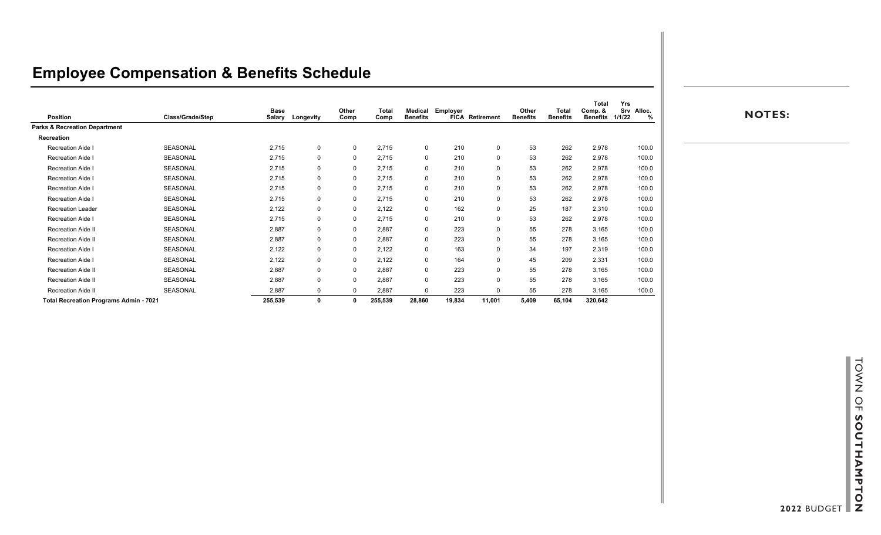# Employee Compensation & Benefits Schedule

| Position | Class/Grade/Step | Base Salary | Longevity | Other Comp | Total Comp | Medical Benefits | Employer FICA | Retirement | Other Benefits | Total Benefits | Total Comp. & Benefits | Yrs Srv 1/1/22 | Alloc. % |
|---|---|---|---|---|---|---|---|---|---|---|---|---|---|
| **Parks & Recreation Department** | | | | | | | | | | | | | |
| **Recreation** | | | | | | | | | | | | | |
| Recreation Aide I | SEASONAL | 2,715 | 0 | 0 | 2,715 | 0 | 210 | 0 | 53 | 262 | 2,978 | | 100.0 |
| Recreation Aide I | SEASONAL | 2,715 | 0 | 0 | 2,715 | 0 | 210 | 0 | 53 | 262 | 2,978 | | 100.0 |
| Recreation Aide I | SEASONAL | 2,715 | 0 | 0 | 2,715 | 0 | 210 | 0 | 53 | 262 | 2,978 | | 100.0 |
| Recreation Aide I | SEASONAL | 2,715 | 0 | 0 | 2,715 | 0 | 210 | 0 | 53 | 262 | 2,978 | | 100.0 |
| Recreation Aide I | SEASONAL | 2,715 | 0 | 0 | 2,715 | 0 | 210 | 0 | 53 | 262 | 2,978 | | 100.0 |
| Recreation Aide I | SEASONAL | 2,715 | 0 | 0 | 2,715 | 0 | 210 | 0 | 53 | 262 | 2,978 | | 100.0 |
| Recreation Leader | SEASONAL | 2,122 | 0 | 0 | 2,122 | 0 | 162 | 0 | 25 | 187 | 2,310 | | 100.0 |
| Recreation Aide I | SEASONAL | 2,715 | 0 | 0 | 2,715 | 0 | 210 | 0 | 53 | 262 | 2,978 | | 100.0 |
| Recreation Aide II | SEASONAL | 2,887 | 0 | 0 | 2,887 | 0 | 223 | 0 | 55 | 278 | 3,165 | | 100.0 |
| Recreation Aide II | SEASONAL | 2,887 | 0 | 0 | 2,887 | 0 | 223 | 0 | 55 | 278 | 3,165 | | 100.0 |
| Recreation Aide I | SEASONAL | 2,122 | 0 | 0 | 2,122 | 0 | 163 | 0 | 34 | 197 | 2,319 | | 100.0 |
| Recreation Aide I | SEASONAL | 2,122 | 0 | 0 | 2,122 | 0 | 164 | 0 | 45 | 209 | 2,331 | | 100.0 |
| Recreation Aide II | SEASONAL | 2,887 | 0 | 0 | 2,887 | 0 | 223 | 0 | 55 | 278 | 3,165 | | 100.0 |
| Recreation Aide II | SEASONAL | 2,887 | 0 | 0 | 2,887 | 0 | 223 | 0 | 55 | 278 | 3,165 | | 100.0 |
| Recreation Aide II | SEASONAL | 2,887 | 0 | 0 | 2,887 | 0 | 223 | 0 | 55 | 278 | 3,165 | | 100.0 |
| **Total Recreation Programs Admin - 7021** | | **255,539** | **0** | **0** | **255,539** | **28,860** | **19,834** | **11,001** | **5,409** | **65,104** | **320,642** | | |

**NOTES:**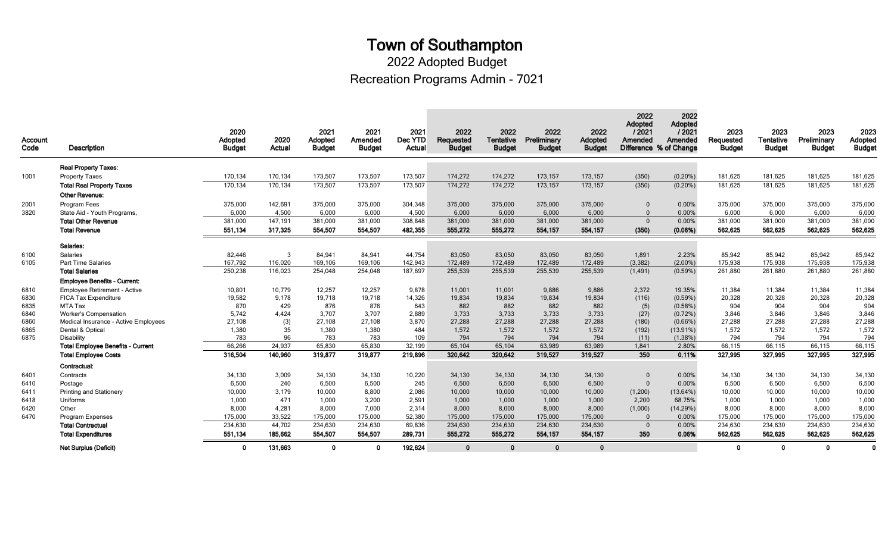# Town of Southampton

## 2022 Adopted Budget

## Recreation Programs Admin - 7021

| Account Code | Description | 2020 Adopted Budget | 2020 Actual | 2021 Adopted Budget | 2021 Amended Budget | 2021 Dec YTD Actual | 2022 Requested Budget | 2022 Tentative Budget | 2022 Preliminary Budget | 2022 Adopted Budget | 2022 Adopted / 2021 Amended Difference | 2022 Adopted / 2021 Amended % of Change | 2023 Requested Budget | 2023 Tentative Budget | 2023 Preliminary Budget | 2023 Adopted Budget |
|---|---|---|---|---|---|---|---|---|---|---|---|---|---|---|---|---|
| | **Real Property Taxes:** | | | | | | | | | | | | | | | |
| 1001 | Property Taxes | 170,134 | 170,134 | 173,507 | 173,507 | 173,507 | 174,272 | 174,272 | 173,157 | 173,157 | (350) | (0.20%) | 181,625 | 181,625 | 181,625 | 181,625 |
| | **Total Real Property Taxes** | 170,134 | 170,134 | 173,507 | 173,507 | 173,507 | 174,272 | 174,272 | 173,157 | 173,157 | (350) | (0.20%) | 181,625 | 181,625 | 181,625 | 181,625 |
| | **Other Revenue:** | | | | | | | | | | | | | | | |
| 2001 | Program Fees | 375,000 | 142,691 | 375,000 | 375,000 | 304,348 | 375,000 | 375,000 | 375,000 | 375,000 | 0 | 0.00% | 375,000 | 375,000 | 375,000 | 375,000 |
| 3820 | State Aid - Youth Programs, | 6,000 | 4,500 | 6,000 | 6,000 | 4,500 | 6,000 | 6,000 | 6,000 | 6,000 | 0 | 0.00% | 6,000 | 6,000 | 6,000 | 6,000 |
| | **Total Other Revenue** | 381,000 | 147,191 | 381,000 | 381,000 | 308,848 | 381,000 | 381,000 | 381,000 | 381,000 | 0 | 0.00% | 381,000 | 381,000 | 381,000 | 381,000 |
| | **Total Revenue** | **551,134** | **317,325** | **554,507** | **554,507** | **482,355** | **555,272** | **555,272** | **554,157** | **554,157** | **(350)** | **(0.06%)** | **562,625** | **562,625** | **562,625** | **562,625** |
| | **Salaries:** | | | | | | | | | | | | | | | |
| 6100 | Salaries | 82,446 | 3 | 84,941 | 84,941 | 44,754 | 83,050 | 83,050 | 83,050 | 83,050 | 1,891 | 2.23% | 85,942 | 85,942 | 85,942 | 85,942 |
| 6105 | Part Time Salaries | 167,792 | 116,020 | 169,106 | 169,106 | 142,943 | 172,489 | 172,489 | 172,489 | 172,489 | (3,382) | (2.00%) | 175,938 | 175,938 | 175,938 | 175,938 |
| | **Total Salaries** | 250,238 | 116,023 | 254,048 | 254,048 | 187,697 | 255,539 | 255,539 | 255,539 | 255,539 | (1,491) | (0.59%) | 261,880 | 261,880 | 261,880 | 261,880 |
| | **Employee Benefits - Current:** | | | | | | | | | | | | | | | |
| 6810 | Employee Retirement - Active | 10,801 | 10,779 | 12,257 | 12,257 | 9,878 | 11,001 | 11,001 | 9,886 | 9,886 | 2,372 | 19.35% | 11,384 | 11,384 | 11,384 | 11,384 |
| 6830 | FICA Tax Expenditure | 19,582 | 9,178 | 19,718 | 19,718 | 14,326 | 19,834 | 19,834 | 19,834 | 19,834 | (116) | (0.59%) | 20,328 | 20,328 | 20,328 | 20,328 |
| 6835 | MTA Tax | 870 | 429 | 876 | 876 | 643 | 882 | 882 | 882 | 882 | (5) | (0.58%) | 904 | 904 | 904 | 904 |
| 6840 | Worker's Compensation | 5,742 | 4,424 | 3,707 | 3,707 | 2,889 | 3,733 | 3,733 | 3,733 | 3,733 | (27) | (0.72%) | 3,846 | 3,846 | 3,846 | 3,846 |
| 6860 | Medical Insurance - Active Employees | 27,108 | (3) | 27,108 | 27,108 | 3,870 | 27,288 | 27,288 | 27,288 | 27,288 | (180) | (0.66%) | 27,288 | 27,288 | 27,288 | 27,288 |
| 6865 | Dental & Optical | 1,380 | 35 | 1,380 | 1,380 | 484 | 1,572 | 1,572 | 1,572 | 1,572 | (192) | (13.91%) | 1,572 | 1,572 | 1,572 | 1,572 |
| 6875 | Disability | 783 | 96 | 783 | 783 | 109 | 794 | 794 | 794 | 794 | (11) | (1.38%) | 794 | 794 | 794 | 794 |
| | **Total Employee Benefits - Current** | 66,266 | 24,937 | 65,830 | 65,830 | 32,199 | 65,104 | 65,104 | 63,989 | 63,989 | 1,841 | 2.80% | 66,115 | 66,115 | 66,115 | 66,115 |
| | **Total Employee Costs** | **316,504** | **140,960** | **319,877** | **319,877** | **219,896** | **320,642** | **320,642** | **319,527** | **319,527** | **350** | **0.11%** | **327,995** | **327,995** | **327,995** | **327,995** |
| | **Contractual:** | | | | | | | | | | | | | | | |
| 6401 | Contracts | 34,130 | 3,009 | 34,130 | 34,130 | 10,220 | 34,130 | 34,130 | 34,130 | 34,130 | 0 | 0.00% | 34,130 | 34,130 | 34,130 | 34,130 |
| 6410 | Postage | 6,500 | 240 | 6,500 | 6,500 | 245 | 6,500 | 6,500 | 6,500 | 6,500 | 0 | 0.00% | 6,500 | 6,500 | 6,500 | 6,500 |
| 6411 | Printing and Stationery | 10,000 | 3,179 | 10,000 | 8,800 | 2,086 | 10,000 | 10,000 | 10,000 | 10,000 | (1,200) | (13.64%) | 10,000 | 10,000 | 10,000 | 10,000 |
| 6418 | Uniforms | 1,000 | 471 | 1,000 | 3,200 | 2,591 | 1,000 | 1,000 | 1,000 | 1,000 | 2,200 | 68.75% | 1,000 | 1,000 | 1,000 | 1,000 |
| 6420 | Other | 8,000 | 4,281 | 8,000 | 7,000 | 2,314 | 8,000 | 8,000 | 8,000 | 8,000 | (1,000) | (14.29%) | 8,000 | 8,000 | 8,000 | 8,000 |
| 6470 | Program Expenses | 175,000 | 33,522 | 175,000 | 175,000 | 52,380 | 175,000 | 175,000 | 175,000 | 175,000 | 0 | 0.00% | 175,000 | 175,000 | 175,000 | 175,000 |
| | **Total Contractual** | 234,630 | 44,702 | 234,630 | 234,630 | 69,836 | 234,630 | 234,630 | 234,630 | 234,630 | 0 | 0.00% | 234,630 | 234,630 | 234,630 | 234,630 |
| | **Total Expenditures** | **551,134** | **185,662** | **554,507** | **554,507** | **289,731** | **555,272** | **555,272** | **554,157** | **554,157** | **350** | **0.06%** | **562,625** | **562,625** | **562,625** | **562,625** |
| | **Net Surplus (Deficit)** | **0** | **131,663** | **0** | **0** | **192,624** | **0** | **0** | **0** | **0** | | | **0** | **0** | **0** | **0** |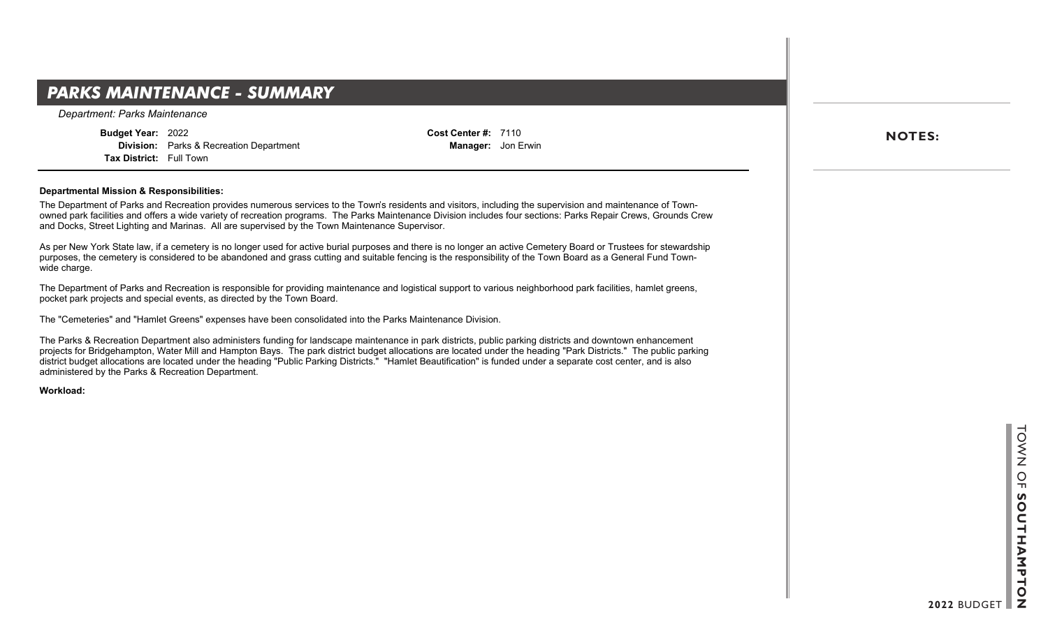# PARKS MAINTENANCE - SUMMARY

*Department: Parks Maintenance*

| | | | |
|---|---|---|---|
| **Budget Year:** | 2022 | **Cost Center #:** | 7110 |
| **Division:** | Parks & Recreation Department | **Manager:** | Jon Erwin |
| **Tax District:** | Full Town | | |

**NOTES:**

**Departmental Mission & Responsibilities:**

The Department of Parks and Recreation provides numerous services to the Town's residents and visitors, including the supervision and maintenance of Town-owned park facilities and offers a wide variety of recreation programs. The Parks Maintenance Division includes four sections: Parks Repair Crews, Grounds Crew and Docks, Street Lighting and Marinas. All are supervised by the Town Maintenance Supervisor.

As per New York State law, if a cemetery is no longer used for active burial purposes and there is no longer an active Cemetery Board or Trustees for stewardship purposes, the cemetery is considered to be abandoned and grass cutting and suitable fencing is the responsibility of the Town Board as a General Fund Town-wide charge.

The Department of Parks and Recreation is responsible for providing maintenance and logistical support to various neighborhood park facilities, hamlet greens, pocket park projects and special events, as directed by the Town Board.

The "Cemeteries" and "Hamlet Greens" expenses have been consolidated into the Parks Maintenance Division.

The Parks & Recreation Department also administers funding for landscape maintenance in park districts, public parking districts and downtown enhancement projects for Bridgehampton, Water Mill and Hampton Bays. The park district budget allocations are located under the heading "Park Districts." The public parking district budget allocations are located under the heading "Public Parking Districts." "Hamlet Beautification" is funded under a separate cost center, and is also administered by the Parks & Recreation Department.

**Workload:**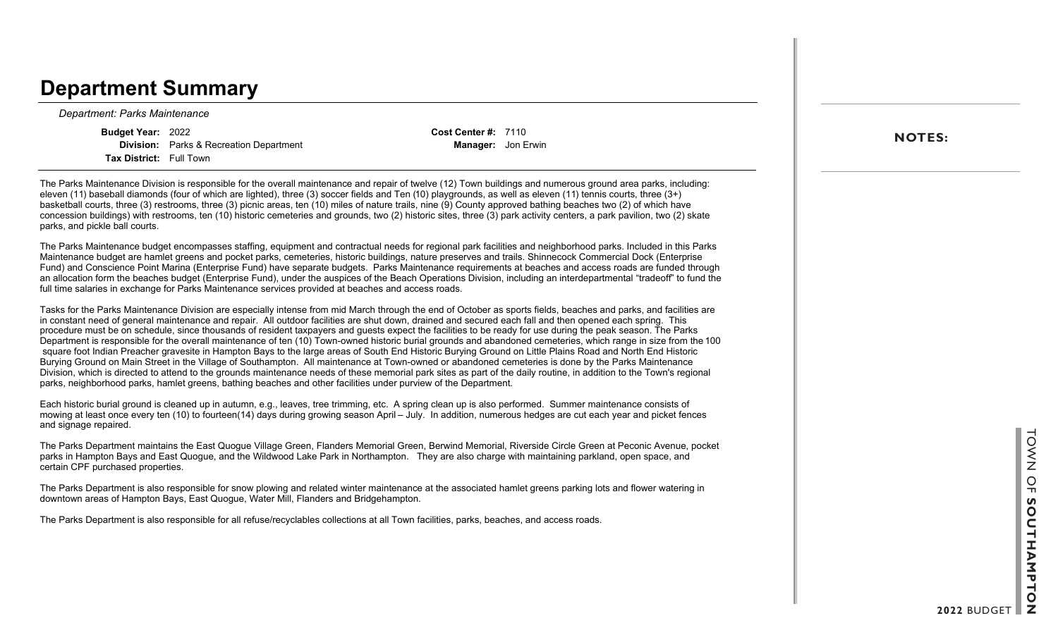# Department Summary

*Department: Parks Maintenance*

**Budget Year:** 2022
**Division:** Parks & Recreation Department
**Tax District:** Full Town
**Cost Center #:** 7110
**Manager:** Jon Erwin

The Parks Maintenance Division is responsible for the overall maintenance and repair of twelve (12) Town buildings and numerous ground area parks, including: eleven (11) baseball diamonds (four of which are lighted), three (3) soccer fields and Ten (10) playgrounds, as well as eleven (11) tennis courts, three (3+) basketball courts, three (3) restrooms, three (3) picnic areas, ten (10) miles of nature trails, nine (9) County approved bathing beaches two (2) of which have concession buildings) with restrooms, ten (10) historic cemeteries and grounds, two (2) historic sites, three (3) park activity centers, a park pavilion, two (2) skate parks, and pickle ball courts.

The Parks Maintenance budget encompasses staffing, equipment and contractual needs for regional park facilities and neighborhood parks. Included in this Parks Maintenance budget are hamlet greens and pocket parks, cemeteries, historic buildings, nature preserves and trails. Shinnecock Commercial Dock (Enterprise Fund) and Conscience Point Marina (Enterprise Fund) have separate budgets. Parks Maintenance requirements at beaches and access roads are funded through an allocation form the beaches budget (Enterprise Fund), under the auspices of the Beach Operations Division, including an interdepartmental "tradeoff" to fund the full time salaries in exchange for Parks Maintenance services provided at beaches and access roads.

Tasks for the Parks Maintenance Division are especially intense from mid March through the end of October as sports fields, beaches and parks, and facilities are in constant need of general maintenance and repair. All outdoor facilities are shut down, drained and secured each fall and then opened each spring. This procedure must be on schedule, since thousands of resident taxpayers and guests expect the facilities to be ready for use during the peak season. The Parks Department is responsible for the overall maintenance of ten (10) Town-owned historic burial grounds and abandoned cemeteries, which range in size from the 100 square foot Indian Preacher gravesite in Hampton Bays to the large areas of South End Historic Burying Ground on Little Plains Road and North End Historic Burying Ground on Main Street in the Village of Southampton. All maintenance at Town-owned or abandoned cemeteries is done by the Parks Maintenance Division, which is directed to attend to the grounds maintenance needs of these memorial park sites as part of the daily routine, in addition to the Town's regional parks, neighborhood parks, hamlet greens, bathing beaches and other facilities under purview of the Department.

Each historic burial ground is cleaned up in autumn, e.g., leaves, tree trimming, etc. A spring clean up is also performed. Summer maintenance consists of mowing at least once every ten (10) to fourteen(14) days during growing season April – July. In addition, numerous hedges are cut each year and picket fences and signage repaired.

The Parks Department maintains the East Quogue Village Green, Flanders Memorial Green, Berwind Memorial, Riverside Circle Green at Peconic Avenue, pocket parks in Hampton Bays and East Quogue, and the Wildwood Lake Park in Northampton. They are also charge with maintaining parkland, open space, and certain CPF purchased properties.

The Parks Department is also responsible for snow plowing and related winter maintenance at the associated hamlet greens parking lots and flower watering in downtown areas of Hampton Bays, East Quogue, Water Mill, Flanders and Bridgehampton.

The Parks Department is also responsible for all refuse/recyclables collections at all Town facilities, parks, beaches, and access roads.

**NOTES:**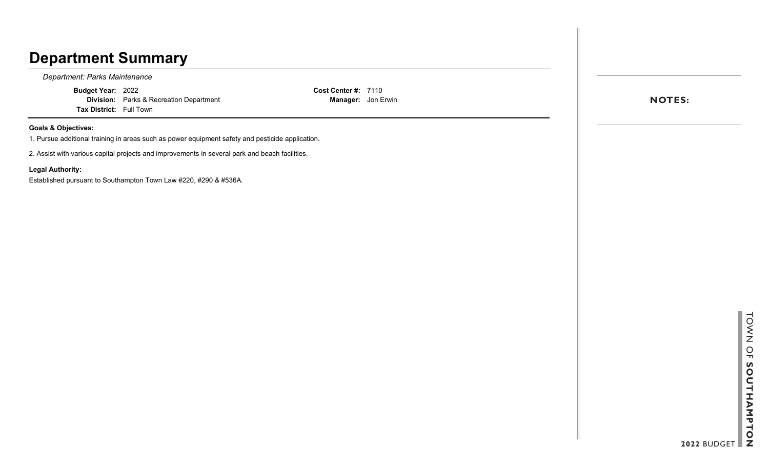# Department Summary

*Department: Parks Maintenance*

**Budget Year:** 2022
**Division:** Parks & Recreation Department
**Tax District:** Full Town
**Cost Center #:** 7110
**Manager:** Jon Erwin

**Goals & Objectives:**

1. Pursue additional training in areas such as power equipment safety and pesticide application.

2. Assist with various capital projects and improvements in several park and beach facilities.

**Legal Authority:**

Established pursuant to Southampton Town Law #220, #290 & #536A.

**NOTES:**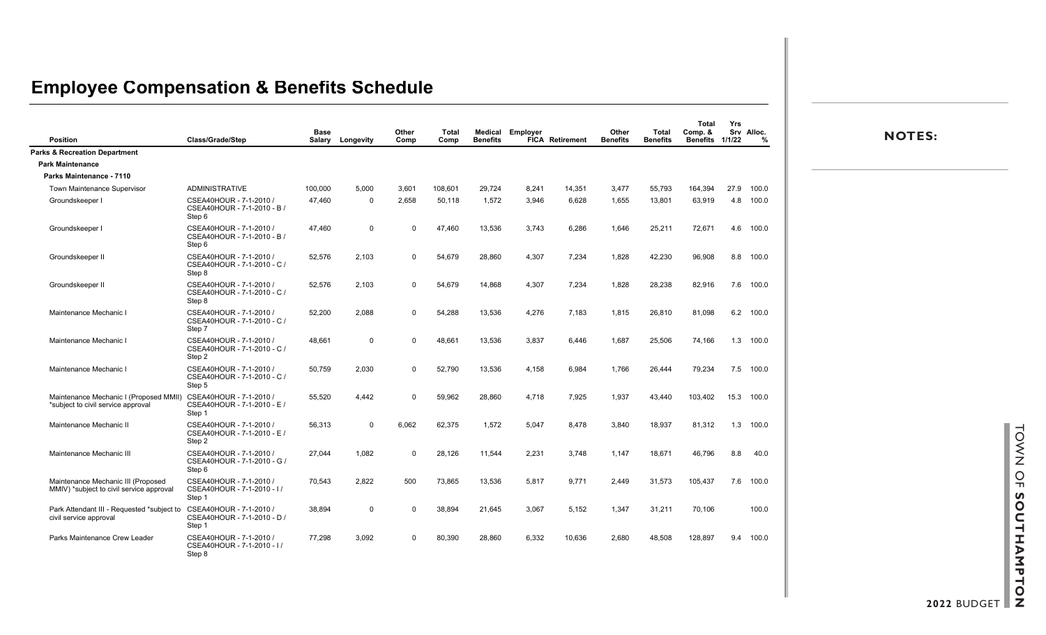# Employee Compensation & Benefits Schedule

| Position | Class/Grade/Step | Base Salary | Longevity | Other Comp | Total Comp | Medical Benefits | Employer FICA | Retirement | Other Benefits | Total Benefits | Total Comp. & Benefits | Yrs Srv 1/1/22 | Alloc. % |
|---|---|---|---|---|---|---|---|---|---|---|---|---|---|
| **Parks & Recreation Department** | | | | | | | | | | | | | |
| **Park Maintenance** | | | | | | | | | | | | | |
| **Parks Maintenance - 7110** | | | | | | | | | | | | | |
| Town Maintenance Supervisor | ADMINISTRATIVE | 100,000 | 5,000 | 3,601 | 108,601 | 29,724 | 8,241 | 14,351 | 3,477 | 55,793 | 164,394 | 27.9 | 100.0 |
| Groundskeeper I | CSEA40HOUR - 7-1-2010 / CSEA40HOUR - 7-1-2010 - B / Step 6 | 47,460 | 0 | 2,658 | 50,118 | 1,572 | 3,946 | 6,628 | 1,655 | 13,801 | 63,919 | 4.8 | 100.0 |
| Groundskeeper I | CSEA40HOUR - 7-1-2010 / CSEA40HOUR - 7-1-2010 - B / Step 6 | 47,460 | 0 | 0 | 47,460 | 13,536 | 3,743 | 6,286 | 1,646 | 25,211 | 72,671 | 4.6 | 100.0 |
| Groundskeeper II | CSEA40HOUR - 7-1-2010 / CSEA40HOUR - 7-1-2010 - C / Step 8 | 52,576 | 2,103 | 0 | 54,679 | 28,860 | 4,307 | 7,234 | 1,828 | 42,230 | 96,908 | 8.8 | 100.0 |
| Groundskeeper II | CSEA40HOUR - 7-1-2010 / CSEA40HOUR - 7-1-2010 - C / Step 8 | 52,576 | 2,103 | 0 | 54,679 | 14,868 | 4,307 | 7,234 | 1,828 | 28,238 | 82,916 | 7.6 | 100.0 |
| Maintenance Mechanic I | CSEA40HOUR - 7-1-2010 / CSEA40HOUR - 7-1-2010 - C / Step 7 | 52,200 | 2,088 | 0 | 54,288 | 13,536 | 4,276 | 7,183 | 1,815 | 26,810 | 81,098 | 6.2 | 100.0 |
| Maintenance Mechanic I | CSEA40HOUR - 7-1-2010 / CSEA40HOUR - 7-1-2010 - C / Step 2 | 48,661 | 0 | 0 | 48,661 | 13,536 | 3,837 | 6,446 | 1,687 | 25,506 | 74,166 | 1.3 | 100.0 |
| Maintenance Mechanic I | CSEA40HOUR - 7-1-2010 / CSEA40HOUR - 7-1-2010 - C / Step 5 | 50,759 | 2,030 | 0 | 52,790 | 13,536 | 4,158 | 6,984 | 1,766 | 26,444 | 79,234 | 7.5 | 100.0 |
| Maintenance Mechanic I (Proposed MMII) *subject to civil service approval | CSEA40HOUR - 7-1-2010 / CSEA40HOUR - 7-1-2010 - E / Step 1 | 55,520 | 4,442 | 0 | 59,962 | 28,860 | 4,718 | 7,925 | 1,937 | 43,440 | 103,402 | 15.3 | 100.0 |
| Maintenance Mechanic II | CSEA40HOUR - 7-1-2010 / CSEA40HOUR - 7-1-2010 - E / Step 2 | 56,313 | 0 | 6,062 | 62,375 | 1,572 | 5,047 | 8,478 | 3,840 | 18,937 | 81,312 | 1.3 | 100.0 |
| Maintenance Mechanic III | CSEA40HOUR - 7-1-2010 / CSEA40HOUR - 7-1-2010 - G / Step 6 | 27,044 | 1,082 | 0 | 28,126 | 11,544 | 2,231 | 3,748 | 1,147 | 18,671 | 46,796 | 8.8 | 40.0 |
| Maintenance Mechanic III (Proposed MMIV) *subject to civil service approval | CSEA40HOUR - 7-1-2010 / CSEA40HOUR - 7-1-2010 - I / Step 1 | 70,543 | 2,822 | 500 | 73,865 | 13,536 | 5,817 | 9,771 | 2,449 | 31,573 | 105,437 | 7.6 | 100.0 |
| Park Attendant III - Requested *subject to civil service approval | CSEA40HOUR - 7-1-2010 / CSEA40HOUR - 7-1-2010 - D / Step 1 | 38,894 | 0 | 0 | 38,894 | 21,645 | 3,067 | 5,152 | 1,347 | 31,211 | 70,106 | | 100.0 |
| Parks Maintenance Crew Leader | CSEA40HOUR - 7-1-2010 / CSEA40HOUR - 7-1-2010 - I / Step 8 | 77,298 | 3,092 | 0 | 80,390 | 28,860 | 6,332 | 10,636 | 2,680 | 48,508 | 128,897 | 9.4 | 100.0 |

**NOTES:**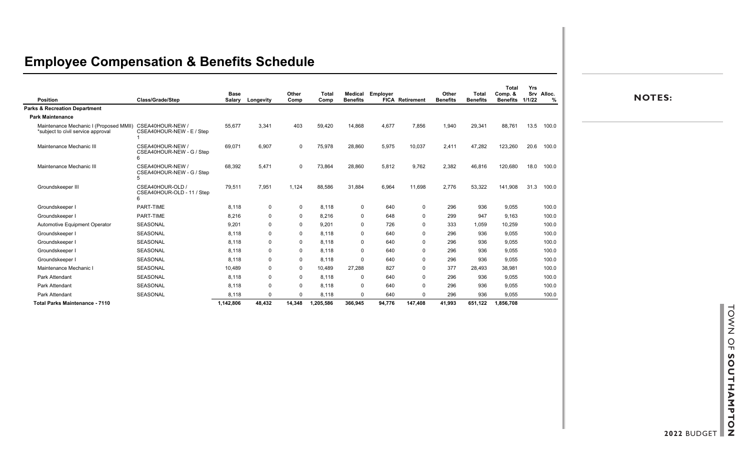# Employee Compensation & Benefits Schedule

| Position | Class/Grade/Step | Base Salary | Longevity | Other Comp | Total Comp | Medical Benefits | Employer FICA | Retirement | Other Benefits | Total Benefits | Total Comp. & Benefits | Yrs Srv 1/1/22 | Alloc. % |
|---|---|---|---|---|---|---|---|---|---|---|---|---|---|
| **Parks & Recreation Department** | | | | | | | | | | | | | |
| **Park Maintenance** | | | | | | | | | | | | | |
| Maintenance Mechanic I (Proposed MMII) *subject to civil service approval | CSEA40HOUR-NEW / CSEA40HOUR-NEW - E / Step 1 | 55,677 | 3,341 | 403 | 59,420 | 14,868 | 4,677 | 7,856 | 1,940 | 29,341 | 88,761 | 13.5 | 100.0 |
| Maintenance Mechanic III | CSEA40HOUR-NEW / CSEA40HOUR-NEW - G / Step 6 | 69,071 | 6,907 | 0 | 75,978 | 28,860 | 5,975 | 10,037 | 2,411 | 47,282 | 123,260 | 20.6 | 100.0 |
| Maintenance Mechanic III | CSEA40HOUR-NEW / CSEA40HOUR-NEW - G / Step 5 | 68,392 | 5,471 | 0 | 73,864 | 28,860 | 5,812 | 9,762 | 2,382 | 46,816 | 120,680 | 18.0 | 100.0 |
| Groundskeeper III | CSEA40HOUR-OLD / CSEA40HOUR-OLD - 11 / Step 6 | 79,511 | 7,951 | 1,124 | 88,586 | 31,884 | 6,964 | 11,698 | 2,776 | 53,322 | 141,908 | 31.3 | 100.0 |
| Groundskeeper I | PART-TIME | 8,118 | 0 | 0 | 8,118 | 0 | 640 | 0 | 296 | 936 | 9,055 | | 100.0 |
| Groundskeeper I | PART-TIME | 8,216 | 0 | 0 | 8,216 | 0 | 648 | 0 | 299 | 947 | 9,163 | | 100.0 |
| Automotive Equipment Operator | SEASONAL | 9,201 | 0 | 0 | 9,201 | 0 | 726 | 0 | 333 | 1,059 | 10,259 | | 100.0 |
| Groundskeeper I | SEASONAL | 8,118 | 0 | 0 | 8,118 | 0 | 640 | 0 | 296 | 936 | 9,055 | | 100.0 |
| Groundskeeper I | SEASONAL | 8,118 | 0 | 0 | 8,118 | 0 | 640 | 0 | 296 | 936 | 9,055 | | 100.0 |
| Groundskeeper I | SEASONAL | 8,118 | 0 | 0 | 8,118 | 0 | 640 | 0 | 296 | 936 | 9,055 | | 100.0 |
| Groundskeeper I | SEASONAL | 8,118 | 0 | 0 | 8,118 | 0 | 640 | 0 | 296 | 936 | 9,055 | | 100.0 |
| Maintenance Mechanic I | SEASONAL | 10,489 | 0 | 0 | 10,489 | 27,288 | 827 | 0 | 377 | 28,493 | 38,981 | | 100.0 |
| Park Attendant | SEASONAL | 8,118 | 0 | 0 | 8,118 | 0 | 640 | 0 | 296 | 936 | 9,055 | | 100.0 |
| Park Attendant | SEASONAL | 8,118 | 0 | 0 | 8,118 | 0 | 640 | 0 | 296 | 936 | 9,055 | | 100.0 |
| Park Attendant | SEASONAL | 8,118 | 0 | 0 | 8,118 | 0 | 640 | 0 | 296 | 936 | 9,055 | | 100.0 |
| **Total Parks Maintenance - 7110** | | **1,142,806** | **48,432** | **14,348** | **1,205,586** | **366,945** | **94,776** | **147,408** | **41,993** | **651,122** | **1,856,708** | | |

**NOTES:**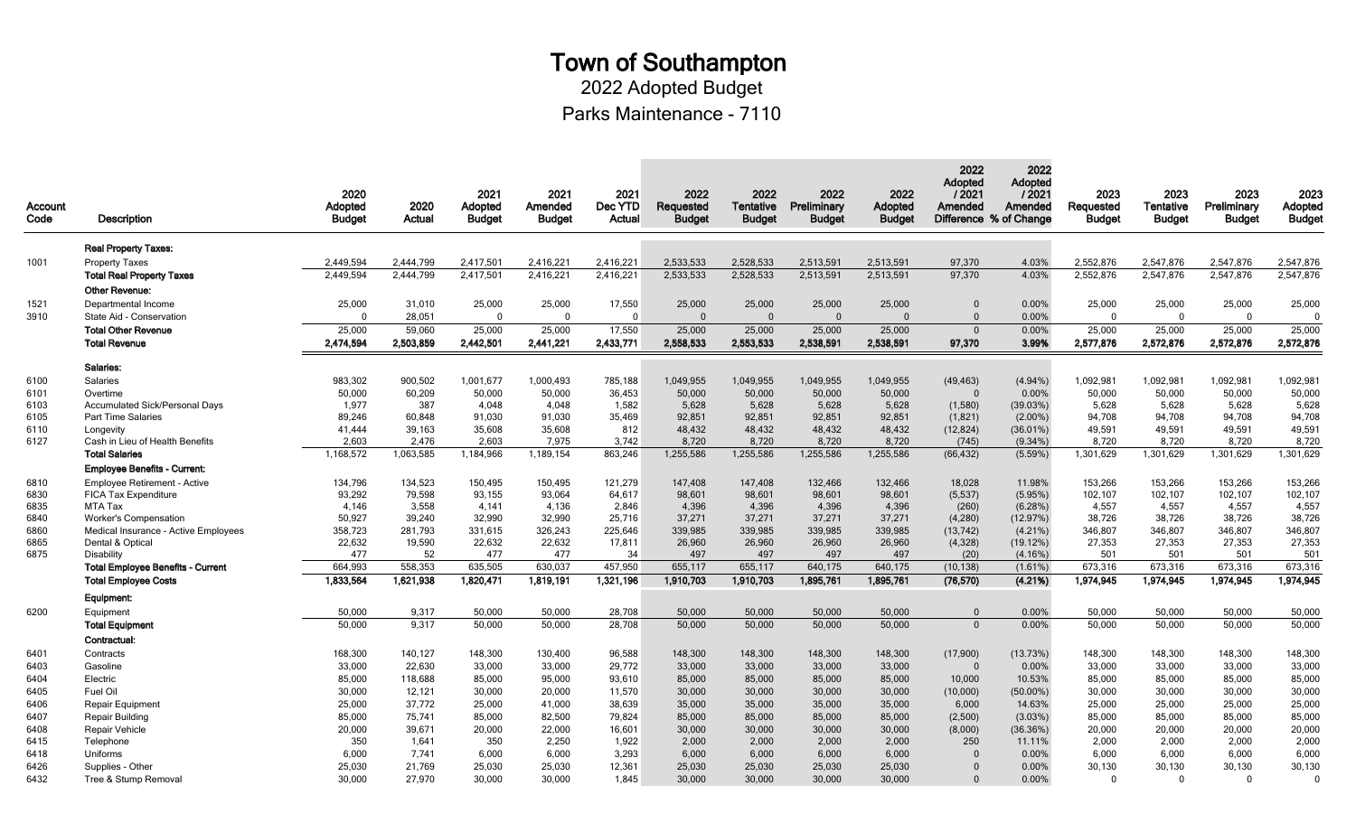# Town of Southampton

## 2022 Adopted Budget

## Parks Maintenance - 7110

| Account Code | Description | 2020 Adopted Budget | 2020 Actual | 2021 Adopted Budget | 2021 Amended Budget | 2021 Dec YTD Actual | 2022 Requested Budget | 2022 Tentative Budget | 2022 Preliminary Budget | 2022 Adopted Budget | 2022 Adopted / 2021 Amended Difference | 2022 Adopted / 2021 Amended % of Change | 2023 Requested Budget | 2023 Tentative Budget | 2023 Preliminary Budget | 2023 Adopted Budget |
|---|---|---|---|---|---|---|---|---|---|---|---|---|---|---|---|---|
| | **Real Property Taxes:** | | | | | | | | | | | | | | | |
| 1001 | Property Taxes | 2,449,594 | 2,444,799 | 2,417,501 | 2,416,221 | 2,416,221 | 2,533,533 | 2,528,533 | 2,513,591 | 2,513,591 | 97,370 | 4.03% | 2,552,876 | 2,547,876 | 2,547,876 | 2,547,876 |
| | **Total Real Property Taxes** | 2,449,594 | 2,444,799 | 2,417,501 | 2,416,221 | 2,416,221 | 2,533,533 | 2,528,533 | 2,513,591 | 2,513,591 | 97,370 | 4.03% | 2,552,876 | 2,547,876 | 2,547,876 | 2,547,876 |
| | **Other Revenue:** | | | | | | | | | | | | | | | |
| 1521 | Departmental Income | 25,000 | 31,010 | 25,000 | 25,000 | 17,550 | 25,000 | 25,000 | 25,000 | 25,000 | 0 | 0.00% | 25,000 | 25,000 | 25,000 | 25,000 |
| 3910 | State Aid - Conservation | 0 | 28,051 | 0 | 0 | 0 | 0 | 0 | 0 | 0 | 0 | 0.00% | 0 | 0 | 0 | 0 |
| | **Total Other Revenue** | 25,000 | 59,060 | 25,000 | 25,000 | 17,550 | 25,000 | 25,000 | 25,000 | 25,000 | 0 | 0.00% | 25,000 | 25,000 | 25,000 | 25,000 |
| | **Total Revenue** | **2,474,594** | **2,503,859** | **2,442,501** | **2,441,221** | **2,433,771** | **2,558,533** | **2,553,533** | **2,538,591** | **2,538,591** | **97,370** | **3.99%** | **2,577,876** | **2,572,876** | **2,572,876** | **2,572,876** |
| | **Salaries:** | | | | | | | | | | | | | | | |
| 6100 | Salaries | 983,302 | 900,502 | 1,001,677 | 1,000,493 | 785,188 | 1,049,955 | 1,049,955 | 1,049,955 | 1,049,955 | (49,463) | (4.94%) | 1,092,981 | 1,092,981 | 1,092,981 | 1,092,981 |
| 6101 | Overtime | 50,000 | 60,209 | 50,000 | 50,000 | 36,453 | 50,000 | 50,000 | 50,000 | 50,000 | 0 | 0.00% | 50,000 | 50,000 | 50,000 | 50,000 |
| 6103 | Accumulated Sick/Personal Days | 1,977 | 387 | 4,048 | 4,048 | 1,582 | 5,628 | 5,628 | 5,628 | 5,628 | (1,580) | (39.03%) | 5,628 | 5,628 | 5,628 | 5,628 |
| 6105 | Part Time Salaries | 89,246 | 60,848 | 91,030 | 91,030 | 35,469 | 92,851 | 92,851 | 92,851 | 92,851 | (1,821) | (2.00%) | 94,708 | 94,708 | 94,708 | 94,708 |
| 6110 | Longevity | 41,444 | 39,163 | 35,608 | 35,608 | 812 | 48,432 | 48,432 | 48,432 | 48,432 | (12,824) | (36.01%) | 49,591 | 49,591 | 49,591 | 49,591 |
| 6127 | Cash in Lieu of Health Benefits | 2,603 | 2,476 | 2,603 | 7,975 | 3,742 | 8,720 | 8,720 | 8,720 | 8,720 | (745) | (9.34%) | 8,720 | 8,720 | 8,720 | 8,720 |
| | **Total Salaries** | 1,168,572 | 1,063,585 | 1,184,966 | 1,189,154 | 863,246 | 1,255,586 | 1,255,586 | 1,255,586 | 1,255,586 | (66,432) | (5.59%) | 1,301,629 | 1,301,629 | 1,301,629 | 1,301,629 |
| | **Employee Benefits - Current:** | | | | | | | | | | | | | | | |
| 6810 | Employee Retirement - Active | 134,796 | 134,523 | 150,495 | 150,495 | 121,279 | 147,408 | 147,408 | 132,466 | 132,466 | 18,028 | 11.98% | 153,266 | 153,266 | 153,266 | 153,266 |
| 6830 | FICA Tax Expenditure | 93,292 | 79,598 | 93,155 | 93,064 | 64,617 | 98,601 | 98,601 | 98,601 | 98,601 | (5,537) | (5.95%) | 102,107 | 102,107 | 102,107 | 102,107 |
| 6835 | MTA Tax | 4,146 | 3,558 | 4,141 | 4,136 | 2,846 | 4,396 | 4,396 | 4,396 | 4,396 | (260) | (6.28%) | 4,557 | 4,557 | 4,557 | 4,557 |
| 6840 | Worker's Compensation | 50,927 | 39,240 | 32,990 | 32,990 | 25,716 | 37,271 | 37,271 | 37,271 | 37,271 | (4,280) | (12.97%) | 38,726 | 38,726 | 38,726 | 38,726 |
| 6860 | Medical Insurance - Active Employees | 358,723 | 281,793 | 331,615 | 326,243 | 225,646 | 339,985 | 339,985 | 339,985 | 339,985 | (13,742) | (4.21%) | 346,807 | 346,807 | 346,807 | 346,807 |
| 6865 | Dental & Optical | 22,632 | 19,590 | 22,632 | 22,632 | 17,811 | 26,960 | 26,960 | 26,960 | 26,960 | (4,328) | (19.12%) | 27,353 | 27,353 | 27,353 | 27,353 |
| 6875 | Disability | 477 | 52 | 477 | 477 | 34 | 497 | 497 | 497 | 497 | (20) | (4.16%) | 501 | 501 | 501 | 501 |
| | **Total Employee Benefits - Current** | 664,993 | 558,353 | 635,505 | 630,037 | 457,950 | 655,117 | 655,117 | 640,175 | 640,175 | (10,138) | (1.61%) | 673,316 | 673,316 | 673,316 | 673,316 |
| | **Total Employee Costs** | **1,833,564** | **1,621,938** | **1,820,471** | **1,819,191** | **1,321,196** | **1,910,703** | **1,910,703** | **1,895,761** | **1,895,761** | **(76,570)** | **(4.21%)** | **1,974,945** | **1,974,945** | **1,974,945** | **1,974,945** |
| | **Equipment:** | | | | | | | | | | | | | | | |
| 6200 | Equipment | 50,000 | 9,317 | 50,000 | 50,000 | 28,708 | 50,000 | 50,000 | 50,000 | 50,000 | 0 | 0.00% | 50,000 | 50,000 | 50,000 | 50,000 |
| | **Total Equipment** | 50,000 | 9,317 | 50,000 | 50,000 | 28,708 | 50,000 | 50,000 | 50,000 | 50,000 | 0 | 0.00% | 50,000 | 50,000 | 50,000 | 50,000 |
| | **Contractual:** | | | | | | | | | | | | | | | |
| 6401 | Contracts | 168,300 | 140,127 | 148,300 | 130,400 | 96,588 | 148,300 | 148,300 | 148,300 | 148,300 | (17,900) | (13.73%) | 148,300 | 148,300 | 148,300 | 148,300 |
| 6403 | Gasoline | 33,000 | 22,630 | 33,000 | 33,000 | 29,772 | 33,000 | 33,000 | 33,000 | 33,000 | 0 | 0.00% | 33,000 | 33,000 | 33,000 | 33,000 |
| 6404 | Electric | 85,000 | 118,688 | 85,000 | 95,000 | 93,610 | 85,000 | 85,000 | 85,000 | 85,000 | 10,000 | 10.53% | 85,000 | 85,000 | 85,000 | 85,000 |
| 6405 | Fuel Oil | 30,000 | 12,121 | 30,000 | 20,000 | 11,570 | 30,000 | 30,000 | 30,000 | 30,000 | (10,000) | (50.00%) | 30,000 | 30,000 | 30,000 | 30,000 |
| 6406 | Repair Equipment | 25,000 | 37,772 | 25,000 | 41,000 | 38,639 | 35,000 | 35,000 | 35,000 | 35,000 | 6,000 | 14.63% | 25,000 | 25,000 | 25,000 | 25,000 |
| 6407 | Repair Building | 85,000 | 75,741 | 85,000 | 82,500 | 79,824 | 85,000 | 85,000 | 85,000 | 85,000 | (2,500) | (3.03%) | 85,000 | 85,000 | 85,000 | 85,000 |
| 6408 | Repair Vehicle | 20,000 | 39,671 | 20,000 | 22,000 | 16,601 | 30,000 | 30,000 | 30,000 | 30,000 | (8,000) | (36.36%) | 20,000 | 20,000 | 20,000 | 20,000 |
| 6415 | Telephone | 350 | 1,641 | 350 | 2,250 | 1,922 | 2,000 | 2,000 | 2,000 | 2,000 | 250 | 11.11% | 2,000 | 2,000 | 2,000 | 2,000 |
| 6418 | Uniforms | 6,000 | 7,741 | 6,000 | 6,000 | 3,293 | 6,000 | 6,000 | 6,000 | 6,000 | 0 | 0.00% | 6,000 | 6,000 | 6,000 | 6,000 |
| 6426 | Supplies - Other | 25,030 | 21,769 | 25,030 | 25,030 | 12,361 | 25,030 | 25,030 | 25,030 | 25,030 | 0 | 0.00% | 30,130 | 30,130 | 30,130 | 30,130 |
| 6432 | Tree & Stump Removal | 30,000 | 27,970 | 30,000 | 30,000 | 1,845 | 30,000 | 30,000 | 30,000 | 30,000 | 0 | 0.00% | 0 | 0 | 0 | 0 |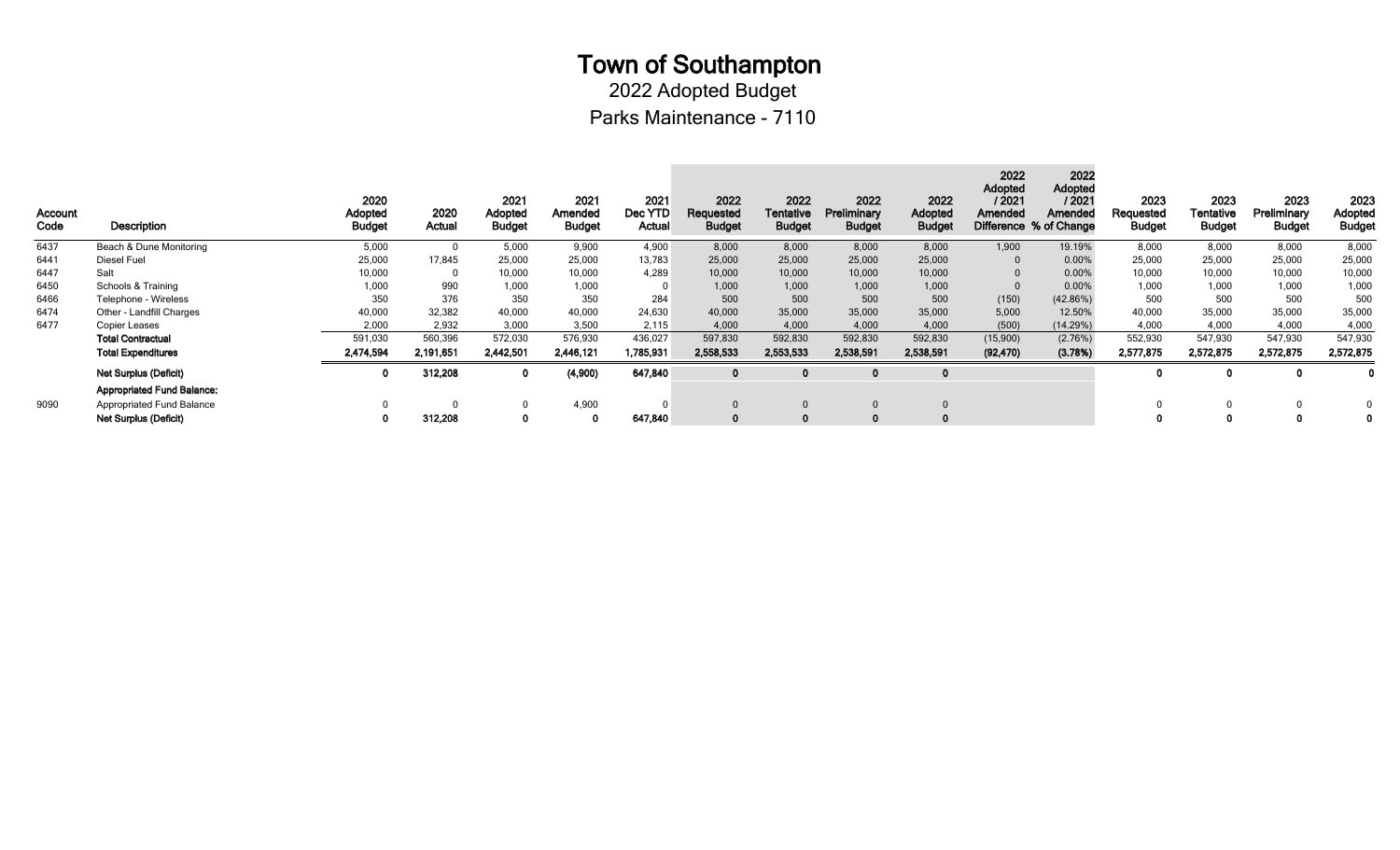# Town of Southampton

## 2022 Adopted Budget

## Parks Maintenance - 7110

| Account Code | Description | 2020 Adopted Budget | 2020 Actual | 2021 Adopted Budget | 2021 Amended Budget | 2021 Dec YTD Actual | 2022 Requested Budget | 2022 Tentative Budget | 2022 Preliminary Budget | 2022 Adopted Budget | 2022 Adopted / 2021 Amended Difference | 2022 Adopted / 2021 Amended % of Change | 2023 Requested Budget | 2023 Tentative Budget | 2023 Preliminary Budget | 2023 Adopted Budget |
|---|---|---|---|---|---|---|---|---|---|---|---|---|---|---|---|---|
| 6437 | Beach & Dune Monitoring | 5,000 | 0 | 5,000 | 9,900 | 4,900 | 8,000 | 8,000 | 8,000 | 8,000 | 1,900 | 19.19% | 8,000 | 8,000 | 8,000 | 8,000 |
| 6441 | Diesel Fuel | 25,000 | 17,845 | 25,000 | 25,000 | 13,783 | 25,000 | 25,000 | 25,000 | 25,000 | 0 | 0.00% | 25,000 | 25,000 | 25,000 | 25,000 |
| 6447 | Salt | 10,000 | 0 | 10,000 | 10,000 | 4,289 | 10,000 | 10,000 | 10,000 | 10,000 | 0 | 0.00% | 10,000 | 10,000 | 10,000 | 10,000 |
| 6450 | Schools & Training | 1,000 | 990 | 1,000 | 1,000 | 0 | 1,000 | 1,000 | 1,000 | 1,000 | 0 | 0.00% | 1,000 | 1,000 | 1,000 | 1,000 |
| 6466 | Telephone - Wireless | 350 | 376 | 350 | 350 | 284 | 500 | 500 | 500 | 500 | (150) | (42.86%) | 500 | 500 | 500 | 500 |
| 6474 | Other - Landfill Charges | 40,000 | 32,382 | 40,000 | 40,000 | 24,630 | 40,000 | 35,000 | 35,000 | 35,000 | 5,000 | 12.50% | 40,000 | 35,000 | 35,000 | 35,000 |
| 6477 | Copier Leases | 2,000 | 2,932 | 3,000 | 3,500 | 2,115 | 4,000 | 4,000 | 4,000 | 4,000 | (500) | (14.29%) | 4,000 | 4,000 | 4,000 | 4,000 |
| | **Total Contractual** | **591,030** | **560,396** | **572,030** | **576,930** | **436,027** | **597,830** | **592,830** | **592,830** | **592,830** | **(15,900)** | **(2.76%)** | **552,930** | **547,930** | **547,930** | **547,930** |
| | **Total Expenditures** | **2,474,594** | **2,191,651** | **2,442,501** | **2,446,121** | **1,785,931** | **2,558,533** | **2,553,533** | **2,538,591** | **2,538,591** | **(92,470)** | **(3.78%)** | **2,577,875** | **2,572,875** | **2,572,875** | **2,572,875** |
| | **Net Surplus (Deficit)** | **0** | **312,208** | **0** | **(4,900)** | **647,840** | **0** | **0** | **0** | **0** | | | **0** | **0** | **0** | **0** |
| | **Appropriated Fund Balance:** | | | | | | | | | | | | | | | |
| 9090 | Appropriated Fund Balance | 0 | 0 | 0 | 4,900 | 0 | 0 | 0 | 0 | 0 | | | 0 | 0 | 0 | 0 |
| | **Net Surplus (Deficit)** | **0** | **312,208** | **0** | **0** | **647,840** | **0** | **0** | **0** | **0** | | | **0** | **0** | **0** | **0** |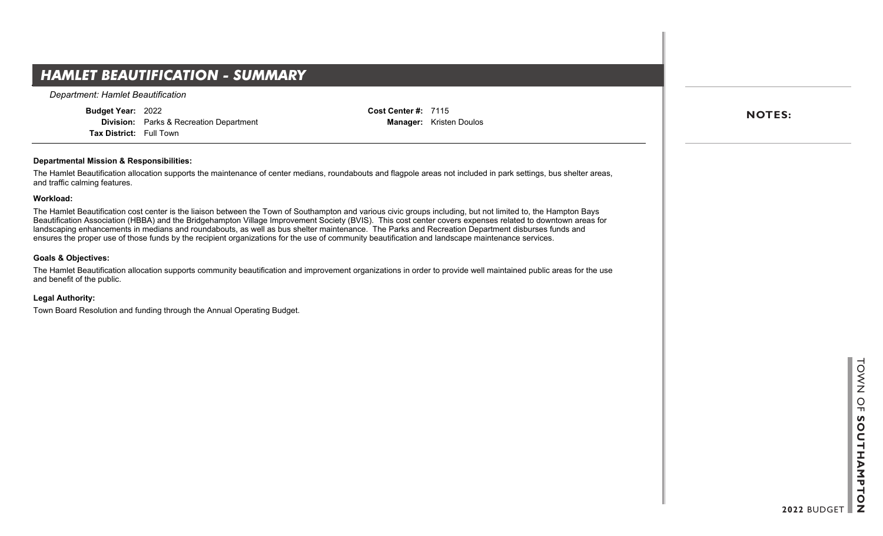# HAMLET BEAUTIFICATION - SUMMARY

*Department: Hamlet Beautification*

**Budget Year:** 2022
**Division:** Parks & Recreation Department
**Tax District:** Full Town
**Cost Center #:** 7115
**Manager:** Kristen Doulos

**NOTES:**

### Departmental Mission & Responsibilities:

The Hamlet Beautification allocation supports the maintenance of center medians, roundabouts and flagpole areas not included in park settings, bus shelter areas, and traffic calming features.

### Workload:

The Hamlet Beautification cost center is the liaison between the Town of Southampton and various civic groups including, but not limited to, the Hampton Bays Beautification Association (HBBA) and the Bridgehampton Village Improvement Society (BVIS). This cost center covers expenses related to downtown areas for landscaping enhancements in medians and roundabouts, as well as bus shelter maintenance. The Parks and Recreation Department disburses funds and ensures the proper use of those funds by the recipient organizations for the use of community beautification and landscape maintenance services.

### Goals & Objectives:

The Hamlet Beautification allocation supports community beautification and improvement organizations in order to provide well maintained public areas for the use and benefit of the public.

### Legal Authority:

Town Board Resolution and funding through the Annual Operating Budget.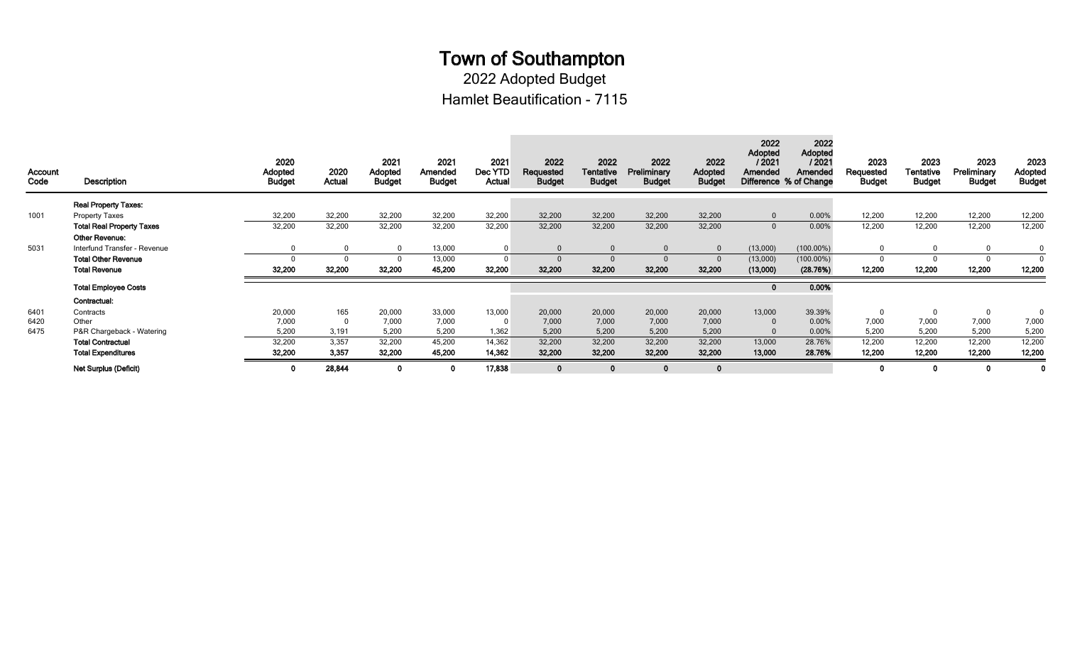# Town of Southampton

## 2022 Adopted Budget

## Hamlet Beautification - 7115

| Account Code | Description | 2020 Adopted Budget | 2020 Actual | 2021 Adopted Budget | 2021 Amended Budget | 2021 Dec YTD Actual | 2022 Requested Budget | 2022 Tentative Budget | 2022 Preliminary Budget | 2022 Adopted Budget | 2022 Adopted / 2021 Amended Difference | 2022 Adopted / 2021 Amended % of Change | 2023 Requested Budget | 2023 Tentative Budget | 2023 Preliminary Budget | 2023 Adopted Budget |
|---|---|---|---|---|---|---|---|---|---|---|---|---|---|---|---|---|
| | **Real Property Taxes:** | | | | | | | | | | | | | | | |
| 1001 | Property Taxes | 32,200 | 32,200 | 32,200 | 32,200 | 32,200 | 32,200 | 32,200 | 32,200 | 32,200 | 0 | 0.00% | 12,200 | 12,200 | 12,200 | 12,200 |
| | **Total Real Property Taxes** | 32,200 | 32,200 | 32,200 | 32,200 | 32,200 | 32,200 | 32,200 | 32,200 | 32,200 | 0 | 0.00% | 12,200 | 12,200 | 12,200 | 12,200 |
| | **Other Revenue:** | | | | | | | | | | | | | | | |
| 5031 | Interfund Transfer - Revenue | 0 | 0 | 0 | 13,000 | 0 | 0 | 0 | 0 | 0 | (13,000) | (100.00%) | 0 | 0 | 0 | 0 |
| | **Total Other Revenue** | 0 | 0 | 0 | 13,000 | 0 | 0 | 0 | 0 | 0 | (13,000) | (100.00%) | 0 | 0 | 0 | 0 |
| | **Total Revenue** | **32,200** | **32,200** | **32,200** | **45,200** | **32,200** | **32,200** | **32,200** | **32,200** | **32,200** | **(13,000)** | **(28.76%)** | **12,200** | **12,200** | **12,200** | **12,200** |
| | **Total Employee Costs** | | | | | | | | | | **0** | **0.00%** | | | | |
| | **Contractual:** | | | | | | | | | | | | | | | |
| 6401 | Contracts | 20,000 | 165 | 20,000 | 33,000 | 13,000 | 20,000 | 20,000 | 20,000 | 20,000 | 13,000 | 39.39% | 0 | 0 | 0 | 0 |
| 6420 | Other | 7,000 | 0 | 7,000 | 7,000 | 0 | 7,000 | 7,000 | 7,000 | 7,000 | 0 | 0.00% | 7,000 | 7,000 | 7,000 | 7,000 |
| 6475 | P&R Chargeback - Watering | 5,200 | 3,191 | 5,200 | 5,200 | 1,362 | 5,200 | 5,200 | 5,200 | 5,200 | 0 | 0.00% | 5,200 | 5,200 | 5,200 | 5,200 |
| | **Total Contractual** | 32,200 | 3,357 | 32,200 | 45,200 | 14,362 | 32,200 | 32,200 | 32,200 | 32,200 | 13,000 | 28.76% | 12,200 | 12,200 | 12,200 | 12,200 |
| | **Total Expenditures** | **32,200** | **3,357** | **32,200** | **45,200** | **14,362** | **32,200** | **32,200** | **32,200** | **32,200** | **13,000** | **28.76%** | **12,200** | **12,200** | **12,200** | **12,200** |
| | **Net Surplus (Deficit)** | **0** | **28,844** | **0** | **0** | **17,838** | **0** | **0** | **0** | **0** | | | **0** | **0** | **0** | **0** |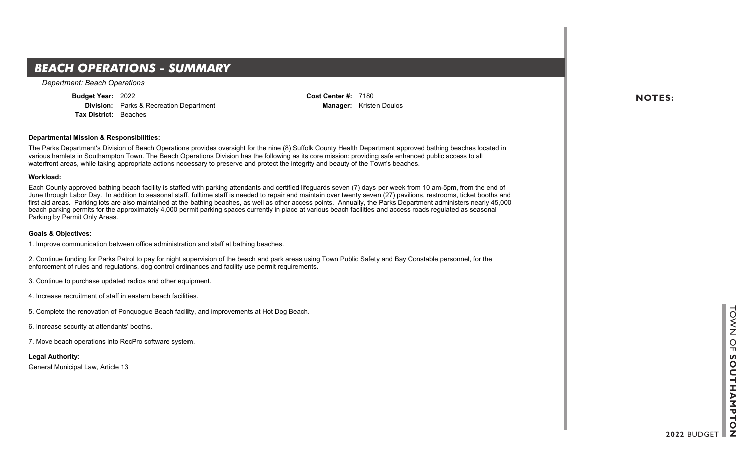# BEACH OPERATIONS - SUMMARY

*Department: Beach Operations*

**Budget Year:** 2022
**Division:** Parks & Recreation Department
**Tax District:** Beaches

**Cost Center #:** 7180
**Manager:** Kristen Doulos

**NOTES:**

### Departmental Mission & Responsibilities:

The Parks Department's Division of Beach Operations provides oversight for the nine (8) Suffolk County Health Department approved bathing beaches located in various hamlets in Southampton Town. The Beach Operations Division has the following as its core mission: providing safe enhanced public access to all waterfront areas, while taking appropriate actions necessary to preserve and protect the integrity and beauty of the Town's beaches.

### Workload:

Each County approved bathing beach facility is staffed with parking attendants and certified lifeguards seven (7) days per week from 10 am-5pm, from the end of June through Labor Day. In addition to seasonal staff, fulltime staff is needed to repair and maintain over twenty seven (27) pavilions, restrooms, ticket booths and first aid areas. Parking lots are also maintained at the bathing beaches, as well as other access points. Annually, the Parks Department administers nearly 45,000 beach parking permits for the approximately 4,000 permit parking spaces currently in place at various beach facilities and access roads regulated as seasonal Parking by Permit Only Areas.

### Goals & Objectives:

1. Improve communication between office administration and staff at bathing beaches.

2. Continue funding for Parks Patrol to pay for night supervision of the beach and park areas using Town Public Safety and Bay Constable personnel, for the enforcement of rules and regulations, dog control ordinances and facility use permit requirements.

3. Continue to purchase updated radios and other equipment.

4. Increase recruitment of staff in eastern beach facilities.

5. Complete the renovation of Ponquogue Beach facility, and improvements at Hot Dog Beach.

6. Increase security at attendants' booths.

7. Move beach operations into RecPro software system.

### Legal Authority:

General Municipal Law, Article 13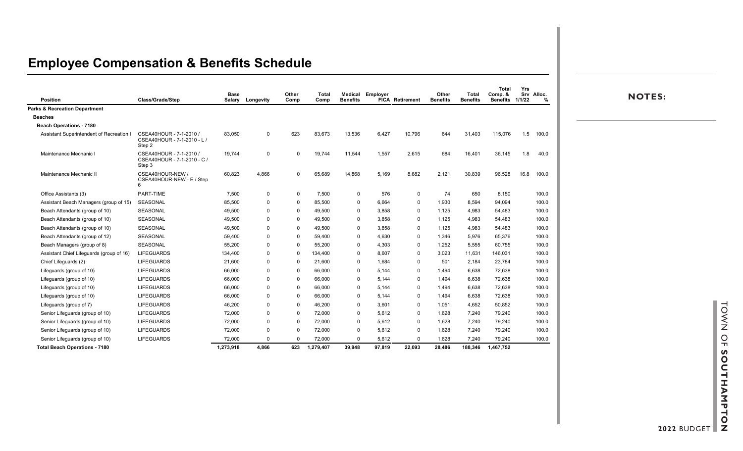# Employee Compensation & Benefits Schedule

| Position | Class/Grade/Step | Base Salary | Longevity | Other Comp | Total Comp | Medical Benefits | Employer FICA | Retirement | Other Benefits | Total Benefits | Total Comp. & Benefits | Yrs Srv 1/1/22 | Alloc. % |
|---|---|---|---|---|---|---|---|---|---|---|---|---|---|
| **Parks & Recreation Department** | | | | | | | | | | | | | |
| **Beaches** | | | | | | | | | | | | | |
| **Beach Operations - 7180** | | | | | | | | | | | | | |
| Assistant Superintendent of Recreation I | CSEA40HOUR - 7-1-2010 / CSEA40HOUR - 7-1-2010 - L / Step 2 | 83,050 | 0 | 623 | 83,673 | 13,536 | 6,427 | 10,796 | 644 | 31,403 | 115,076 | 1.5 | 100.0 |
| Maintenance Mechanic I | CSEA40HOUR - 7-1-2010 / CSEA40HOUR - 7-1-2010 - C / Step 3 | 19,744 | 0 | 0 | 19,744 | 11,544 | 1,557 | 2,615 | 684 | 16,401 | 36,145 | 1.8 | 40.0 |
| Maintenance Mechanic II | CSEA40HOUR-NEW / CSEA40HOUR-NEW - E / Step 6 | 60,823 | 4,866 | 0 | 65,689 | 14,868 | 5,169 | 8,682 | 2,121 | 30,839 | 96,528 | 16.8 | 100.0 |
| Office Assistants (3) | PART-TIME | 7,500 | 0 | 0 | 7,500 | 0 | 576 | 0 | 74 | 650 | 8,150 | | 100.0 |
| Assistant Beach Managers (group of 15) | SEASONAL | 85,500 | 0 | 0 | 85,500 | 0 | 6,664 | 0 | 1,930 | 8,594 | 94,094 | | 100.0 |
| Beach Attendants (group of 10) | SEASONAL | 49,500 | 0 | 0 | 49,500 | 0 | 3,858 | 0 | 1,125 | 4,983 | 54,483 | | 100.0 |
| Beach Attendants (group of 10) | SEASONAL | 49,500 | 0 | 0 | 49,500 | 0 | 3,858 | 0 | 1,125 | 4,983 | 54,483 | | 100.0 |
| Beach Attendants (group of 10) | SEASONAL | 49,500 | 0 | 0 | 49,500 | 0 | 3,858 | 0 | 1,125 | 4,983 | 54,483 | | 100.0 |
| Beach Attendants (group of 12) | SEASONAL | 59,400 | 0 | 0 | 59,400 | 0 | 4,630 | 0 | 1,346 | 5,976 | 65,376 | | 100.0 |
| Beach Managers (group of 8) | SEASONAL | 55,200 | 0 | 0 | 55,200 | 0 | 4,303 | 0 | 1,252 | 5,555 | 60,755 | | 100.0 |
| Assistant Chief Lifeguards (group of 16) | LIFEGUARDS | 134,400 | 0 | 0 | 134,400 | 0 | 8,607 | 0 | 3,023 | 11,631 | 146,031 | | 100.0 |
| Chief Lifeguards (2) | LIFEGUARDS | 21,600 | 0 | 0 | 21,600 | 0 | 1,684 | 0 | 501 | 2,184 | 23,784 | | 100.0 |
| Lifeguards (group of 10) | LIFEGUARDS | 66,000 | 0 | 0 | 66,000 | 0 | 5,144 | 0 | 1,494 | 6,638 | 72,638 | | 100.0 |
| Lifeguards (group of 10) | LIFEGUARDS | 66,000 | 0 | 0 | 66,000 | 0 | 5,144 | 0 | 1,494 | 6,638 | 72,638 | | 100.0 |
| Lifeguards (group of 10) | LIFEGUARDS | 66,000 | 0 | 0 | 66,000 | 0 | 5,144 | 0 | 1,494 | 6,638 | 72,638 | | 100.0 |
| Lifeguards (group of 10) | LIFEGUARDS | 66,000 | 0 | 0 | 66,000 | 0 | 5,144 | 0 | 1,494 | 6,638 | 72,638 | | 100.0 |
| Lifeguards (group of 7) | LIFEGUARDS | 46,200 | 0 | 0 | 46,200 | 0 | 3,601 | 0 | 1,051 | 4,652 | 50,852 | | 100.0 |
| Senior Lifeguards (group of 10) | LIFEGUARDS | 72,000 | 0 | 0 | 72,000 | 0 | 5,612 | 0 | 1,628 | 7,240 | 79,240 | | 100.0 |
| Senior Lifeguards (group of 10) | LIFEGUARDS | 72,000 | 0 | 0 | 72,000 | 0 | 5,612 | 0 | 1,628 | 7,240 | 79,240 | | 100.0 |
| Senior Lifeguards (group of 10) | LIFEGUARDS | 72,000 | 0 | 0 | 72,000 | 0 | 5,612 | 0 | 1,628 | 7,240 | 79,240 | | 100.0 |
| Senior Lifeguards (group of 10) | LIFEGUARDS | 72,000 | 0 | 0 | 72,000 | 0 | 5,612 | 0 | 1,628 | 7,240 | 79,240 | | 100.0 |
| **Total Beach Operations - 7180** | | **1,273,918** | **4,866** | **623** | **1,279,407** | **39,948** | **97,819** | **22,093** | **28,486** | **188,346** | **1,467,752** | | |

**NOTES:**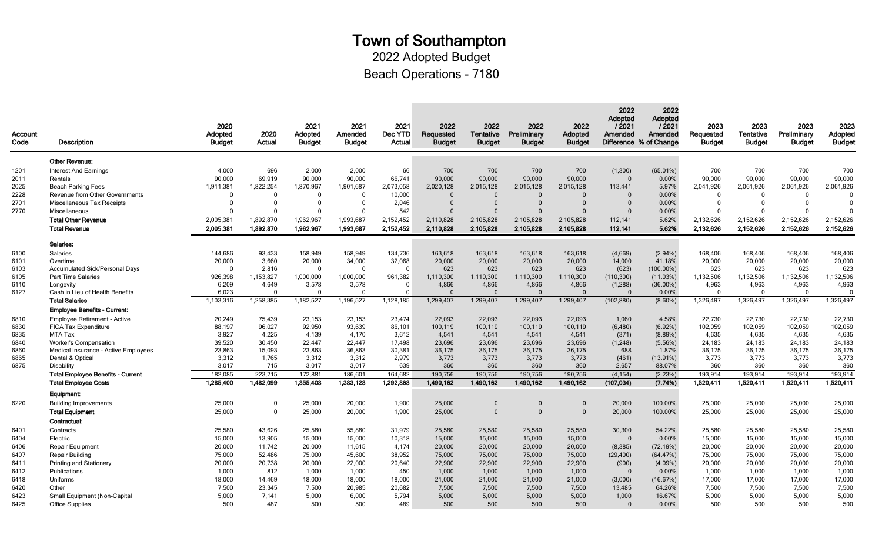# Town of Southampton

## 2022 Adopted Budget

## Beach Operations - 7180

| Account Code | Description | 2020 Adopted Budget | 2020 Actual | 2021 Adopted Budget | 2021 Amended Budget | 2021 Dec YTD Actual | 2022 Requested Budget | 2022 Tentative Budget | 2022 Preliminary Budget | 2022 Adopted Budget | 2022 Adopted / 2021 Amended Difference | 2022 Adopted / 2021 Amended % of Change | 2023 Requested Budget | 2023 Tentative Budget | 2023 Preliminary Budget | 2023 Adopted Budget |
|---|---|---|---|---|---|---|---|---|---|---|---|---|---|---|---|---|
| | **Other Revenue:** | | | | | | | | | | | | | | | |
| 1201 | Interest And Earnings | 4,000 | 696 | 2,000 | 2,000 | 66 | 700 | 700 | 700 | 700 | (1,300) | (65.01%) | 700 | 700 | 700 | 700 |
| 2011 | Rentals | 90,000 | 69,919 | 90,000 | 90,000 | 66,741 | 90,000 | 90,000 | 90,000 | 90,000 | 0 | 0.00% | 90,000 | 90,000 | 90,000 | 90,000 |
| 2025 | Beach Parking Fees | 1,911,381 | 1,822,254 | 1,870,967 | 1,901,687 | 2,073,058 | 2,020,128 | 2,015,128 | 2,015,128 | 2,015,128 | 113,441 | 5.97% | 2,041,926 | 2,061,926 | 2,061,926 | 2,061,926 |
| 2228 | Revenue from Other Governments | 0 | 0 | 0 | 0 | 10,000 | 0 | 0 | 0 | 0 | 0 | 0.00% | 0 | 0 | 0 | 0 |
| 2701 | Miscellaneous Tax Receipts | 0 | 0 | 0 | 0 | 2,046 | 0 | 0 | 0 | 0 | 0 | 0.00% | 0 | 0 | 0 | 0 |
| 2770 | Miscellaneous | 0 | 0 | 0 | 0 | 542 | 0 | 0 | 0 | 0 | 0 | 0.00% | 0 | 0 | 0 | 0 |
| | **Total Other Revenue** | 2,005,381 | 1,892,870 | 1,962,967 | 1,993,687 | 2,152,452 | 2,110,828 | 2,105,828 | 2,105,828 | 2,105,828 | 112,141 | 5.62% | 2,132,626 | 2,152,626 | 2,152,626 | 2,152,626 |
| | **Total Revenue** | **2,005,381** | **1,892,870** | **1,962,967** | **1,993,687** | **2,152,452** | **2,110,828** | **2,105,828** | **2,105,828** | **2,105,828** | **112,141** | **5.62%** | **2,132,626** | **2,152,626** | **2,152,626** | **2,152,626** |
| | **Salaries:** | | | | | | | | | | | | | | | |
| 6100 | Salaries | 144,686 | 93,433 | 158,949 | 158,949 | 134,736 | 163,618 | 163,618 | 163,618 | 163,618 | (4,669) | (2.94%) | 168,406 | 168,406 | 168,406 | 168,406 |
| 6101 | Overtime | 20,000 | 3,660 | 20,000 | 34,000 | 32,068 | 20,000 | 20,000 | 20,000 | 20,000 | 14,000 | 41.18% | 20,000 | 20,000 | 20,000 | 20,000 |
| 6103 | Accumulated Sick/Personal Days | 0 | 2,816 | 0 | 0 | 0 | 623 | 623 | 623 | 623 | (623) | (100.00%) | 623 | 623 | 623 | 623 |
| 6105 | Part Time Salaries | 926,398 | 1,153,827 | 1,000,000 | 1,000,000 | 961,382 | 1,110,300 | 1,110,300 | 1,110,300 | 1,110,300 | (110,300) | (11.03%) | 1,132,506 | 1,132,506 | 1,132,506 | 1,132,506 |
| 6110 | Longevity | 6,209 | 4,649 | 3,578 | 3,578 | 0 | 4,866 | 4,866 | 4,866 | 4,866 | (1,288) | (36.00%) | 4,963 | 4,963 | 4,963 | 4,963 |
| 6127 | Cash in Lieu of Health Benefits | 6,023 | 0 | 0 | 0 | 0 | 0 | 0 | 0 | 0 | 0 | 0.00% | 0 | 0 | 0 | 0 |
| | **Total Salaries** | 1,103,316 | 1,258,385 | 1,182,527 | 1,196,527 | 1,128,185 | 1,299,407 | 1,299,407 | 1,299,407 | 1,299,407 | (102,880) | (8.60%) | 1,326,497 | 1,326,497 | 1,326,497 | 1,326,497 |
| | **Employee Benefits - Current:** | | | | | | | | | | | | | | | |
| 6810 | Employee Retirement - Active | 20,249 | 75,439 | 23,153 | 23,153 | 23,474 | 22,093 | 22,093 | 22,093 | 22,093 | 1,060 | 4.58% | 22,730 | 22,730 | 22,730 | 22,730 |
| 6830 | FICA Tax Expenditure | 88,197 | 96,027 | 92,950 | 93,639 | 86,101 | 100,119 | 100,119 | 100,119 | 100,119 | (6,480) | (6.92%) | 102,059 | 102,059 | 102,059 | 102,059 |
| 6835 | MTA Tax | 3,927 | 4,225 | 4,139 | 4,170 | 3,612 | 4,541 | 4,541 | 4,541 | 4,541 | (371) | (8.89%) | 4,635 | 4,635 | 4,635 | 4,635 |
| 6840 | Worker's Compensation | 39,520 | 30,450 | 22,447 | 22,447 | 17,498 | 23,696 | 23,696 | 23,696 | 23,696 | (1,248) | (5.56%) | 24,183 | 24,183 | 24,183 | 24,183 |
| 6860 | Medical Insurance - Active Employees | 23,863 | 15,093 | 23,863 | 36,863 | 30,381 | 36,175 | 36,175 | 36,175 | 36,175 | 688 | 1.87% | 36,175 | 36,175 | 36,175 | 36,175 |
| 6865 | Dental & Optical | 3,312 | 1,765 | 3,312 | 3,312 | 2,979 | 3,773 | 3,773 | 3,773 | 3,773 | (461) | (13.91%) | 3,773 | 3,773 | 3,773 | 3,773 |
| 6875 | Disability | 3,017 | 715 | 3,017 | 3,017 | 639 | 360 | 360 | 360 | 360 | 2,657 | 88.07% | 360 | 360 | 360 | 360 |
| | **Total Employee Benefits - Current** | 182,085 | 223,715 | 172,881 | 186,601 | 164,682 | 190,756 | 190,756 | 190,756 | 190,756 | (4,154) | (2.23%) | 193,914 | 193,914 | 193,914 | 193,914 |
| | **Total Employee Costs** | **1,285,400** | **1,482,099** | **1,355,408** | **1,383,128** | **1,292,868** | **1,490,162** | **1,490,162** | **1,490,162** | **1,490,162** | **(107,034)** | **(7.74%)** | **1,520,411** | **1,520,411** | **1,520,411** | **1,520,411** |
| | **Equipment:** | | | | | | | | | | | | | | | |
| 6220 | Building Improvements | 25,000 | 0 | 25,000 | 20,000 | 1,900 | 25,000 | 0 | 0 | 0 | 20,000 | 100.00% | 25,000 | 25,000 | 25,000 | 25,000 |
| | **Total Equipment** | 25,000 | 0 | 25,000 | 20,000 | 1,900 | 25,000 | 0 | 0 | 0 | 20,000 | 100.00% | 25,000 | 25,000 | 25,000 | 25,000 |
| | **Contractual:** | | | | | | | | | | | | | | | |
| 6401 | Contracts | 25,580 | 43,626 | 25,580 | 55,880 | 31,979 | 25,580 | 25,580 | 25,580 | 25,580 | 30,300 | 54.22% | 25,580 | 25,580 | 25,580 | 25,580 |
| 6404 | Electric | 15,000 | 13,905 | 15,000 | 15,000 | 10,318 | 15,000 | 15,000 | 15,000 | 15,000 | 0 | 0.00% | 15,000 | 15,000 | 15,000 | 15,000 |
| 6406 | Repair Equipment | 20,000 | 11,742 | 20,000 | 11,615 | 4,174 | 20,000 | 20,000 | 20,000 | 20,000 | (8,385) | (72.19%) | 20,000 | 20,000 | 20,000 | 20,000 |
| 6407 | Repair Building | 75,000 | 52,486 | 75,000 | 45,600 | 38,952 | 75,000 | 75,000 | 75,000 | 75,000 | (29,400) | (64.47%) | 75,000 | 75,000 | 75,000 | 75,000 |
| 6411 | Printing and Stationery | 20,000 | 20,738 | 20,000 | 22,000 | 20,640 | 22,900 | 22,900 | 22,900 | 22,900 | (900) | (4.09%) | 20,000 | 20,000 | 20,000 | 20,000 |
| 6412 | Publications | 1,000 | 812 | 1,000 | 1,000 | 450 | 1,000 | 1,000 | 1,000 | 1,000 | 0 | 0.00% | 1,000 | 1,000 | 1,000 | 1,000 |
| 6418 | Uniforms | 18,000 | 14,469 | 18,000 | 18,000 | 18,000 | 21,000 | 21,000 | 21,000 | 21,000 | (3,000) | (16.67%) | 17,000 | 17,000 | 17,000 | 17,000 |
| 6420 | Other | 7,500 | 23,345 | 7,500 | 20,985 | 20,682 | 7,500 | 7,500 | 7,500 | 7,500 | 13,485 | 64.26% | 7,500 | 7,500 | 7,500 | 7,500 |
| 6423 | Small Equipment (Non-Capital | 5,000 | 7,141 | 5,000 | 6,000 | 5,794 | 5,000 | 5,000 | 5,000 | 5,000 | 1,000 | 16.67% | 5,000 | 5,000 | 5,000 | 5,000 |
| 6425 | Office Supplies | 500 | 487 | 500 | 500 | 489 | 500 | 500 | 500 | 500 | 0 | 0.00% | 500 | 500 | 500 | 500 |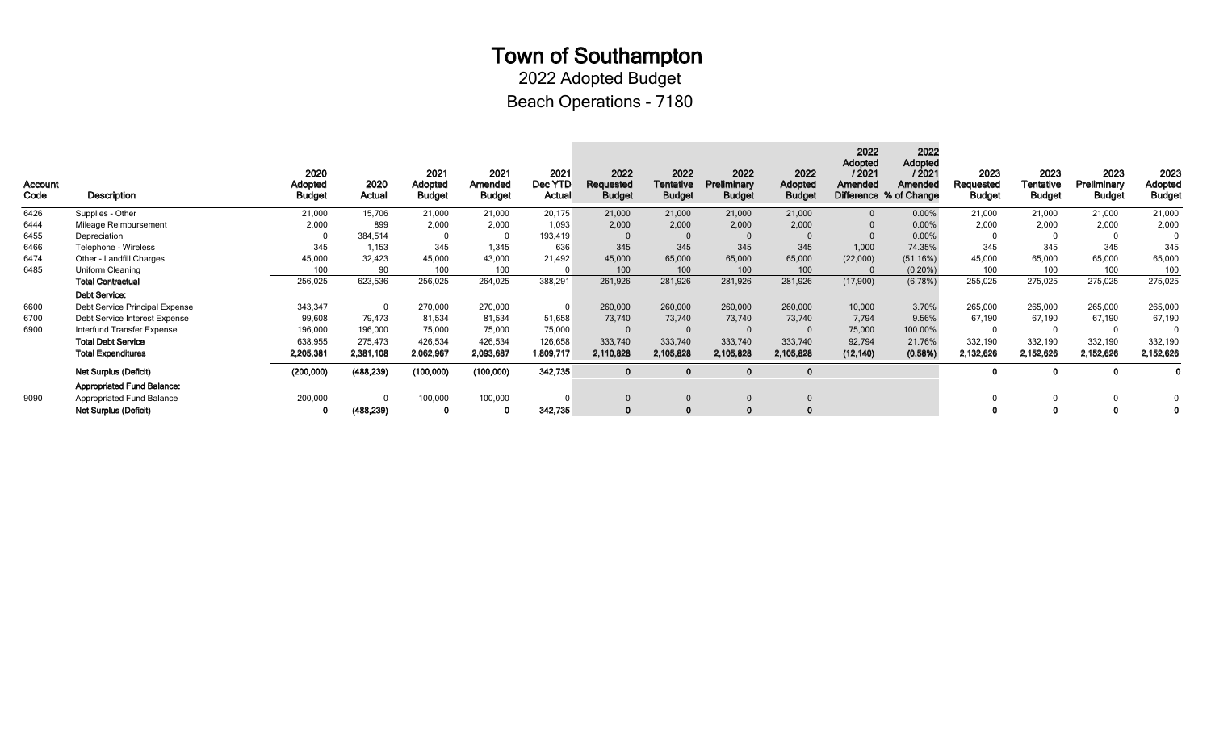# Town of Southampton

2022 Adopted Budget

Beach Operations - 7180

| Account Code | Description | 2020 Adopted Budget | 2020 Actual | 2021 Adopted Budget | 2021 Amended Budget | 2021 Dec YTD Actual | 2022 Requested Budget | 2022 Tentative Budget | 2022 Preliminary Budget | 2022 Adopted Budget | 2022 Adopted / 2021 Amended Difference | 2022 Adopted / 2021 Amended % of Change | 2023 Requested Budget | 2023 Tentative Budget | 2023 Preliminary Budget | 2023 Adopted Budget |
|---|---|---|---|---|---|---|---|---|---|---|---|---|---|---|---|---|
| 6426 | Supplies - Other | 21,000 | 15,706 | 21,000 | 21,000 | 20,175 | 21,000 | 21,000 | 21,000 | 21,000 | 0 | 0.00% | 21,000 | 21,000 | 21,000 | 21,000 |
| 6444 | Mileage Reimbursement | 2,000 | 899 | 2,000 | 2,000 | 1,093 | 2,000 | 2,000 | 2,000 | 2,000 | 0 | 0.00% | 2,000 | 2,000 | 2,000 | 2,000 |
| 6455 | Depreciation | 0 | 384,514 | 0 | 0 | 193,419 | 0 | 0 | 0 | 0 | 0 | 0.00% | 0 | 0 | 0 | 0 |
| 6466 | Telephone - Wireless | 345 | 1,153 | 345 | 1,345 | 636 | 345 | 345 | 345 | 345 | 1,000 | 74.35% | 345 | 345 | 345 | 345 |
| 6474 | Other - Landfill Charges | 45,000 | 32,423 | 45,000 | 43,000 | 21,492 | 45,000 | 65,000 | 65,000 | 65,000 | (22,000) | (51.16%) | 45,000 | 65,000 | 65,000 | 65,000 |
| 6485 | Uniform Cleaning | 100 | 90 | 100 | 100 | 0 | 100 | 100 | 100 | 100 | 0 | (0.20%) | 100 | 100 | 100 | 100 |
| | **Total Contractual** | 256,025 | 623,536 | 256,025 | 264,025 | 388,291 | 261,926 | 281,926 | 281,926 | 281,926 | (17,900) | (6.78%) | 255,025 | 275,025 | 275,025 | 275,025 |
| | **Debt Service:** | | | | | | | | | | | | | | | |
| 6600 | Debt Service Principal Expense | 343,347 | 0 | 270,000 | 270,000 | 0 | 260,000 | 260,000 | 260,000 | 260,000 | 10,000 | 3.70% | 265,000 | 265,000 | 265,000 | 265,000 |
| 6700 | Debt Service Interest Expense | 99,608 | 79,473 | 81,534 | 81,534 | 51,658 | 73,740 | 73,740 | 73,740 | 73,740 | 7,794 | 9.56% | 67,190 | 67,190 | 67,190 | 67,190 |
| 6900 | Interfund Transfer Expense | 196,000 | 196,000 | 75,000 | 75,000 | 75,000 | 0 | 0 | 0 | 0 | 75,000 | 100.00% | 0 | 0 | 0 | 0 |
| | **Total Debt Service** | 638,955 | 275,473 | 426,534 | 426,534 | 126,658 | 333,740 | 333,740 | 333,740 | 333,740 | 92,794 | 21.76% | 332,190 | 332,190 | 332,190 | 332,190 |
| | **Total Expenditures** | **2,205,381** | **2,381,108** | **2,062,967** | **2,093,687** | **1,809,717** | **2,110,828** | **2,105,828** | **2,105,828** | **2,105,828** | **(12,140)** | **(0.58%)** | **2,132,626** | **2,152,626** | **2,152,626** | **2,152,626** |
| | **Net Surplus (Deficit)** | **(200,000)** | **(488,239)** | **(100,000)** | **(100,000)** | **342,735** | **0** | **0** | **0** | **0** | | | **0** | **0** | **0** | **0** |
| | **Appropriated Fund Balance:** | | | | | | | | | | | | | | | |
| 9090 | Appropriated Fund Balance | 200,000 | 0 | 100,000 | 100,000 | 0 | 0 | 0 | 0 | 0 | | | 0 | 0 | 0 | 0 |
| | **Net Surplus (Deficit)** | **0** | **(488,239)** | **0** | **0** | **342,735** | **0** | **0** | **0** | **0** | | | **0** | **0** | **0** | **0** |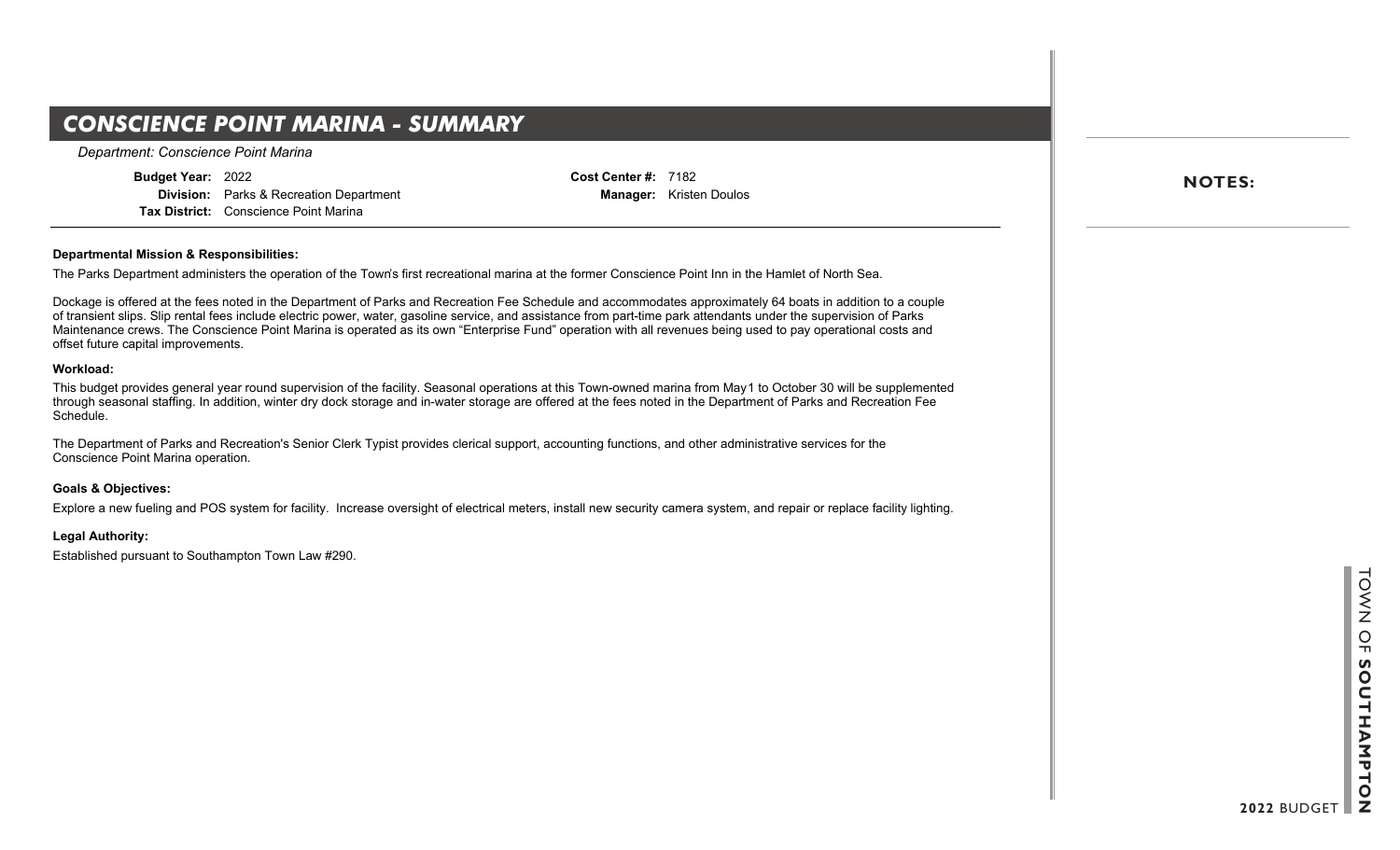# CONSCIENCE POINT MARINA - SUMMARY

*Department: Conscience Point Marina*

| | | | |
|---|---|---|---|
| **Budget Year:** | 2022 | **Cost Center #:** | 7182 |
| **Division:** | Parks & Recreation Department | **Manager:** | Kristen Doulos |
| **Tax District:** | Conscience Point Marina | | |

**NOTES:**

### Departmental Mission & Responsibilities:

The Parks Department administers the operation of the Town's first recreational marina at the former Conscience Point Inn in the Hamlet of North Sea.

Dockage is offered at the fees noted in the Department of Parks and Recreation Fee Schedule and accommodates approximately 64 boats in addition to a couple of transient slips. Slip rental fees include electric power, water, gasoline service, and assistance from part-time park attendants under the supervision of Parks Maintenance crews. The Conscience Point Marina is operated as its own "Enterprise Fund" operation with all revenues being used to pay operational costs and offset future capital improvements.

### Workload:

This budget provides general year round supervision of the facility. Seasonal operations at this Town-owned marina from May1 to October 30 will be supplemented through seasonal staffing. In addition, winter dry dock storage and in-water storage are offered at the fees noted in the Department of Parks and Recreation Fee Schedule.

The Department of Parks and Recreation's Senior Clerk Typist provides clerical support, accounting functions, and other administrative services for the Conscience Point Marina operation.

### Goals & Objectives:

Explore a new fueling and POS system for facility. Increase oversight of electrical meters, install new security camera system, and repair or replace facility lighting.

### Legal Authority:

Established pursuant to Southampton Town Law #290.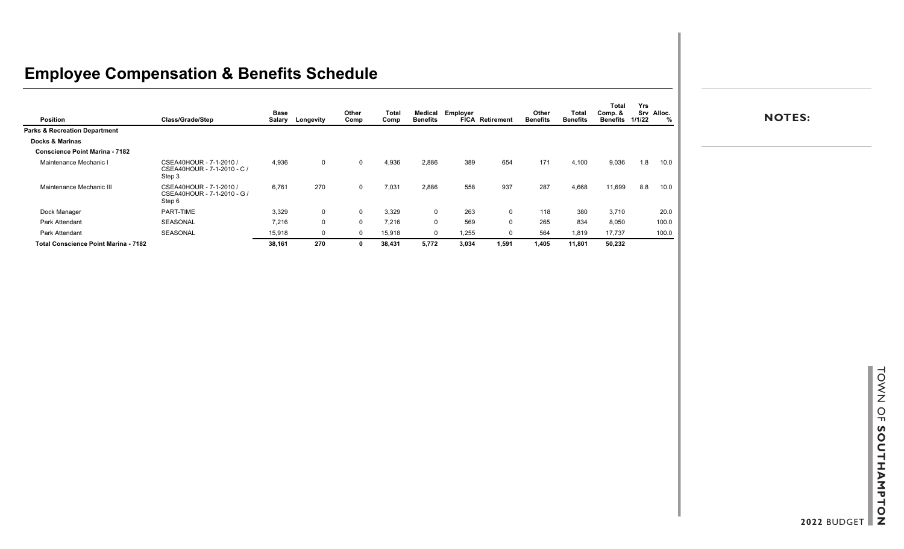# Employee Compensation & Benefits Schedule

| Position | Class/Grade/Step | Base Salary | Longevity | Other Comp | Total Comp | Medical Benefits | Employer FICA | Retirement | Other Benefits | Total Benefits | Total Comp. & Benefits | Yrs Srv 1/1/22 | Alloc. % |
|---|---|---|---|---|---|---|---|---|---|---|---|---|---|
| **Parks & Recreation Department** | | | | | | | | | | | | | |
| **Docks & Marinas** | | | | | | | | | | | | | |
| **Conscience Point Marina - 7182** | | | | | | | | | | | | | |
| Maintenance Mechanic I | CSEA40HOUR - 7-1-2010 / CSEA40HOUR - 7-1-2010 - C / Step 3 | 4,936 | 0 | 0 | 4,936 | 2,886 | 389 | 654 | 171 | 4,100 | 9,036 | 1.8 | 10.0 |
| Maintenance Mechanic III | CSEA40HOUR - 7-1-2010 / CSEA40HOUR - 7-1-2010 - G / Step 6 | 6,761 | 270 | 0 | 7,031 | 2,886 | 558 | 937 | 287 | 4,668 | 11,699 | 8.8 | 10.0 |
| Dock Manager | PART-TIME | 3,329 | 0 | 0 | 3,329 | 0 | 263 | 0 | 118 | 380 | 3,710 | | 20.0 |
| Park Attendant | SEASONAL | 7,216 | 0 | 0 | 7,216 | 0 | 569 | 0 | 265 | 834 | 8,050 | | 100.0 |
| Park Attendant | SEASONAL | 15,918 | 0 | 0 | 15,918 | 0 | 1,255 | 0 | 564 | 1,819 | 17,737 | | 100.0 |
| **Total Conscience Point Marina - 7182** | | **38,161** | **270** | **0** | **38,431** | **5,772** | **3,034** | **1,591** | **1,405** | **11,801** | **50,232** | | |

**NOTES:**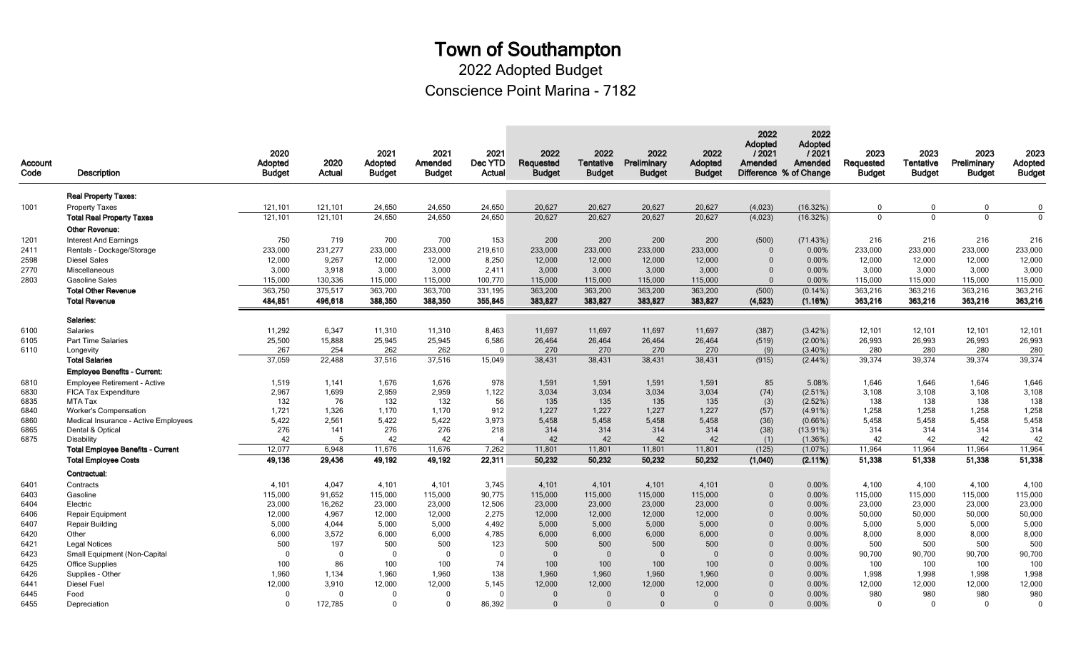# Town of Southampton

## 2022 Adopted Budget

## Conscience Point Marina - 7182

| Account Code | Description | 2020 Adopted Budget | 2020 Actual | 2021 Adopted Budget | 2021 Amended Budget | 2021 Dec YTD Actual | 2022 Requested Budget | 2022 Tentative Budget | 2022 Preliminary Budget | 2022 Adopted Budget | 2022 Adopted / 2021 Amended Difference | 2022 Adopted / 2021 Amended % of Change | 2023 Requested Budget | 2023 Tentative Budget | 2023 Preliminary Budget | 2023 Adopted Budget |
|---|---|---|---|---|---|---|---|---|---|---|---|---|---|---|---|---|
| | **Real Property Taxes:** | | | | | | | | | | | | | | | |
| 1001 | Property Taxes | 121,101 | 121,101 | 24,650 | 24,650 | 24,650 | 20,627 | 20,627 | 20,627 | 20,627 | (4,023) | (16.32%) | 0 | 0 | 0 | 0 |
| | **Total Real Property Taxes** | 121,101 | 121,101 | 24,650 | 24,650 | 24,650 | 20,627 | 20,627 | 20,627 | 20,627 | (4,023) | (16.32%) | 0 | 0 | 0 | 0 |
| | **Other Revenue:** | | | | | | | | | | | | | | | |
| 1201 | Interest And Earnings | 750 | 719 | 700 | 700 | 153 | 200 | 200 | 200 | 200 | (500) | (71.43%) | 216 | 216 | 216 | 216 |
| 2411 | Rentals - Dockage/Storage | 233,000 | 231,277 | 233,000 | 233,000 | 219,610 | 233,000 | 233,000 | 233,000 | 233,000 | 0 | 0.00% | 233,000 | 233,000 | 233,000 | 233,000 |
| 2598 | Diesel Sales | 12,000 | 9,267 | 12,000 | 12,000 | 8,250 | 12,000 | 12,000 | 12,000 | 12,000 | 0 | 0.00% | 12,000 | 12,000 | 12,000 | 12,000 |
| 2770 | Miscellaneous | 3,000 | 3,918 | 3,000 | 3,000 | 2,411 | 3,000 | 3,000 | 3,000 | 3,000 | 0 | 0.00% | 3,000 | 3,000 | 3,000 | 3,000 |
| 2803 | Gasoline Sales | 115,000 | 130,336 | 115,000 | 115,000 | 100,770 | 115,000 | 115,000 | 115,000 | 115,000 | 0 | 0.00% | 115,000 | 115,000 | 115,000 | 115,000 |
| | **Total Other Revenue** | 363,750 | 375,517 | 363,700 | 363,700 | 331,195 | 363,200 | 363,200 | 363,200 | 363,200 | (500) | (0.14%) | 363,216 | 363,216 | 363,216 | 363,216 |
| | **Total Revenue** | **484,851** | **496,618** | **388,350** | **388,350** | **355,845** | **383,827** | **383,827** | **383,827** | **383,827** | **(4,523)** | **(1.16%)** | **363,216** | **363,216** | **363,216** | **363,216** |
| | **Salaries:** | | | | | | | | | | | | | | | |
| 6100 | Salaries | 11,292 | 6,347 | 11,310 | 11,310 | 8,463 | 11,697 | 11,697 | 11,697 | 11,697 | (387) | (3.42%) | 12,101 | 12,101 | 12,101 | 12,101 |
| 6105 | Part Time Salaries | 25,500 | 15,888 | 25,945 | 25,945 | 6,586 | 26,464 | 26,464 | 26,464 | 26,464 | (519) | (2.00%) | 26,993 | 26,993 | 26,993 | 26,993 |
| 6110 | Longevity | 267 | 254 | 262 | 262 | 0 | 270 | 270 | 270 | 270 | (9) | (3.40%) | 280 | 280 | 280 | 280 |
| | **Total Salaries** | 37,059 | 22,488 | 37,516 | 37,516 | 15,049 | 38,431 | 38,431 | 38,431 | 38,431 | (915) | (2.44%) | 39,374 | 39,374 | 39,374 | 39,374 |
| | **Employee Benefits - Current:** | | | | | | | | | | | | | | | |
| 6810 | Employee Retirement - Active | 1,519 | 1,141 | 1,676 | 1,676 | 978 | 1,591 | 1,591 | 1,591 | 1,591 | 85 | 5.08% | 1,646 | 1,646 | 1,646 | 1,646 |
| 6830 | FICA Tax Expenditure | 2,967 | 1,699 | 2,959 | 2,959 | 1,122 | 3,034 | 3,034 | 3,034 | 3,034 | (74) | (2.51%) | 3,108 | 3,108 | 3,108 | 3,108 |
| 6835 | MTA Tax | 132 | 76 | 132 | 132 | 56 | 135 | 135 | 135 | 135 | (3) | (2.52%) | 138 | 138 | 138 | 138 |
| 6840 | Worker's Compensation | 1,721 | 1,326 | 1,170 | 1,170 | 912 | 1,227 | 1,227 | 1,227 | 1,227 | (57) | (4.91%) | 1,258 | 1,258 | 1,258 | 1,258 |
| 6860 | Medical Insurance - Active Employees | 5,422 | 2,561 | 5,422 | 5,422 | 3,973 | 5,458 | 5,458 | 5,458 | 5,458 | (36) | (0.66%) | 5,458 | 5,458 | 5,458 | 5,458 |
| 6865 | Dental & Optical | 276 | 141 | 276 | 276 | 218 | 314 | 314 | 314 | 314 | (38) | (13.91%) | 314 | 314 | 314 | 314 |
| 6875 | Disability | 42 | 5 | 42 | 42 | 4 | 42 | 42 | 42 | 42 | (1) | (1.36%) | 42 | 42 | 42 | 42 |
| | **Total Employee Benefits - Current** | 12,077 | 6,948 | 11,676 | 11,676 | 7,262 | 11,801 | 11,801 | 11,801 | 11,801 | (125) | (1.07%) | 11,964 | 11,964 | 11,964 | 11,964 |
| | **Total Employee Costs** | **49,136** | **29,436** | **49,192** | **49,192** | **22,311** | **50,232** | **50,232** | **50,232** | **50,232** | **(1,040)** | **(2.11%)** | **51,338** | **51,338** | **51,338** | **51,338** |
| | **Contractual:** | | | | | | | | | | | | | | | |
| 6401 | Contracts | 4,101 | 4,047 | 4,101 | 4,101 | 3,745 | 4,101 | 4,101 | 4,101 | 4,101 | 0 | 0.00% | 4,100 | 4,100 | 4,100 | 4,100 |
| 6403 | Gasoline | 115,000 | 91,652 | 115,000 | 115,000 | 90,775 | 115,000 | 115,000 | 115,000 | 115,000 | 0 | 0.00% | 115,000 | 115,000 | 115,000 | 115,000 |
| 6404 | Electric | 23,000 | 16,262 | 23,000 | 23,000 | 12,506 | 23,000 | 23,000 | 23,000 | 23,000 | 0 | 0.00% | 23,000 | 23,000 | 23,000 | 23,000 |
| 6406 | Repair Equipment | 12,000 | 4,967 | 12,000 | 12,000 | 2,275 | 12,000 | 12,000 | 12,000 | 12,000 | 0 | 0.00% | 50,000 | 50,000 | 50,000 | 50,000 |
| 6407 | Repair Building | 5,000 | 4,044 | 5,000 | 5,000 | 4,492 | 5,000 | 5,000 | 5,000 | 5,000 | 0 | 0.00% | 5,000 | 5,000 | 5,000 | 5,000 |
| 6420 | Other | 6,000 | 3,572 | 6,000 | 6,000 | 4,785 | 6,000 | 6,000 | 6,000 | 6,000 | 0 | 0.00% | 8,000 | 8,000 | 8,000 | 8,000 |
| 6421 | Legal Notices | 500 | 197 | 500 | 500 | 123 | 500 | 500 | 500 | 500 | 0 | 0.00% | 500 | 500 | 500 | 500 |
| 6423 | Small Equipment (Non-Capital | 0 | 0 | 0 | 0 | 0 | 0 | 0 | 0 | 0 | 0 | 0.00% | 90,700 | 90,700 | 90,700 | 90,700 |
| 6425 | Office Supplies | 100 | 86 | 100 | 100 | 74 | 100 | 100 | 100 | 100 | 0 | 0.00% | 100 | 100 | 100 | 100 |
| 6426 | Supplies - Other | 1,960 | 1,134 | 1,960 | 1,960 | 138 | 1,960 | 1,960 | 1,960 | 1,960 | 0 | 0.00% | 1,998 | 1,998 | 1,998 | 1,998 |
| 6441 | Diesel Fuel | 12,000 | 3,910 | 12,000 | 12,000 | 5,145 | 12,000 | 12,000 | 12,000 | 12,000 | 0 | 0.00% | 12,000 | 12,000 | 12,000 | 12,000 |
| 6445 | Food | 0 | 0 | 0 | 0 | 0 | 0 | 0 | 0 | 0 | 0 | 0.00% | 980 | 980 | 980 | 980 |
| 6455 | Depreciation | 0 | 172,785 | 0 | 0 | 86,392 | 0 | 0 | 0 | 0 | 0 | 0.00% | 0 | 0 | 0 | 0 |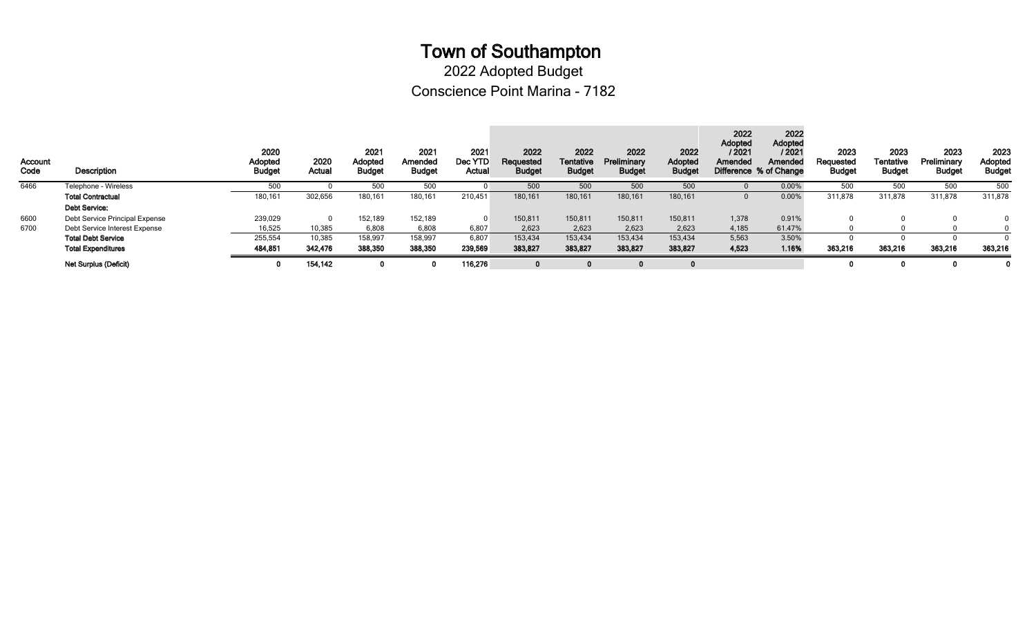# Town of Southampton

## 2022 Adopted Budget

## Conscience Point Marina - 7182

| Account Code | Description | 2020 Adopted Budget | 2020 Actual | 2021 Adopted Budget | 2021 Amended Budget | 2021 Dec YTD Actual | 2022 Requested Budget | 2022 Tentative Budget | 2022 Preliminary Budget | 2022 Adopted Budget | 2022 Adopted / 2021 Amended Difference | 2022 Adopted / 2021 Amended % of Change | 2023 Requested Budget | 2023 Tentative Budget | 2023 Preliminary Budget | 2023 Adopted Budget |
|---|---|---|---|---|---|---|---|---|---|---|---|---|---|---|---|---|
| 6466 | Telephone - Wireless | 500 | 0 | 500 | 500 | 0 | 500 | 500 | 500 | 500 | 0 | 0.00% | 500 | 500 | 500 | 500 |
| | **Total Contractual** | 180,161 | 302,656 | 180,161 | 180,161 | 210,451 | 180,161 | 180,161 | 180,161 | 180,161 | 0 | 0.00% | 311,878 | 311,878 | 311,878 | 311,878 |
| | **Debt Service:** | | | | | | | | | | | | | | | |
| 6600 | Debt Service Principal Expense | 239,029 | 0 | 152,189 | 152,189 | 0 | 150,811 | 150,811 | 150,811 | 150,811 | 1,378 | 0.91% | 0 | 0 | 0 | 0 |
| 6700 | Debt Service Interest Expense | 16,525 | 10,385 | 6,808 | 6,808 | 6,807 | 2,623 | 2,623 | 2,623 | 2,623 | 4,185 | 61.47% | 0 | 0 | 0 | 0 |
| | **Total Debt Service** | 255,554 | 10,385 | 158,997 | 158,997 | 6,807 | 153,434 | 153,434 | 153,434 | 153,434 | 5,563 | 3.50% | 0 | 0 | 0 | 0 |
| | **Total Expenditures** | **484,851** | **342,476** | **388,350** | **388,350** | **239,569** | **383,827** | **383,827** | **383,827** | **383,827** | **4,523** | **1.16%** | **363,216** | **363,216** | **363,216** | **363,216** |
| | **Net Surplus (Deficit)** | **0** | **154,142** | **0** | **0** | **116,276** | **0** | **0** | **0** | **0** | | | **0** | **0** | **0** | **0** |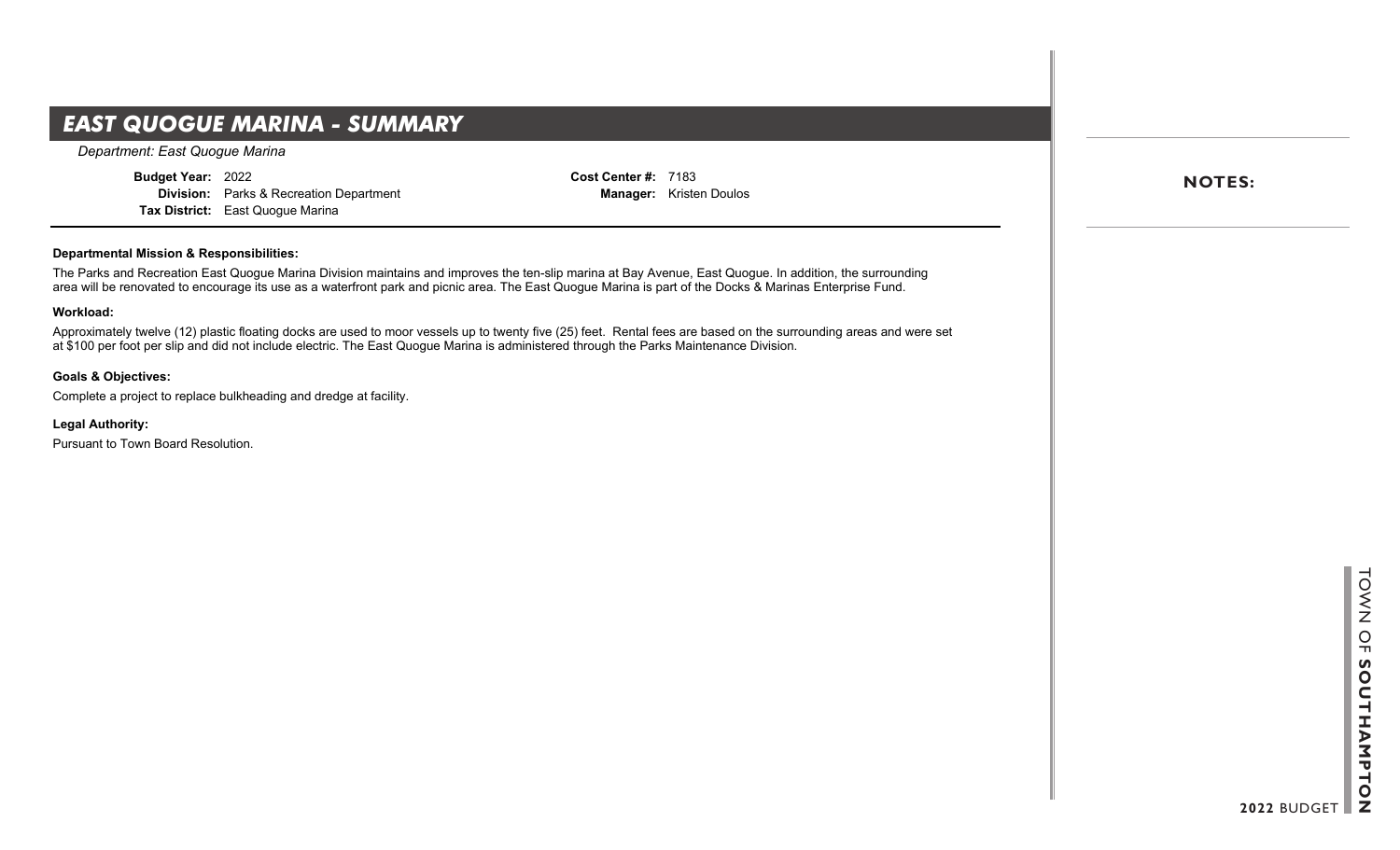# EAST QUOGUE MARINA - SUMMARY

*Department: East Quogue Marina*

**Budget Year:** 2022
**Division:** Parks & Recreation Department
**Tax District:** East Quogue Marina

**Cost Center #:** 7183
**Manager:** Kristen Doulos

**NOTES:**

**Departmental Mission & Responsibilities:**

The Parks and Recreation East Quogue Marina Division maintains and improves the ten-slip marina at Bay Avenue, East Quogue. In addition, the surrounding area will be renovated to encourage its use as a waterfront park and picnic area. The East Quogue Marina is part of the Docks & Marinas Enterprise Fund.

**Workload:**

Approximately twelve (12) plastic floating docks are used to moor vessels up to twenty five (25) feet. Rental fees are based on the surrounding areas and were set at $100 per foot per slip and did not include electric. The East Quogue Marina is administered through the Parks Maintenance Division.

**Goals & Objectives:**

Complete a project to replace bulkheading and dredge at facility.

**Legal Authority:**

Pursuant to Town Board Resolution.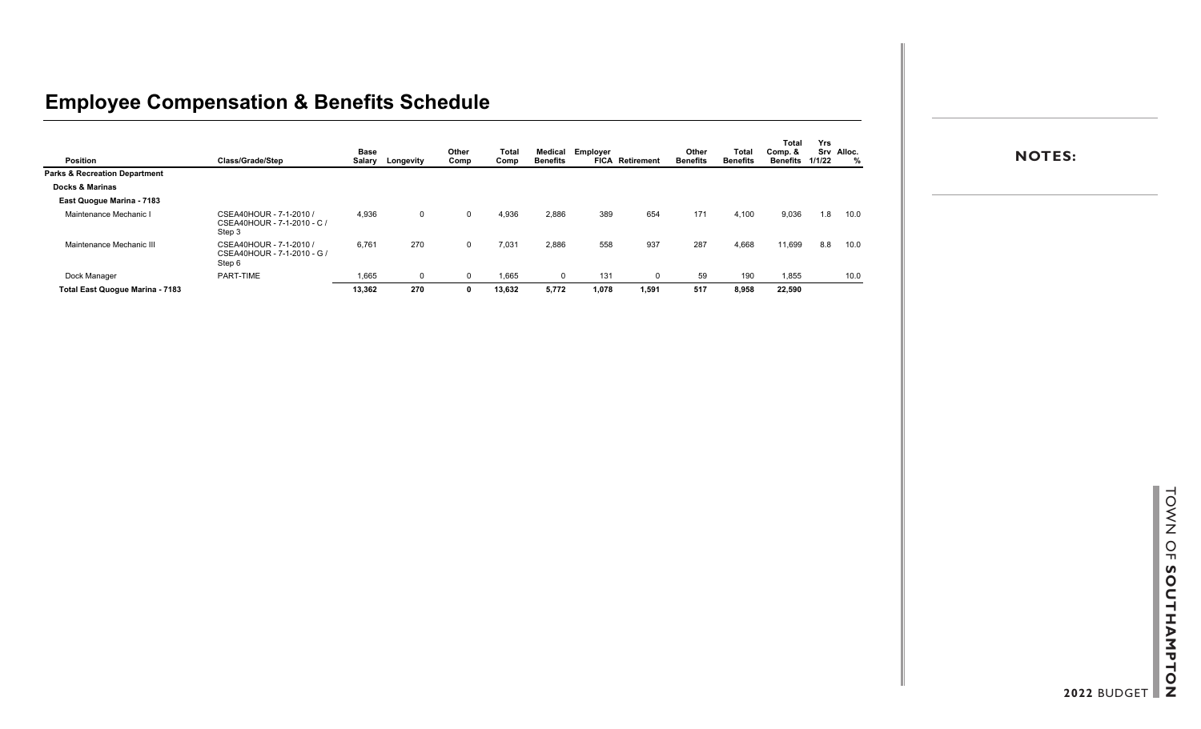# Employee Compensation & Benefits Schedule

| Position | Class/Grade/Step | Base Salary | Longevity | Other Comp | Total Comp | Medical Benefits | Employer FICA | Retirement | Other Benefits | Total Benefits | Total Comp. & Benefits | Yrs Srv 1/1/22 | Alloc. % |
|---|---|---|---|---|---|---|---|---|---|---|---|---|---|
| **Parks & Recreation Department** | | | | | | | | | | | | | |
| **Docks & Marinas** | | | | | | | | | | | | | |
| **East Quogue Marina - 7183** | | | | | | | | | | | | | |
| Maintenance Mechanic I | CSEA40HOUR - 7-1-2010 / CSEA40HOUR - 7-1-2010 - C / Step 3 | 4,936 | 0 | 0 | 4,936 | 2,886 | 389 | 654 | 171 | 4,100 | 9,036 | 1.8 | 10.0 |
| Maintenance Mechanic III | CSEA40HOUR - 7-1-2010 / CSEA40HOUR - 7-1-2010 - G / Step 6 | 6,761 | 270 | 0 | 7,031 | 2,886 | 558 | 937 | 287 | 4,668 | 11,699 | 8.8 | 10.0 |
| Dock Manager | PART-TIME | 1,665 | 0 | 0 | 1,665 | 0 | 131 | 0 | 59 | 190 | 1,855 | | 10.0 |
| **Total East Quogue Marina - 7183** | | **13,362** | **270** | **0** | **13,632** | **5,772** | **1,078** | **1,591** | **517** | **8,958** | **22,590** | | |

**NOTES:**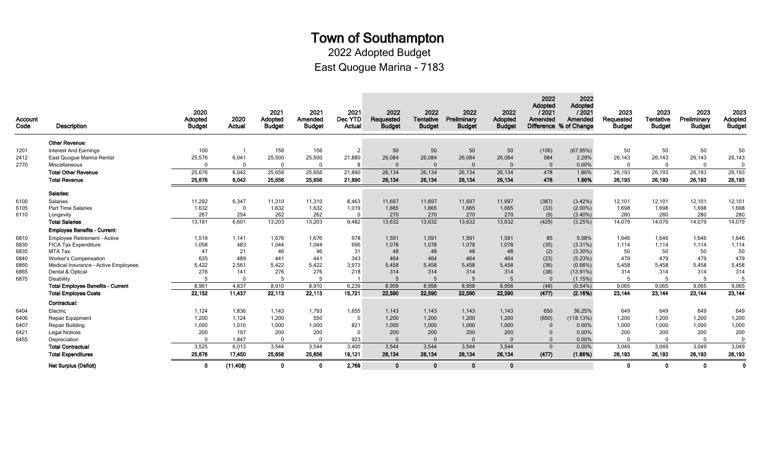# Town of Southampton

## 2022 Adopted Budget

## East Quogue Marina - 7183

| Account Code | Description | 2020 Adopted Budget | 2020 Actual | 2021 Adopted Budget | 2021 Amended Budget | 2021 Dec YTD Actual | 2022 Requested Budget | 2022 Tentative Budget | 2022 Preliminary Budget | 2022 Adopted Budget | 2022 Adopted / 2021 Amended Difference | 2022 Adopted / 2021 Amended % of Change | 2023 Requested Budget | 2023 Tentative Budget | 2023 Preliminary Budget | 2023 Adopted Budget |
|---|---|---|---|---|---|---|---|---|---|---|---|---|---|---|---|---|
| | **Other Revenue:** | | | | | | | | | | | | | | | |
| 1201 | Interest And Earnings | 100 | 1 | 156 | 156 | 2 | 50 | 50 | 50 | 50 | (106) | (67.95%) | 50 | 50 | 50 | 50 |
| 2412 | East Quogue Marina Rental | 25,576 | 6,041 | 25,500 | 25,500 | 21,880 | 26,084 | 26,084 | 26,084 | 26,084 | 584 | 2.29% | 26,143 | 26,143 | 26,143 | 26,143 |
| 2770 | Miscellaneous | 0 | 0 | 0 | 0 | 8 | 0 | 0 | 0 | 0 | 0 | 0.00% | 0 | 0 | 0 | 0 |
| | **Total Other Revenue** | 25,676 | 6,042 | 25,656 | 25,656 | 21,890 | 26,134 | 26,134 | 26,134 | 26,134 | 478 | 1.86% | 26,193 | 26,193 | 26,193 | 26,193 |
| | **Total Revenue** | **25,676** | **6,042** | **25,656** | **25,656** | **21,890** | **26,134** | **26,134** | **26,134** | **26,134** | **478** | **1.86%** | **26,193** | **26,193** | **26,193** | **26,193** |
| | **Salaries:** | | | | | | | | | | | | | | | |
| 6100 | Salaries | 11,292 | 6,347 | 11,310 | 11,310 | 8,463 | 11,697 | 11,697 | 11,697 | 11,697 | (387) | (3.42%) | 12,101 | 12,101 | 12,101 | 12,101 |
| 6105 | Part Time Salaries | 1,632 | 0 | 1,632 | 1,632 | 1,019 | 1,665 | 1,665 | 1,665 | 1,665 | (33) | (2.00%) | 1,698 | 1,698 | 1,698 | 1,698 |
| 6110 | Longevity | 267 | 254 | 262 | 262 | 0 | 270 | 270 | 270 | 270 | (9) | (3.40%) | 280 | 280 | 280 | 280 |
| | **Total Salaries** | 13,191 | 6,601 | 13,203 | 13,203 | 9,482 | 13,632 | 13,632 | 13,632 | 13,632 | (429) | (3.25%) | 14,079 | 14,079 | 14,079 | 14,079 |
| | **Employee Benefits - Current:** | | | | | | | | | | | | | | | |
| 6810 | Employee Retirement - Active | 1,519 | 1,141 | 1,676 | 1,676 | 978 | 1,591 | 1,591 | 1,591 | 1,591 | 85 | 5.08% | 1,646 | 1,646 | 1,646 | 1,646 |
| 6830 | FICA Tax Expenditure | 1,058 | 483 | 1,044 | 1,044 | 696 | 1,078 | 1,078 | 1,078 | 1,078 | (35) | (3.31%) | 1,114 | 1,114 | 1,114 | 1,114 |
| 6835 | MTA Tax | 47 | 21 | 46 | 46 | 31 | 48 | 48 | 48 | 48 | (2) | (3.30%) | 50 | 50 | 50 | 50 |
| 6840 | Worker's Compensation | 635 | 489 | 441 | 441 | 343 | 464 | 464 | 464 | 464 | (23) | (5.23%) | 479 | 479 | 479 | 479 |
| 6860 | Medical Insurance - Active Employees | 5,422 | 2,561 | 5,422 | 5,422 | 3,973 | 5,458 | 5,458 | 5,458 | 5,458 | (36) | (0.66%) | 5,458 | 5,458 | 5,458 | 5,458 |
| 6865 | Dental & Optical | 276 | 141 | 276 | 276 | 218 | 314 | 314 | 314 | 314 | (38) | (13.91%) | 314 | 314 | 314 | 314 |
| 6875 | Disability | 5 | 0 | 5 | 5 | 1 | 5 | 5 | 5 | 5 | 0 | (1.15%) | 5 | 5 | 5 | 5 |
| | **Total Employee Benefits - Current** | 8,961 | 4,837 | 8,910 | 8,910 | 6,239 | 8,958 | 8,958 | 8,958 | 8,958 | (48) | (0.54%) | 9,065 | 9,065 | 9,065 | 9,065 |
| | **Total Employee Costs** | **22,152** | **11,437** | **22,113** | **22,113** | **15,721** | **22,590** | **22,590** | **22,590** | **22,590** | **(477)** | **(2.16%)** | **23,144** | **23,144** | **23,144** | **23,144** |
| | **Contractual:** | | | | | | | | | | | | | | | |
| 6404 | Electric | 1,124 | 1,836 | 1,143 | 1,793 | 1,655 | 1,143 | 1,143 | 1,143 | 1,143 | 650 | 36.25% | 649 | 649 | 649 | 649 |
| 6406 | Repair Equipment | 1,200 | 1,124 | 1,200 | 550 | 0 | 1,200 | 1,200 | 1,200 | 1,200 | (650) | (118.13%) | 1,200 | 1,200 | 1,200 | 1,200 |
| 6407 | Repair Building | 1,000 | 1,010 | 1,000 | 1,000 | 821 | 1,000 | 1,000 | 1,000 | 1,000 | 0 | 0.00% | 1,000 | 1,000 | 1,000 | 1,000 |
| 6421 | Legal Notices | 200 | 197 | 200 | 200 | 0 | 200 | 200 | 200 | 200 | 0 | 0.00% | 200 | 200 | 200 | 200 |
| 6455 | Depreciation | 0 | 1,847 | 0 | 0 | 923 | 0 | 0 | 0 | 0 | 0 | 0.00% | 0 | 0 | 0 | 0 |
| | **Total Contractual** | 3,525 | 6,013 | 3,544 | 3,544 | 3,400 | 3,544 | 3,544 | 3,544 | 3,544 | 0 | 0.00% | 3,049 | 3,049 | 3,049 | 3,049 |
| | **Total Expenditures** | **25,676** | **17,450** | **25,656** | **25,656** | **19,121** | **26,134** | **26,134** | **26,134** | **26,134** | **(477)** | **(1.86%)** | **26,193** | **26,193** | **26,193** | **26,193** |
| | **Net Surplus (Deficit)** | **0** | **(11,408)** | **0** | **0** | **2,769** | **0** | **0** | **0** | **0** | | | **0** | **0** | **0** | **0** |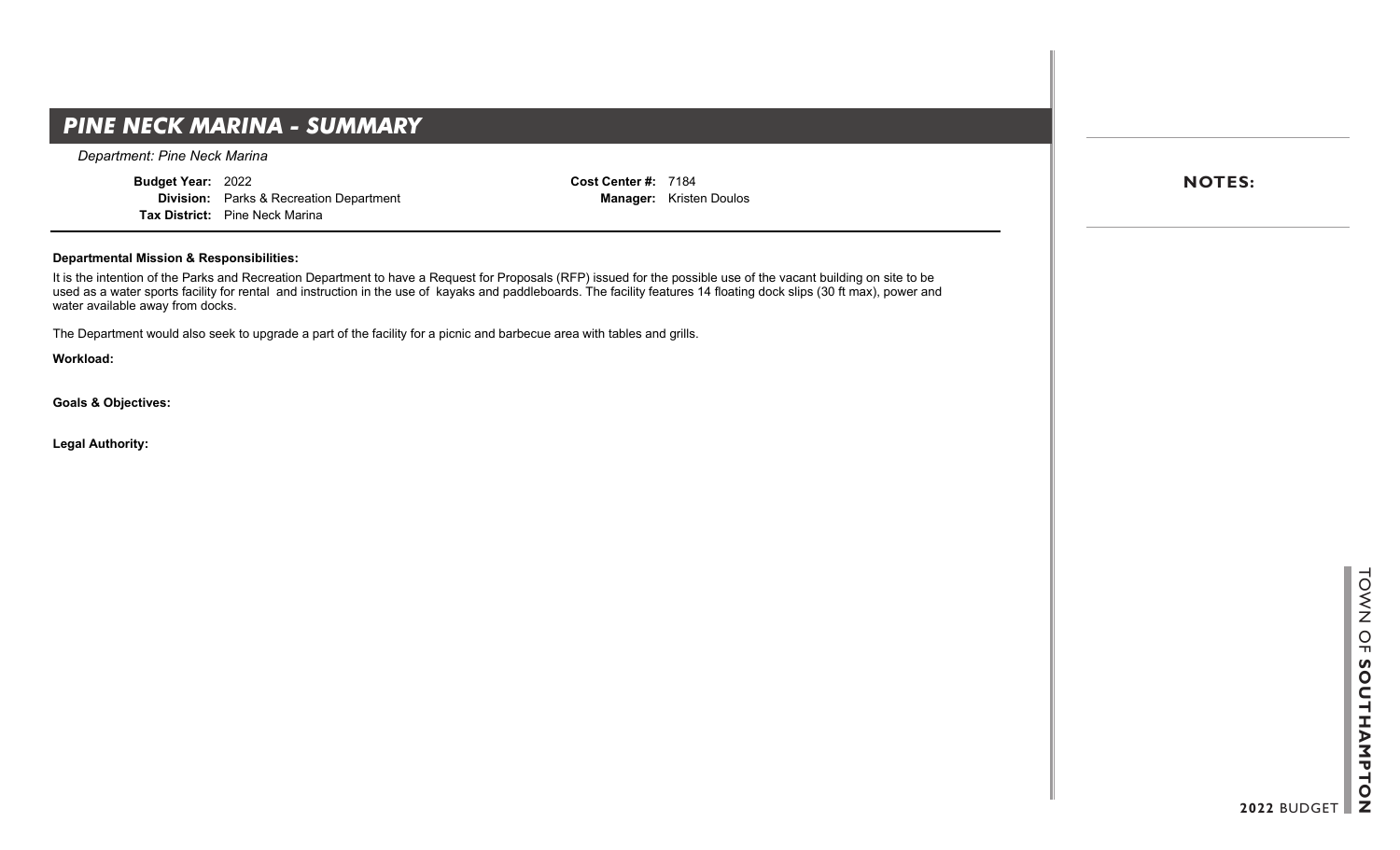# PINE NECK MARINA - SUMMARY

*Department: Pine Neck Marina*

| | | | |
|---|---|---|---|
| **Budget Year:** | 2022 | **Cost Center #:** | 7184 |
| **Division:** | Parks & Recreation Department | **Manager:** | Kristen Doulos |
| **Tax District:** | Pine Neck Marina | | |

**NOTES:**

**Departmental Mission & Responsibilities:**

It is the intention of the Parks and Recreation Department to have a Request for Proposals (RFP) issued for the possible use of the vacant building on site to be used as a water sports facility for rental and instruction in the use of kayaks and paddleboards. The facility features 14 floating dock slips (30 ft max), power and water available away from docks.

The Department would also seek to upgrade a part of the facility for a picnic and barbecue area with tables and grills.

**Workload:**

**Goals & Objectives:**

**Legal Authority:**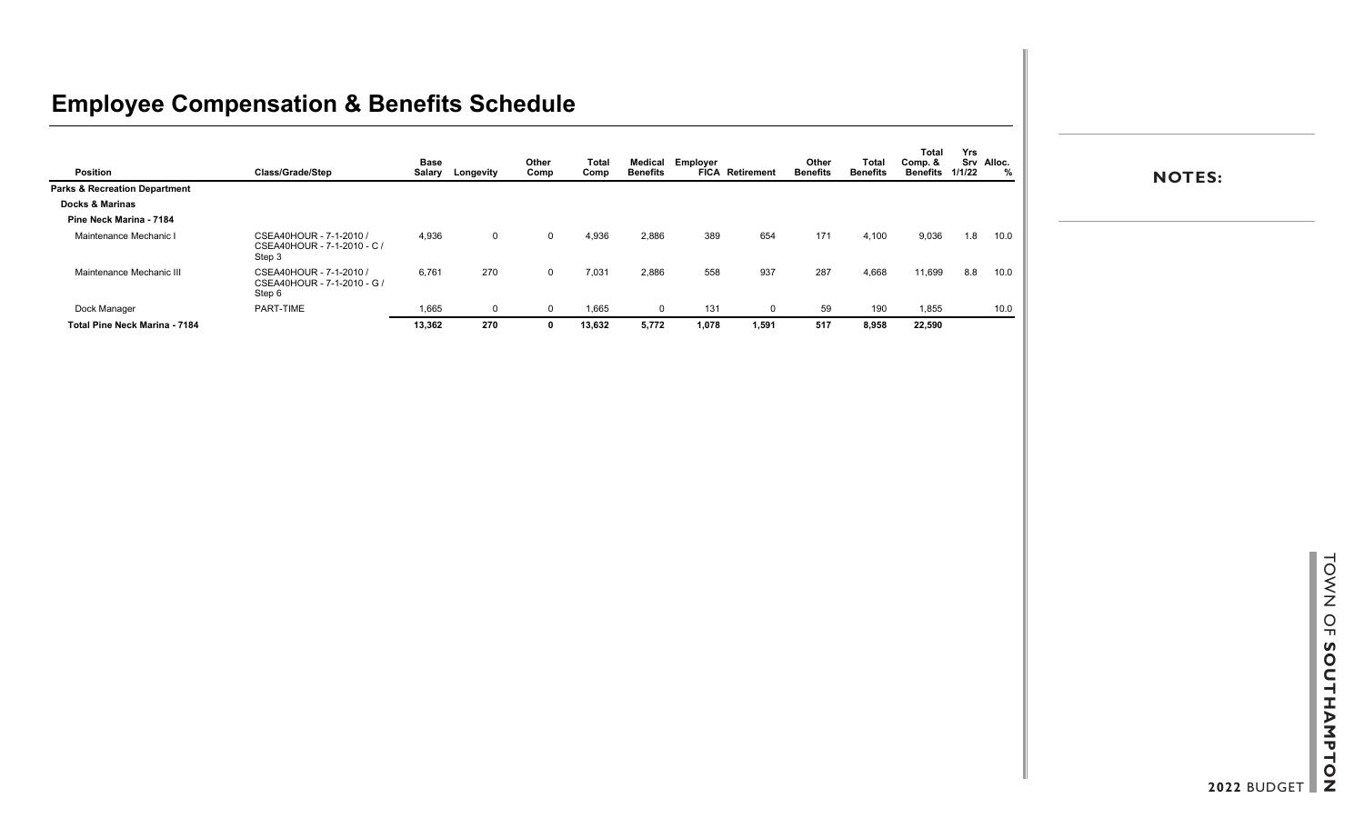# Employee Compensation & Benefits Schedule

| Position | Class/Grade/Step | Base Salary | Longevity | Other Comp | Total Comp | Medical Benefits | Employer FICA | Retirement | Other Benefits | Total Benefits | Total Comp. & Benefits | Yrs Srv 1/1/22 | Alloc. % |
|---|---|---|---|---|---|---|---|---|---|---|---|---|---|
| **Parks & Recreation Department** | | | | | | | | | | | | | |
| **Docks & Marinas** | | | | | | | | | | | | | |
| **Pine Neck Marina - 7184** | | | | | | | | | | | | | |
| Maintenance Mechanic I | CSEA40HOUR - 7-1-2010 / CSEA40HOUR - 7-1-2010 - C / Step 3 | 4,936 | 0 | 0 | 4,936 | 2,886 | 389 | 654 | 171 | 4,100 | 9,036 | 1.8 | 10.0 |
| Maintenance Mechanic III | CSEA40HOUR - 7-1-2010 / CSEA40HOUR - 7-1-2010 - G / Step 6 | 6,761 | 270 | 0 | 7,031 | 2,886 | 558 | 937 | 287 | 4,668 | 11,699 | 8.8 | 10.0 |
| Dock Manager | PART-TIME | 1,665 | 0 | 0 | 1,665 | 0 | 131 | 0 | 59 | 190 | 1,855 | | 10.0 |
| **Total Pine Neck Marina - 7184** | | **13,362** | **270** | **0** | **13,632** | **5,772** | **1,078** | **1,591** | **517** | **8,958** | **22,590** | | |

**NOTES:**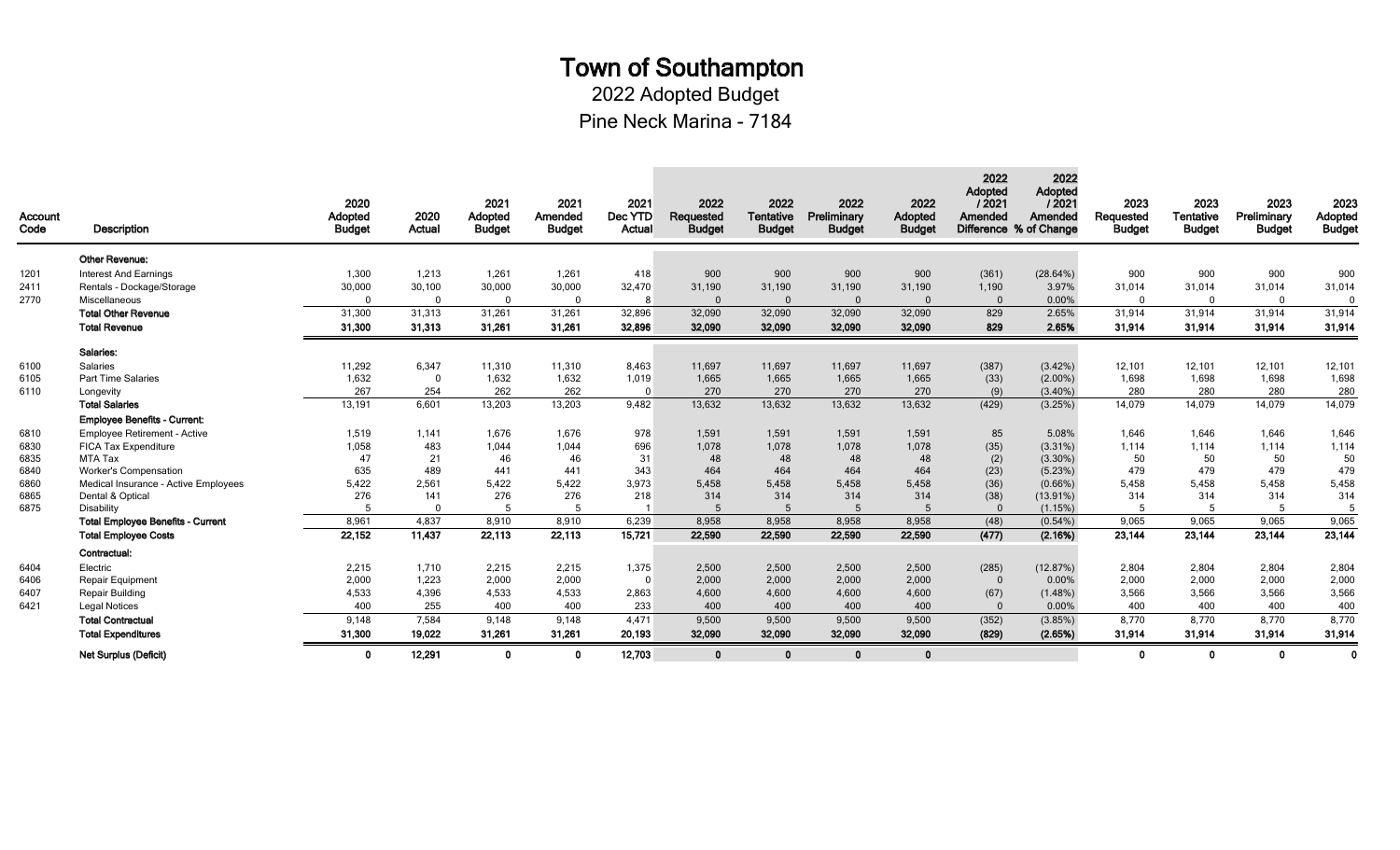# Town of Southampton

## 2022 Adopted Budget

## Pine Neck Marina - 7184

| Account Code | Description | 2020 Adopted Budget | 2020 Actual | 2021 Adopted Budget | 2021 Amended Budget | 2021 Dec YTD Actual | 2022 Requested Budget | 2022 Tentative Budget | 2022 Preliminary Budget | 2022 Adopted Budget | 2022 Adopted / 2021 Amended Difference | 2022 Adopted / 2021 Amended % of Change | 2023 Requested Budget | 2023 Tentative Budget | 2023 Preliminary Budget | 2023 Adopted Budget |
|---|---|---|---|---|---|---|---|---|---|---|---|---|---|---|---|---|
| | **Other Revenue:** | | | | | | | | | | | | | | | |
| 1201 | Interest And Earnings | 1,300 | 1,213 | 1,261 | 1,261 | 418 | 900 | 900 | 900 | 900 | (361) | (28.64%) | 900 | 900 | 900 | 900 |
| 2411 | Rentals - Dockage/Storage | 30,000 | 30,100 | 30,000 | 30,000 | 32,470 | 31,190 | 31,190 | 31,190 | 31,190 | 1,190 | 3.97% | 31,014 | 31,014 | 31,014 | 31,014 |
| 2770 | Miscellaneous | 0 | 0 | 0 | 0 | 8 | 0 | 0 | 0 | 0 | 0 | 0.00% | 0 | 0 | 0 | 0 |
| | **Total Other Revenue** | 31,300 | 31,313 | 31,261 | 31,261 | 32,896 | 32,090 | 32,090 | 32,090 | 32,090 | 829 | 2.65% | 31,914 | 31,914 | 31,914 | 31,914 |
| | **Total Revenue** | **31,300** | **31,313** | **31,261** | **31,261** | **32,896** | **32,090** | **32,090** | **32,090** | **32,090** | **829** | **2.65%** | **31,914** | **31,914** | **31,914** | **31,914** |
| | **Salaries:** | | | | | | | | | | | | | | | |
| 6100 | Salaries | 11,292 | 6,347 | 11,310 | 11,310 | 8,463 | 11,697 | 11,697 | 11,697 | 11,697 | (387) | (3.42%) | 12,101 | 12,101 | 12,101 | 12,101 |
| 6105 | Part Time Salaries | 1,632 | 0 | 1,632 | 1,632 | 1,019 | 1,665 | 1,665 | 1,665 | 1,665 | (33) | (2.00%) | 1,698 | 1,698 | 1,698 | 1,698 |
| 6110 | Longevity | 267 | 254 | 262 | 262 | 0 | 270 | 270 | 270 | 270 | (9) | (3.40%) | 280 | 280 | 280 | 280 |
| | **Total Salaries** | 13,191 | 6,601 | 13,203 | 13,203 | 9,482 | 13,632 | 13,632 | 13,632 | 13,632 | (429) | (3.25%) | 14,079 | 14,079 | 14,079 | 14,079 |
| | **Employee Benefits - Current:** | | | | | | | | | | | | | | | |
| 6810 | Employee Retirement - Active | 1,519 | 1,141 | 1,676 | 1,676 | 978 | 1,591 | 1,591 | 1,591 | 1,591 | 85 | 5.08% | 1,646 | 1,646 | 1,646 | 1,646 |
| 6830 | FICA Tax Expenditure | 1,058 | 483 | 1,044 | 1,044 | 696 | 1,078 | 1,078 | 1,078 | 1,078 | (35) | (3.31%) | 1,114 | 1,114 | 1,114 | 1,114 |
| 6835 | MTA Tax | 47 | 21 | 46 | 46 | 31 | 48 | 48 | 48 | 48 | (2) | (3.30%) | 50 | 50 | 50 | 50 |
| 6840 | Worker's Compensation | 635 | 489 | 441 | 441 | 343 | 464 | 464 | 464 | 464 | (23) | (5.23%) | 479 | 479 | 479 | 479 |
| 6860 | Medical Insurance - Active Employees | 5,422 | 2,561 | 5,422 | 5,422 | 3,973 | 5,458 | 5,458 | 5,458 | 5,458 | (36) | (0.66%) | 5,458 | 5,458 | 5,458 | 5,458 |
| 6865 | Dental & Optical | 276 | 141 | 276 | 276 | 218 | 314 | 314 | 314 | 314 | (38) | (13.91%) | 314 | 314 | 314 | 314 |
| 6875 | Disability | 5 | 0 | 5 | 5 | 1 | 5 | 5 | 5 | 5 | 0 | (1.15%) | 5 | 5 | 5 | 5 |
| | **Total Employee Benefits - Current** | 8,961 | 4,837 | 8,910 | 8,910 | 6,239 | 8,958 | 8,958 | 8,958 | 8,958 | (48) | (0.54%) | 9,065 | 9,065 | 9,065 | 9,065 |
| | **Total Employee Costs** | **22,152** | **11,437** | **22,113** | **22,113** | **15,721** | **22,590** | **22,590** | **22,590** | **22,590** | **(477)** | **(2.16%)** | **23,144** | **23,144** | **23,144** | **23,144** |
| | **Contractual:** | | | | | | | | | | | | | | | |
| 6404 | Electric | 2,215 | 1,710 | 2,215 | 2,215 | 1,375 | 2,500 | 2,500 | 2,500 | 2,500 | (285) | (12.87%) | 2,804 | 2,804 | 2,804 | 2,804 |
| 6406 | Repair Equipment | 2,000 | 1,223 | 2,000 | 2,000 | 0 | 2,000 | 2,000 | 2,000 | 2,000 | 0 | 0.00% | 2,000 | 2,000 | 2,000 | 2,000 |
| 6407 | Repair Building | 4,533 | 4,396 | 4,533 | 4,533 | 2,863 | 4,600 | 4,600 | 4,600 | 4,600 | (67) | (1.48%) | 3,566 | 3,566 | 3,566 | 3,566 |
| 6421 | Legal Notices | 400 | 255 | 400 | 400 | 233 | 400 | 400 | 400 | 400 | 0 | 0.00% | 400 | 400 | 400 | 400 |
| | **Total Contractual** | 9,148 | 7,584 | 9,148 | 9,148 | 4,471 | 9,500 | 9,500 | 9,500 | 9,500 | (352) | (3.85%) | 8,770 | 8,770 | 8,770 | 8,770 |
| | **Total Expenditures** | **31,300** | **19,022** | **31,261** | **31,261** | **20,193** | **32,090** | **32,090** | **32,090** | **32,090** | **(829)** | **(2.65%)** | **31,914** | **31,914** | **31,914** | **31,914** |
| | **Net Surplus (Deficit)** | **0** | **12,291** | **0** | **0** | **12,703** | **0** | **0** | **0** | **0** | | | **0** | **0** | **0** | **0** |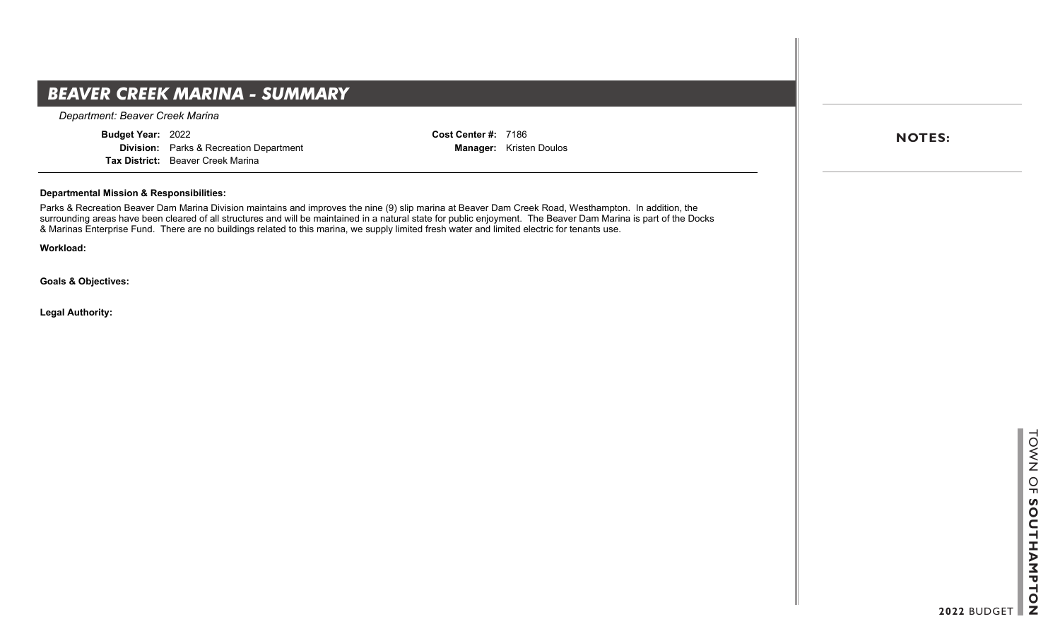# BEAVER CREEK MARINA - SUMMARY

*Department: Beaver Creek Marina*

**Budget Year:** 2022
**Division:** Parks & Recreation Department
**Tax District:** Beaver Creek Marina

**Cost Center #:** 7186
**Manager:** Kristen Doulos

**Departmental Mission & Responsibilities:**

Parks & Recreation Beaver Dam Marina Division maintains and improves the nine (9) slip marina at Beaver Dam Creek Road, Westhampton. In addition, the surrounding areas have been cleared of all structures and will be maintained in a natural state for public enjoyment. The Beaver Dam Marina is part of the Docks & Marinas Enterprise Fund. There are no buildings related to this marina, we supply limited fresh water and limited electric for tenants use.

**Workload:**

**Goals & Objectives:**

**Legal Authority:**

**NOTES:**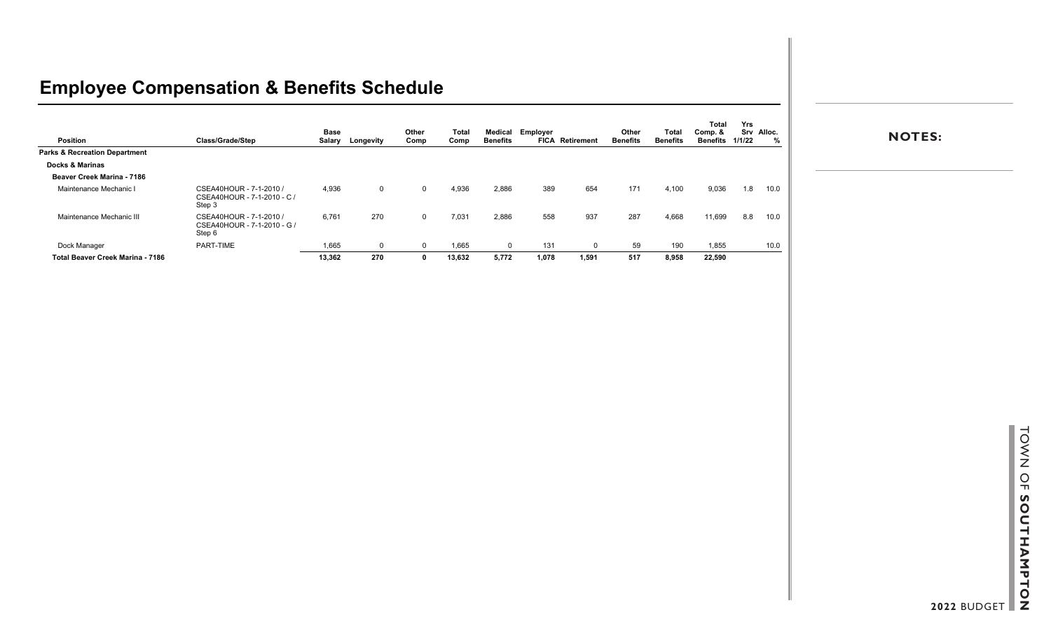# Employee Compensation & Benefits Schedule

| Position | Class/Grade/Step | Base Salary | Longevity | Other Comp | Total Comp | Medical Benefits | Employer FICA | Retirement | Other Benefits | Total Benefits | Total Comp. & Benefits | Yrs Srv 1/1/22 | Alloc. % |
|---|---|---|---|---|---|---|---|---|---|---|---|---|---|
| **Parks & Recreation Department** | | | | | | | | | | | | | |
| **Docks & Marinas** | | | | | | | | | | | | | |
| **Beaver Creek Marina - 7186** | | | | | | | | | | | | | |
| Maintenance Mechanic I | CSEA40HOUR - 7-1-2010 / CSEA40HOUR - 7-1-2010 - C / Step 3 | 4,936 | 0 | 0 | 4,936 | 2,886 | 389 | 654 | 171 | 4,100 | 9,036 | 1.8 | 10.0 |
| Maintenance Mechanic III | CSEA40HOUR - 7-1-2010 / CSEA40HOUR - 7-1-2010 - G / Step 6 | 6,761 | 270 | 0 | 7,031 | 2,886 | 558 | 937 | 287 | 4,668 | 11,699 | 8.8 | 10.0 |
| Dock Manager | PART-TIME | 1,665 | 0 | 0 | 1,665 | 0 | 131 | 0 | 59 | 190 | 1,855 | | 10.0 |
| **Total Beaver Creek Marina - 7186** | | **13,362** | **270** | **0** | **13,632** | **5,772** | **1,078** | **1,591** | **517** | **8,958** | **22,590** | | |

**NOTES:**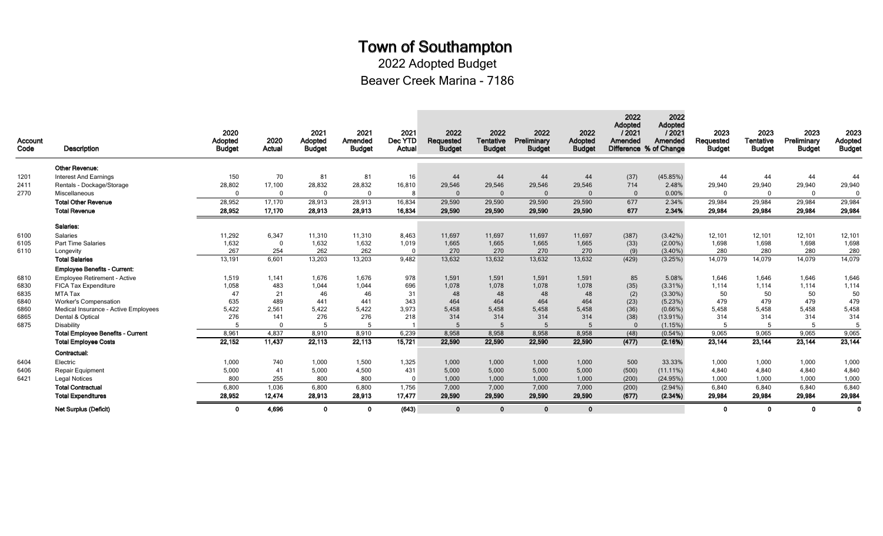# Town of Southampton

## 2022 Adopted Budget

## Beaver Creek Marina - 7186

| Account Code | Description | 2020 Adopted Budget | 2020 Actual | 2021 Adopted Budget | 2021 Amended Budget | 2021 Dec YTD Actual | 2022 Requested Budget | 2022 Tentative Budget | 2022 Preliminary Budget | 2022 Adopted Budget | 2022 Adopted / 2021 Amended Difference | 2022 Adopted / 2021 Amended % of Change | 2023 Requested Budget | 2023 Tentative Budget | 2023 Preliminary Budget | 2023 Adopted Budget |
|---|---|---|---|---|---|---|---|---|---|---|---|---|---|---|---|---|
| | **Other Revenue:** | | | | | | | | | | | | | | | |
| 1201 | Interest And Earnings | 150 | 70 | 81 | 81 | 16 | 44 | 44 | 44 | 44 | (37) | (45.85%) | 44 | 44 | 44 | 44 |
| 2411 | Rentals - Dockage/Storage | 28,802 | 17,100 | 28,832 | 28,832 | 16,810 | 29,546 | 29,546 | 29,546 | 29,546 | 714 | 2.48% | 29,940 | 29,940 | 29,940 | 29,940 |
| 2770 | Miscellaneous | 0 | 0 | 0 | 0 | 8 | 0 | 0 | 0 | 0 | 0 | 0.00% | 0 | 0 | 0 | 0 |
| | **Total Other Revenue** | 28,952 | 17,170 | 28,913 | 28,913 | 16,834 | 29,590 | 29,590 | 29,590 | 29,590 | 677 | 2.34% | 29,984 | 29,984 | 29,984 | 29,984 |
| | **Total Revenue** | **28,952** | **17,170** | **28,913** | **28,913** | **16,834** | **29,590** | **29,590** | **29,590** | **29,590** | **677** | **2.34%** | **29,984** | **29,984** | **29,984** | **29,984** |
| | **Salaries:** | | | | | | | | | | | | | | | |
| 6100 | Salaries | 11,292 | 6,347 | 11,310 | 11,310 | 8,463 | 11,697 | 11,697 | 11,697 | 11,697 | (387) | (3.42%) | 12,101 | 12,101 | 12,101 | 12,101 |
| 6105 | Part Time Salaries | 1,632 | 0 | 1,632 | 1,632 | 1,019 | 1,665 | 1,665 | 1,665 | 1,665 | (33) | (2.00%) | 1,698 | 1,698 | 1,698 | 1,698 |
| 6110 | Longevity | 267 | 254 | 262 | 262 | 0 | 270 | 270 | 270 | 270 | (9) | (3.40%) | 280 | 280 | 280 | 280 |
| | **Total Salaries** | 13,191 | 6,601 | 13,203 | 13,203 | 9,482 | 13,632 | 13,632 | 13,632 | 13,632 | (429) | (3.25%) | 14,079 | 14,079 | 14,079 | 14,079 |
| | **Employee Benefits - Current:** | | | | | | | | | | | | | | | |
| 6810 | Employee Retirement - Active | 1,519 | 1,141 | 1,676 | 1,676 | 978 | 1,591 | 1,591 | 1,591 | 1,591 | 85 | 5.08% | 1,646 | 1,646 | 1,646 | 1,646 |
| 6830 | FICA Tax Expenditure | 1,058 | 483 | 1,044 | 1,044 | 696 | 1,078 | 1,078 | 1,078 | 1,078 | (35) | (3.31%) | 1,114 | 1,114 | 1,114 | 1,114 |
| 6835 | MTA Tax | 47 | 21 | 46 | 46 | 31 | 48 | 48 | 48 | 48 | (2) | (3.30%) | 50 | 50 | 50 | 50 |
| 6840 | Worker's Compensation | 635 | 489 | 441 | 441 | 343 | 464 | 464 | 464 | 464 | (23) | (5.23%) | 479 | 479 | 479 | 479 |
| 6860 | Medical Insurance - Active Employees | 5,422 | 2,561 | 5,422 | 5,422 | 3,973 | 5,458 | 5,458 | 5,458 | 5,458 | (36) | (0.66%) | 5,458 | 5,458 | 5,458 | 5,458 |
| 6865 | Dental & Optical | 276 | 141 | 276 | 276 | 218 | 314 | 314 | 314 | 314 | (38) | (13.91%) | 314 | 314 | 314 | 314 |
| 6875 | Disability | 5 | 0 | 5 | 5 | 1 | 5 | 5 | 5 | 5 | 0 | (1.15%) | 5 | 5 | 5 | 5 |
| | **Total Employee Benefits - Current** | 8,961 | 4,837 | 8,910 | 8,910 | 6,239 | 8,958 | 8,958 | 8,958 | 8,958 | (48) | (0.54%) | 9,065 | 9,065 | 9,065 | 9,065 |
| | **Total Employee Costs** | **22,152** | **11,437** | **22,113** | **22,113** | **15,721** | **22,590** | **22,590** | **22,590** | **22,590** | **(477)** | **(2.16%)** | **23,144** | **23,144** | **23,144** | **23,144** |
| | **Contractual:** | | | | | | | | | | | | | | | |
| 6404 | Electric | 1,000 | 740 | 1,000 | 1,500 | 1,325 | 1,000 | 1,000 | 1,000 | 1,000 | 500 | 33.33% | 1,000 | 1,000 | 1,000 | 1,000 |
| 6406 | Repair Equipment | 5,000 | 41 | 5,000 | 4,500 | 431 | 5,000 | 5,000 | 5,000 | 5,000 | (500) | (11.11%) | 4,840 | 4,840 | 4,840 | 4,840 |
| 6421 | Legal Notices | 800 | 255 | 800 | 800 | 0 | 1,000 | 1,000 | 1,000 | 1,000 | (200) | (24.95%) | 1,000 | 1,000 | 1,000 | 1,000 |
| | **Total Contractual** | 6,800 | 1,036 | 6,800 | 6,800 | 1,756 | 7,000 | 7,000 | 7,000 | 7,000 | (200) | (2.94%) | 6,840 | 6,840 | 6,840 | 6,840 |
| | **Total Expenditures** | **28,952** | **12,474** | **28,913** | **28,913** | **17,477** | **29,590** | **29,590** | **29,590** | **29,590** | **(677)** | **(2.34%)** | **29,984** | **29,984** | **29,984** | **29,984** |
| | **Net Surplus (Deficit)** | **0** | **4,696** | **0** | **0** | **(643)** | **0** | **0** | **0** | **0** | | | **0** | **0** | **0** | **0** |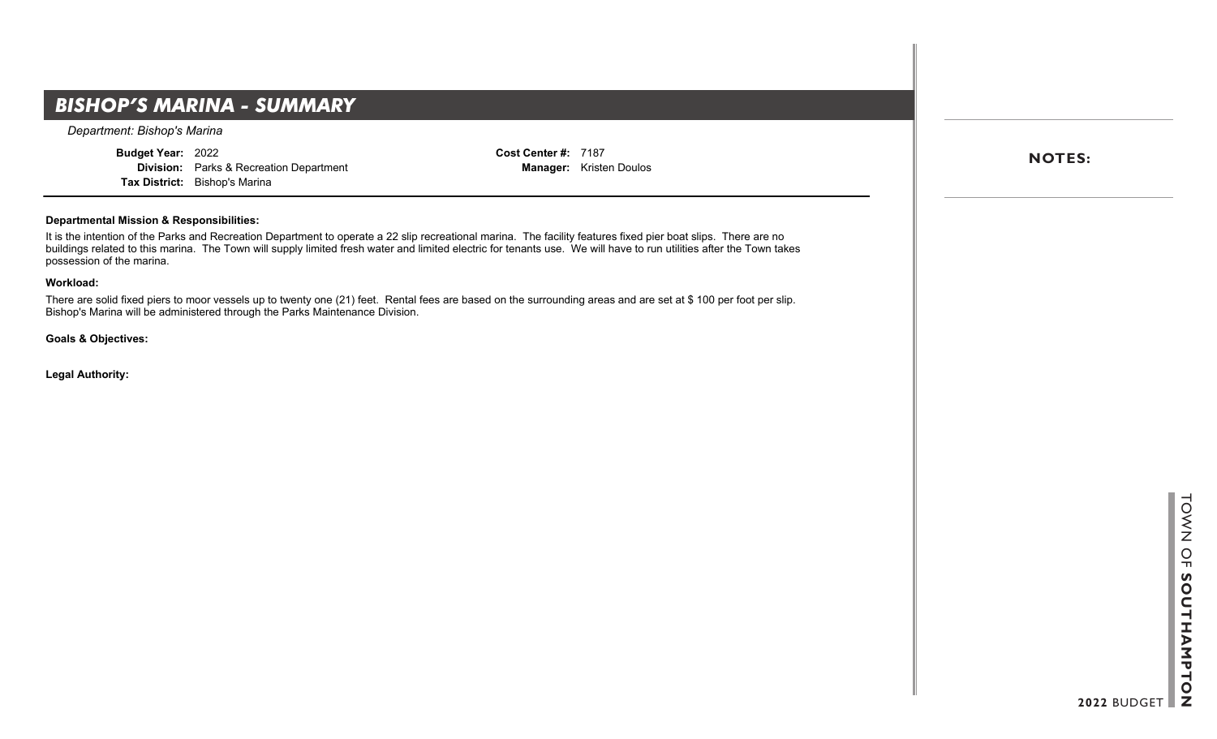# BISHOP'S MARINA - SUMMARY

*Department: Bishop's Marina*

**Budget Year:** 2022
**Division:** Parks & Recreation Department
**Tax District:** Bishop's Marina

**Cost Center #:** 7187
**Manager:** Kristen Doulos

**NOTES:**

**Departmental Mission & Responsibilities:**

It is the intention of the Parks and Recreation Department to operate a 22 slip recreational marina. The facility features fixed pier boat slips. There are no buildings related to this marina. The Town will supply limited fresh water and limited electric for tenants use. We will have to run utilities after the Town takes possession of the marina.

**Workload:**

There are solid fixed piers to moor vessels up to twenty one (21) feet. Rental fees are based on the surrounding areas and are set at $ 100 per foot per slip. Bishop's Marina will be administered through the Parks Maintenance Division.

**Goals & Objectives:**

**Legal Authority:**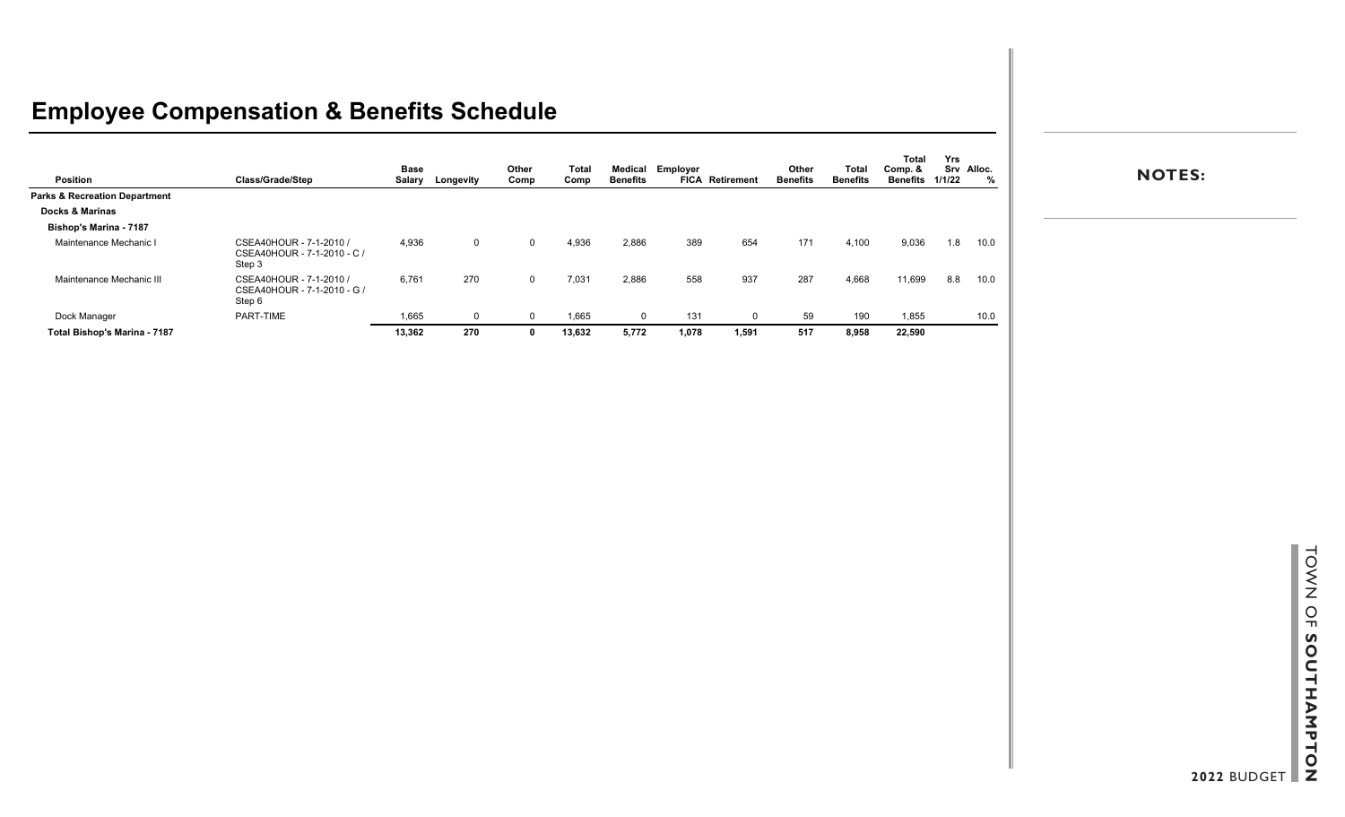# Employee Compensation & Benefits Schedule

| Position | Class/Grade/Step | Base Salary | Longevity | Other Comp | Total Comp | Medical Benefits | Employer FICA | Retirement | Other Benefits | Total Benefits | Total Comp. & Benefits | Yrs Srv 1/1/22 | Alloc. % |
|---|---|---|---|---|---|---|---|---|---|---|---|---|---|
| **Parks & Recreation Department** | | | | | | | | | | | | | |
| **Docks & Marinas** | | | | | | | | | | | | | |
| **Bishop's Marina - 7187** | | | | | | | | | | | | | |
| Maintenance Mechanic I | CSEA40HOUR - 7-1-2010 / CSEA40HOUR - 7-1-2010 - C / Step 3 | 4,936 | 0 | 0 | 4,936 | 2,886 | 389 | 654 | 171 | 4,100 | 9,036 | 1.8 | 10.0 |
| Maintenance Mechanic III | CSEA40HOUR - 7-1-2010 / CSEA40HOUR - 7-1-2010 - G / Step 6 | 6,761 | 270 | 0 | 7,031 | 2,886 | 558 | 937 | 287 | 4,668 | 11,699 | 8.8 | 10.0 |
| Dock Manager | PART-TIME | 1,665 | 0 | 0 | 1,665 | 0 | 131 | 0 | 59 | 190 | 1,855 | | 10.0 |
| **Total Bishop's Marina - 7187** | | **13,362** | **270** | **0** | **13,632** | **5,772** | **1,078** | **1,591** | **517** | **8,958** | **22,590** | | |

**NOTES:**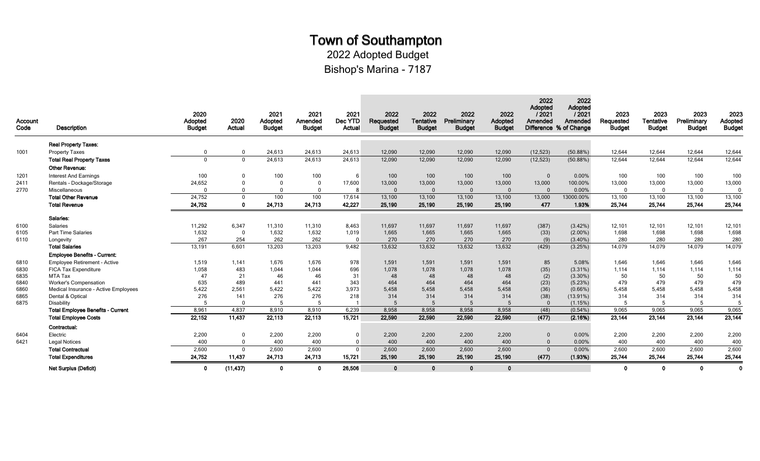# Town of Southampton

## 2022 Adopted Budget

## Bishop's Marina - 7187

| Account Code | Description | 2020 Adopted Budget | 2020 Actual | 2021 Adopted Budget | 2021 Amended Budget | 2021 Dec YTD Actual | 2022 Requested Budget | 2022 Tentative Budget | 2022 Preliminary Budget | 2022 Adopted Budget | 2022 Adopted / 2021 Amended Difference | 2022 Adopted / 2021 Amended % of Change | 2023 Requested Budget | 2023 Tentative Budget | 2023 Preliminary Budget | 2023 Adopted Budget |
|---|---|---|---|---|---|---|---|---|---|---|---|---|---|---|---|---|
| | **Real Property Taxes:** | | | | | | | | | | | | | | | |
| 1001 | Property Taxes | 0 | 0 | 24,613 | 24,613 | 24,613 | 12,090 | 12,090 | 12,090 | 12,090 | (12,523) | (50.88%) | 12,644 | 12,644 | 12,644 | 12,644 |
| | **Total Real Property Taxes** | 0 | 0 | 24,613 | 24,613 | 24,613 | 12,090 | 12,090 | 12,090 | 12,090 | (12,523) | (50.88%) | 12,644 | 12,644 | 12,644 | 12,644 |
| | **Other Revenue:** | | | | | | | | | | | | | | | |
| 1201 | Interest And Earnings | 100 | 0 | 100 | 100 | 6 | 100 | 100 | 100 | 100 | 0 | 0.00% | 100 | 100 | 100 | 100 |
| 2411 | Rentals - Dockage/Storage | 24,652 | 0 | 0 | 0 | 17,600 | 13,000 | 13,000 | 13,000 | 13,000 | 13,000 | 100.00% | 13,000 | 13,000 | 13,000 | 13,000 |
| 2770 | Miscellaneous | 0 | 0 | 0 | 0 | 8 | 0 | 0 | 0 | 0 | 0 | 0.00% | 0 | 0 | 0 | 0 |
| | **Total Other Revenue** | 24,752 | 0 | 100 | 100 | 17,614 | 13,100 | 13,100 | 13,100 | 13,100 | 13,000 | 13000.00% | 13,100 | 13,100 | 13,100 | 13,100 |
| | **Total Revenue** | **24,752** | **0** | **24,713** | **24,713** | **42,227** | **25,190** | **25,190** | **25,190** | **25,190** | **477** | **1.93%** | **25,744** | **25,744** | **25,744** | **25,744** |
| | **Salaries:** | | | | | | | | | | | | | | | |
| 6100 | Salaries | 11,292 | 6,347 | 11,310 | 11,310 | 8,463 | 11,697 | 11,697 | 11,697 | 11,697 | (387) | (3.42%) | 12,101 | 12,101 | 12,101 | 12,101 |
| 6105 | Part Time Salaries | 1,632 | 0 | 1,632 | 1,632 | 1,019 | 1,665 | 1,665 | 1,665 | 1,665 | (33) | (2.00%) | 1,698 | 1,698 | 1,698 | 1,698 |
| 6110 | Longevity | 267 | 254 | 262 | 262 | 0 | 270 | 270 | 270 | 270 | (9) | (3.40%) | 280 | 280 | 280 | 280 |
| | **Total Salaries** | 13,191 | 6,601 | 13,203 | 13,203 | 9,482 | 13,632 | 13,632 | 13,632 | 13,632 | (429) | (3.25%) | 14,079 | 14,079 | 14,079 | 14,079 |
| | **Employee Benefits - Current:** | | | | | | | | | | | | | | | |
| 6810 | Employee Retirement - Active | 1,519 | 1,141 | 1,676 | 1,676 | 978 | 1,591 | 1,591 | 1,591 | 1,591 | 85 | 5.08% | 1,646 | 1,646 | 1,646 | 1,646 |
| 6830 | FICA Tax Expenditure | 1,058 | 483 | 1,044 | 1,044 | 696 | 1,078 | 1,078 | 1,078 | 1,078 | (35) | (3.31%) | 1,114 | 1,114 | 1,114 | 1,114 |
| 6835 | MTA Tax | 47 | 21 | 46 | 46 | 31 | 48 | 48 | 48 | 48 | (2) | (3.30%) | 50 | 50 | 50 | 50 |
| 6840 | Worker's Compensation | 635 | 489 | 441 | 441 | 343 | 464 | 464 | 464 | 464 | (23) | (5.23%) | 479 | 479 | 479 | 479 |
| 6860 | Medical Insurance - Active Employees | 5,422 | 2,561 | 5,422 | 5,422 | 3,973 | 5,458 | 5,458 | 5,458 | 5,458 | (36) | (0.66%) | 5,458 | 5,458 | 5,458 | 5,458 |
| 6865 | Dental & Optical | 276 | 141 | 276 | 276 | 218 | 314 | 314 | 314 | 314 | (38) | (13.91%) | 314 | 314 | 314 | 314 |
| 6875 | Disability | 5 | 0 | 5 | 5 | 1 | 5 | 5 | 5 | 5 | 0 | (1.15%) | 5 | 5 | 5 | 5 |
| | **Total Employee Benefits - Current** | 8,961 | 4,837 | 8,910 | 8,910 | 6,239 | 8,958 | 8,958 | 8,958 | 8,958 | (48) | (0.54%) | 9,065 | 9,065 | 9,065 | 9,065 |
| | **Total Employee Costs** | **22,152** | **11,437** | **22,113** | **22,113** | **15,721** | **22,590** | **22,590** | **22,590** | **22,590** | **(477)** | **(2.16%)** | **23,144** | **23,144** | **23,144** | **23,144** |
| | **Contractual:** | | | | | | | | | | | | | | | |
| 6404 | Electric | 2,200 | 0 | 2,200 | 2,200 | 0 | 2,200 | 2,200 | 2,200 | 2,200 | 0 | 0.00% | 2,200 | 2,200 | 2,200 | 2,200 |
| 6421 | Legal Notices | 400 | 0 | 400 | 400 | 0 | 400 | 400 | 400 | 400 | 0 | 0.00% | 400 | 400 | 400 | 400 |
| | **Total Contractual** | 2,600 | 0 | 2,600 | 2,600 | 0 | 2,600 | 2,600 | 2,600 | 2,600 | 0 | 0.00% | 2,600 | 2,600 | 2,600 | 2,600 |
| | **Total Expenditures** | **24,752** | **11,437** | **24,713** | **24,713** | **15,721** | **25,190** | **25,190** | **25,190** | **25,190** | **(477)** | **(1.93%)** | **25,744** | **25,744** | **25,744** | **25,744** |
| | **Net Surplus (Deficit)** | **0** | **(11,437)** | **0** | **0** | **26,506** | **0** | **0** | **0** | **0** | | | **0** | **0** | **0** | **0** |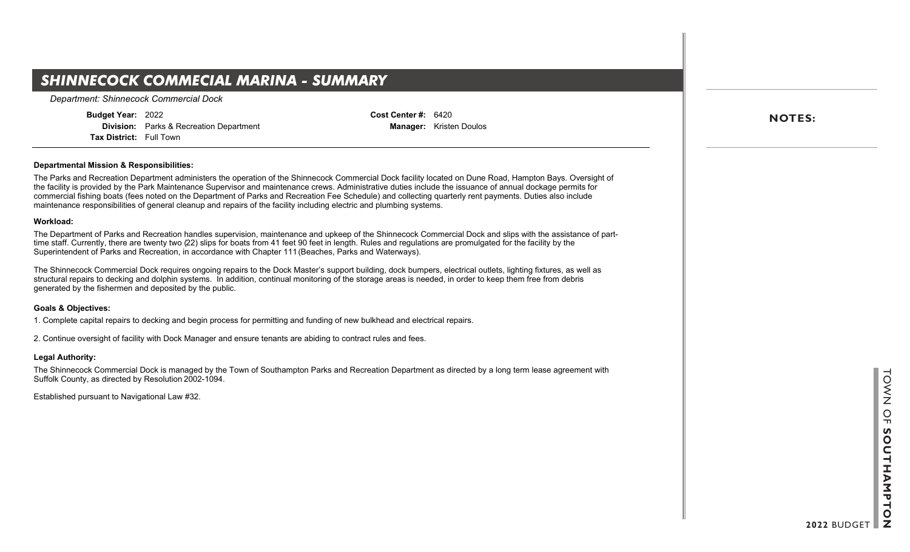# SHINNECOCK COMMERCIAL MARINA - SUMMARY

*Department: Shinnecock Commercial Dock*

**Budget Year:** 2022
**Division:** Parks & Recreation Department
**Tax District:** Full Town
**Cost Center #:** 6420
**Manager:** Kristen Doulos

**Departmental Mission & Responsibilities:**

The Parks and Recreation Department administers the operation of the Shinnecock Commercial Dock facility located on Dune Road, Hampton Bays. Oversight of the facility is provided by the Park Maintenance Supervisor and maintenance crews. Administrative duties include the issuance of annual dockage permits for commercial fishing boats (fees noted on the Department of Parks and Recreation Fee Schedule) and collecting quarterly rent payments. Duties also include maintenance responsibilities of general cleanup and repairs of the facility including electric and plumbing systems.

**Workload:**

The Department of Parks and Recreation handles supervision, maintenance and upkeep of the Shinnecock Commercial Dock and slips with the assistance of part-time staff. Currently, there are twenty two (22) slips for boats from 41 feet 90 feet in length. Rules and regulations are promulgated for the facility by the Superintendent of Parks and Recreation, in accordance with Chapter 111 (Beaches, Parks and Waterways).

The Shinnecock Commercial Dock requires ongoing repairs to the Dock Master's support building, dock bumpers, electrical outlets, lighting fixtures, as well as structural repairs to decking and dolphin systems. In addition, continual monitoring of the storage areas is needed, in order to keep them free from debris generated by the fishermen and deposited by the public.

**Goals & Objectives:**

1. Complete capital repairs to decking and begin process for permitting and funding of new bulkhead and electrical repairs.

2. Continue oversight of facility with Dock Manager and ensure tenants are abiding to contract rules and fees.

**Legal Authority:**

The Shinnecock Commercial Dock is managed by the Town of Southampton Parks and Recreation Department as directed by a long term lease agreement with Suffolk County, as directed by Resolution 2002-1094.

Established pursuant to Navigational Law #32.

**NOTES:**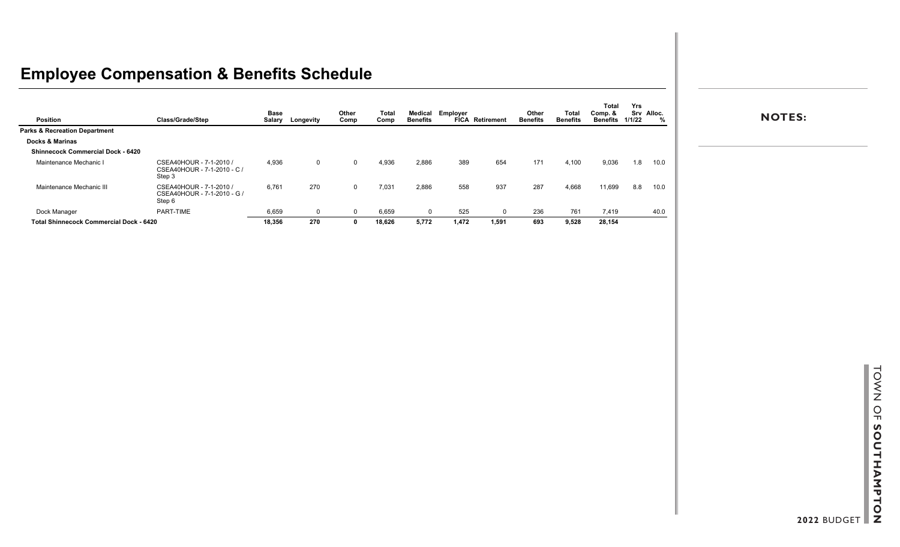# Employee Compensation & Benefits Schedule

| Position | Class/Grade/Step | Base Salary | Longevity | Other Comp | Total Comp | Medical Benefits | Employer FICA | Retirement | Other Benefits | Total Benefits | Total Comp. & Benefits | Yrs Srv 1/1/22 | Alloc. % |
|---|---|---|---|---|---|---|---|---|---|---|---|---|---|
| **Parks & Recreation Department** | | | | | | | | | | | | | |
| **Docks & Marinas** | | | | | | | | | | | | | |
| **Shinnecock Commercial Dock - 6420** | | | | | | | | | | | | | |
| Maintenance Mechanic I | CSEA40HOUR - 7-1-2010 / CSEA40HOUR - 7-1-2010 - C / Step 3 | 4,936 | 0 | 0 | 4,936 | 2,886 | 389 | 654 | 171 | 4,100 | 9,036 | 1.8 | 10.0 |
| Maintenance Mechanic III | CSEA40HOUR - 7-1-2010 / CSEA40HOUR - 7-1-2010 - G / Step 6 | 6,761 | 270 | 0 | 7,031 | 2,886 | 558 | 937 | 287 | 4,668 | 11,699 | 8.8 | 10.0 |
| Dock Manager | PART-TIME | 6,659 | 0 | 0 | 6,659 | 0 | 525 | 0 | 236 | 761 | 7,419 | | 40.0 |
| **Total Shinnecock Commercial Dock - 6420** | | **18,356** | **270** | **0** | **18,626** | **5,772** | **1,472** | **1,591** | **693** | **9,528** | **28,154** | | |

**NOTES:**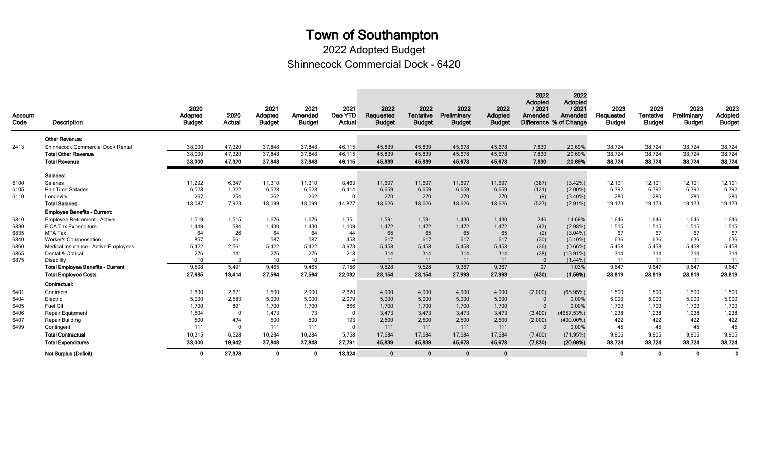# Town of Southampton

## 2022 Adopted Budget

## Shinnecock Commercial Dock - 6420

| Account Code | Description | 2020 Adopted Budget | 2020 Actual | 2021 Adopted Budget | 2021 Amended Budget | 2021 Dec YTD Actual | 2022 Requested Budget | 2022 Tentative Budget | 2022 Preliminary Budget | 2022 Adopted Budget | 2022 Adopted / 2021 Amended Difference | 2022 Adopted / 2021 Amended % of Change | 2023 Requested Budget | 2023 Tentative Budget | 2023 Preliminary Budget | 2023 Adopted Budget |
|---|---|---|---|---|---|---|---|---|---|---|---|---|---|---|---|---|
| | **Other Revenue:** | | | | | | | | | | | | | | | |
| 2413 | Shinnecock Commercial Dock Rental | 38,000 | 47,320 | 37,848 | 37,848 | 46,115 | 45,839 | 45,839 | 45,678 | 45,678 | 7,830 | 20.69% | 38,724 | 38,724 | 38,724 | 38,724 |
| | **Total Other Revenue** | 38,000 | 47,320 | 37,848 | 37,848 | 46,115 | 45,839 | 45,839 | 45,678 | 45,678 | 7,830 | 20.69% | 38,724 | 38,724 | 38,724 | 38,724 |
| | **Total Revenue** | **38,000** | **47,320** | **37,848** | **37,848** | **46,115** | **45,839** | **45,839** | **45,678** | **45,678** | **7,830** | **20.69%** | **38,724** | **38,724** | **38,724** | **38,724** |
| | **Salaries:** | | | | | | | | | | | | | | | |
| 6100 | Salaries | 11,292 | 6,347 | 11,310 | 11,310 | 8,463 | 11,697 | 11,697 | 11,697 | 11,697 | (387) | (3.42%) | 12,101 | 12,101 | 12,101 | 12,101 |
| 6105 | Part Time Salaries | 6,528 | 1,322 | 6,528 | 6,528 | 6,414 | 6,659 | 6,659 | 6,659 | 6,659 | (131) | (2.00%) | 6,792 | 6,792 | 6,792 | 6,792 |
| 6110 | Longevity | 267 | 254 | 262 | 262 | 0 | 270 | 270 | 270 | 270 | (9) | (3.40%) | 280 | 280 | 280 | 280 |
| | **Total Salaries** | 18,087 | 7,923 | 18,099 | 18,099 | 14,877 | 18,626 | 18,626 | 18,626 | 18,626 | (527) | (2.91%) | 19,173 | 19,173 | 19,173 | 19,173 |
| | **Employee Benefits - Current:** | | | | | | | | | | | | | | | |
| 6810 | Employee Retirement - Active | 1,519 | 1,515 | 1,676 | 1,676 | 1,351 | 1,591 | 1,591 | 1,430 | 1,430 | 246 | 14.69% | 1,646 | 1,646 | 1,646 | 1,646 |
| 6830 | FICA Tax Expenditure | 1,449 | 584 | 1,430 | 1,430 | 1,109 | 1,472 | 1,472 | 1,472 | 1,472 | (43) | (2.98%) | 1,515 | 1,515 | 1,515 | 1,515 |
| 6835 | MTA Tax | 64 | 26 | 64 | 64 | 44 | 65 | 65 | 65 | 65 | (2) | (3.04%) | 67 | 67 | 67 | 67 |
| 6840 | Worker's Compensation | 857 | 661 | 587 | 587 | 458 | 617 | 617 | 617 | 617 | (30) | (5.10%) | 636 | 636 | 636 | 636 |
| 6860 | Medical Insurance - Active Employees | 5,422 | 2,561 | 5,422 | 5,422 | 3,973 | 5,458 | 5,458 | 5,458 | 5,458 | (36) | (0.66%) | 5,458 | 5,458 | 5,458 | 5,458 |
| 6865 | Dental & Optical | 276 | 141 | 276 | 276 | 218 | 314 | 314 | 314 | 314 | (38) | (13.91%) | 314 | 314 | 314 | 314 |
| 6875 | Disability | 10 | 3 | 10 | 10 | 4 | 11 | 11 | 11 | 11 | 0 | (1.44%) | 11 | 11 | 11 | 11 |
| | **Total Employee Benefits - Current** | 9,598 | 5,491 | 9,465 | 9,465 | 7,156 | 9,528 | 9,528 | 9,367 | 9,367 | 97 | 1.03% | 9,647 | 9,647 | 9,647 | 9,647 |
| | **Total Employee Costs** | **27,685** | **13,414** | **27,564** | **27,564** | **22,032** | **28,154** | **28,154** | **27,993** | **27,993** | **(430)** | **(1.56%)** | **28,819** | **28,819** | **28,819** | **28,819** |
| | **Contractual:** | | | | | | | | | | | | | | | |
| 6401 | Contracts | 1,500 | 2,671 | 1,500 | 2,900 | 2,620 | 4,900 | 4,900 | 4,900 | 4,900 | (2,000) | (68.95%) | 1,500 | 1,500 | 1,500 | 1,500 |
| 6404 | Electric | 5,000 | 2,583 | 5,000 | 5,000 | 2,079 | 5,000 | 5,000 | 5,000 | 5,000 | 0 | 0.00% | 5,000 | 5,000 | 5,000 | 5,000 |
| 6405 | Fuel Oil | 1,700 | 801 | 1,700 | 1,700 | 866 | 1,700 | 1,700 | 1,700 | 1,700 | 0 | 0.00% | 1,700 | 1,700 | 1,700 | 1,700 |
| 6406 | Repair Equipment | 1,504 | 0 | 1,473 | 73 | 0 | 3,473 | 3,473 | 3,473 | 3,473 | (3,400) | (4657.53%) | 1,238 | 1,238 | 1,238 | 1,238 |
| 6407 | Repair Building | 500 | 474 | 500 | 500 | 193 | 2,500 | 2,500 | 2,500 | 2,500 | (2,000) | (400.00%) | 422 | 422 | 422 | 422 |
| 6499 | Contingent | 111 | 0 | 111 | 111 | 0 | 111 | 111 | 111 | 111 | 0 | 0.00% | 45 | 45 | 45 | 45 |
| | **Total Contractual** | **10,315** | **6,528** | **10,284** | **10,284** | **5,758** | **17,684** | **17,684** | **17,684** | **17,684** | **(7,400)** | **(71.95%)** | **9,905** | **9,905** | **9,905** | **9,905** |
| | **Total Expenditures** | **38,000** | **19,942** | **37,848** | **37,848** | **27,791** | **45,839** | **45,839** | **45,678** | **45,678** | **(7,830)** | **(20.69%)** | **38,724** | **38,724** | **38,724** | **38,724** |
| | **Net Surplus (Deficit)** | **0** | **27,378** | **0** | **0** | **18,324** | **0** | **0** | **0** | **0** | | | **0** | **0** | **0** | **0** |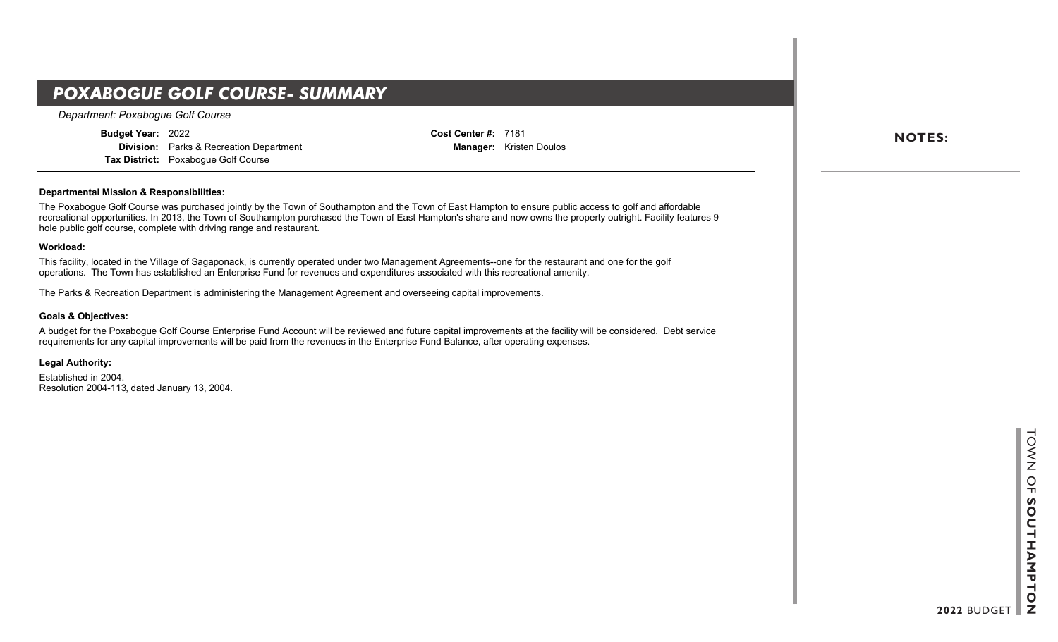# POXABOGUE GOLF COURSE- SUMMARY

*Department: Poxabogue Golf Course*

**Budget Year:** 2022
**Division:** Parks & Recreation Department
**Tax District:** Poxabogue Golf Course
**Cost Center #:** 7181
**Manager:** Kristen Doulos

**Departmental Mission & Responsibilities:**

The Poxabogue Golf Course was purchased jointly by the Town of Southampton and the Town of East Hampton to ensure public access to golf and affordable recreational opportunities. In 2013, the Town of Southampton purchased the Town of East Hampton's share and now owns the property outright. Facility features 9 hole public golf course, complete with driving range and restaurant.

**Workload:**

This facility, located in the Village of Sagaponack, is currently operated under two Management Agreements--one for the restaurant and one for the golf operations. The Town has established an Enterprise Fund for revenues and expenditures associated with this recreational amenity.

The Parks & Recreation Department is administering the Management Agreement and overseeing capital improvements.

**Goals & Objectives:**

A budget for the Poxabogue Golf Course Enterprise Fund Account will be reviewed and future capital improvements at the facility will be considered. Debt service requirements for any capital improvements will be paid from the revenues in the Enterprise Fund Balance, after operating expenses.

**Legal Authority:**

Established in 2004.
Resolution 2004-113, dated January 13, 2004.

**NOTES:**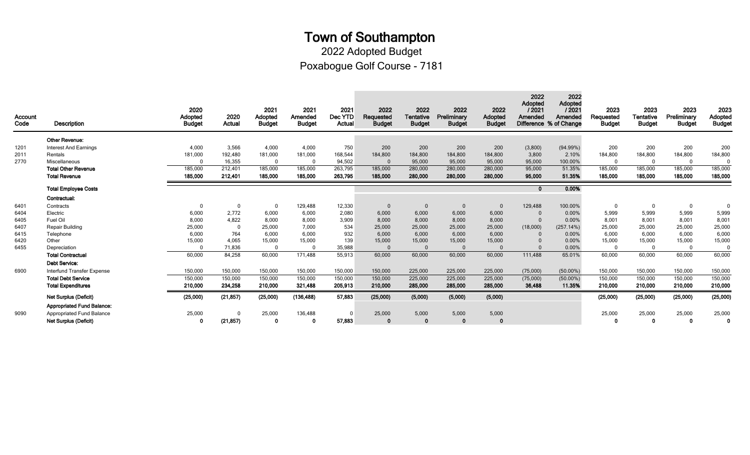# Town of Southampton

## 2022 Adopted Budget

## Poxabogue Golf Course - 7181

| Account Code | Description | 2020 Adopted Budget | 2020 Actual | 2021 Adopted Budget | 2021 Amended Budget | 2021 Dec YTD Actual | 2022 Requested Budget | 2022 Tentative Budget | 2022 Preliminary Budget | 2022 Adopted Budget | 2022 Adopted / 2021 Amended Difference | 2022 Adopted / 2021 Amended % of Change | 2023 Requested Budget | 2023 Tentative Budget | 2023 Preliminary Budget | 2023 Adopted Budget |
|---|---|---|---|---|---|---|---|---|---|---|---|---|---|---|---|---|
| | **Other Revenue:** | | | | | | | | | | | | | | | |
| 1201 | Interest And Earnings | 4,000 | 3,566 | 4,000 | 4,000 | 750 | 200 | 200 | 200 | 200 | (3,800) | (94.99%) | 200 | 200 | 200 | 200 |
| 2011 | Rentals | 181,000 | 192,480 | 181,000 | 181,000 | 168,544 | 184,800 | 184,800 | 184,800 | 184,800 | 3,800 | 2.10% | 184,800 | 184,800 | 184,800 | 184,800 |
| 2770 | Miscellaneous | 0 | 16,355 | 0 | 0 | 94,502 | 0 | 95,000 | 95,000 | 95,000 | 95,000 | 100.00% | 0 | 0 | 0 | 0 |
| | **Total Other Revenue** | 185,000 | 212,401 | 185,000 | 185,000 | 263,795 | 185,000 | 280,000 | 280,000 | 280,000 | 95,000 | 51.35% | 185,000 | 185,000 | 185,000 | 185,000 |
| | **Total Revenue** | **185,000** | **212,401** | **185,000** | **185,000** | **263,795** | **185,000** | **280,000** | **280,000** | **280,000** | **95,000** | **51.35%** | **185,000** | **185,000** | **185,000** | **185,000** |
| | **Total Employee Costs** | | | | | | | | | | **0** | **0.00%** | | | | |
| | **Contractual:** | | | | | | | | | | | | | | | |
| 6401 | Contracts | 0 | 0 | 0 | 129,488 | 12,330 | 0 | 0 | 0 | 0 | 129,488 | 100.00% | 0 | 0 | 0 | 0 |
| 6404 | Electric | 6,000 | 2,772 | 6,000 | 6,000 | 2,080 | 6,000 | 6,000 | 6,000 | 6,000 | 0 | 0.00% | 5,999 | 5,999 | 5,999 | 5,999 |
| 6405 | Fuel Oil | 8,000 | 4,822 | 8,000 | 8,000 | 3,909 | 8,000 | 8,000 | 8,000 | 8,000 | 0 | 0.00% | 8,001 | 8,001 | 8,001 | 8,001 |
| 6407 | Repair Building | 25,000 | 0 | 25,000 | 7,000 | 534 | 25,000 | 25,000 | 25,000 | 25,000 | (18,000) | (257.14%) | 25,000 | 25,000 | 25,000 | 25,000 |
| 6415 | Telephone | 6,000 | 764 | 6,000 | 6,000 | 932 | 6,000 | 6,000 | 6,000 | 6,000 | 0 | 0.00% | 6,000 | 6,000 | 6,000 | 6,000 |
| 6420 | Other | 15,000 | 4,065 | 15,000 | 15,000 | 139 | 15,000 | 15,000 | 15,000 | 15,000 | 0 | 0.00% | 15,000 | 15,000 | 15,000 | 15,000 |
| 6455 | Depreciation | 0 | 71,836 | 0 | 0 | 35,988 | 0 | 0 | 0 | 0 | 0 | 0.00% | 0 | 0 | 0 | 0 |
| | **Total Contractual** | 60,000 | 84,258 | 60,000 | 171,488 | 55,913 | 60,000 | 60,000 | 60,000 | 60,000 | 111,488 | 65.01% | 60,000 | 60,000 | 60,000 | 60,000 |
| | **Debt Service:** | | | | | | | | | | | | | | | |
| 6900 | Interfund Transfer Expense | 150,000 | 150,000 | 150,000 | 150,000 | 150,000 | 150,000 | 225,000 | 225,000 | 225,000 | (75,000) | (50.00%) | 150,000 | 150,000 | 150,000 | 150,000 |
| | **Total Debt Service** | 150,000 | 150,000 | 150,000 | 150,000 | 150,000 | 150,000 | 225,000 | 225,000 | 225,000 | (75,000) | (50.00%) | 150,000 | 150,000 | 150,000 | 150,000 |
| | **Total Expenditures** | **210,000** | **234,258** | **210,000** | **321,488** | **205,913** | **210,000** | **285,000** | **285,000** | **285,000** | **36,488** | **11.35%** | **210,000** | **210,000** | **210,000** | **210,000** |
| | **Net Surplus (Deficit)** | **(25,000)** | **(21,857)** | **(25,000)** | **(136,488)** | **57,883** | **(25,000)** | **(5,000)** | **(5,000)** | **(5,000)** | | | **(25,000)** | **(25,000)** | **(25,000)** | **(25,000)** |
| | **Appropriated Fund Balance:** | | | | | | | | | | | | | | | |
| 9090 | Appropriated Fund Balance | 25,000 | 0 | 25,000 | 136,488 | 0 | 25,000 | 5,000 | 5,000 | 5,000 | | | 25,000 | 25,000 | 25,000 | 25,000 |
| | **Net Surplus (Deficit)** | **0** | **(21,857)** | **0** | **0** | **57,883** | **0** | **0** | **0** | **0** | | | **0** | **0** | **0** | **0** |